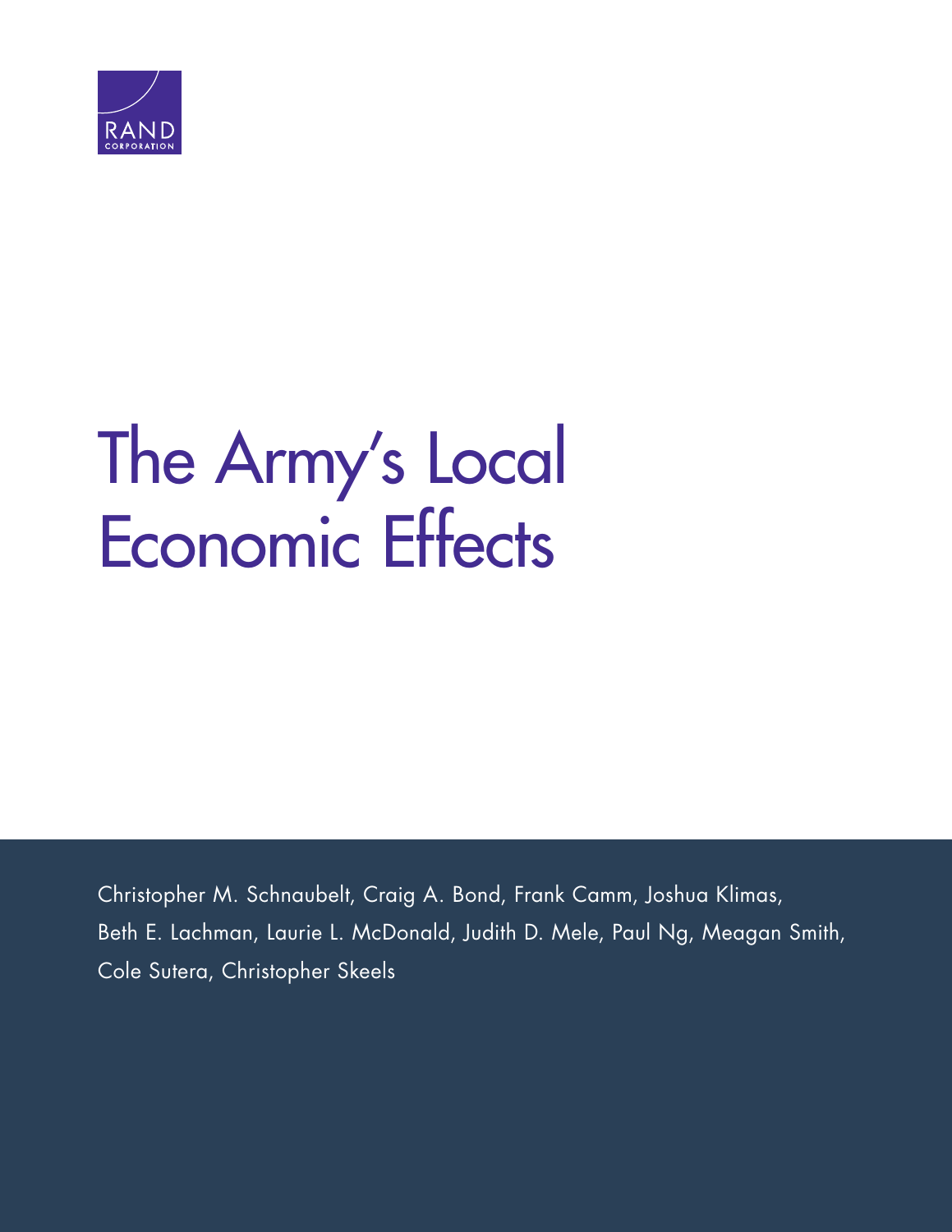RAND CORPORATION

# The Army's Local Economic Effects

Christopher M. Schnaubelt, Craig A. Bond, Frank Camm, Joshua Klimas, Beth E. Lachman, Laurie L. McDonald, Judith D. Mele, Paul Ng, Meagan Smith, Cole Sutera, Christopher Skeels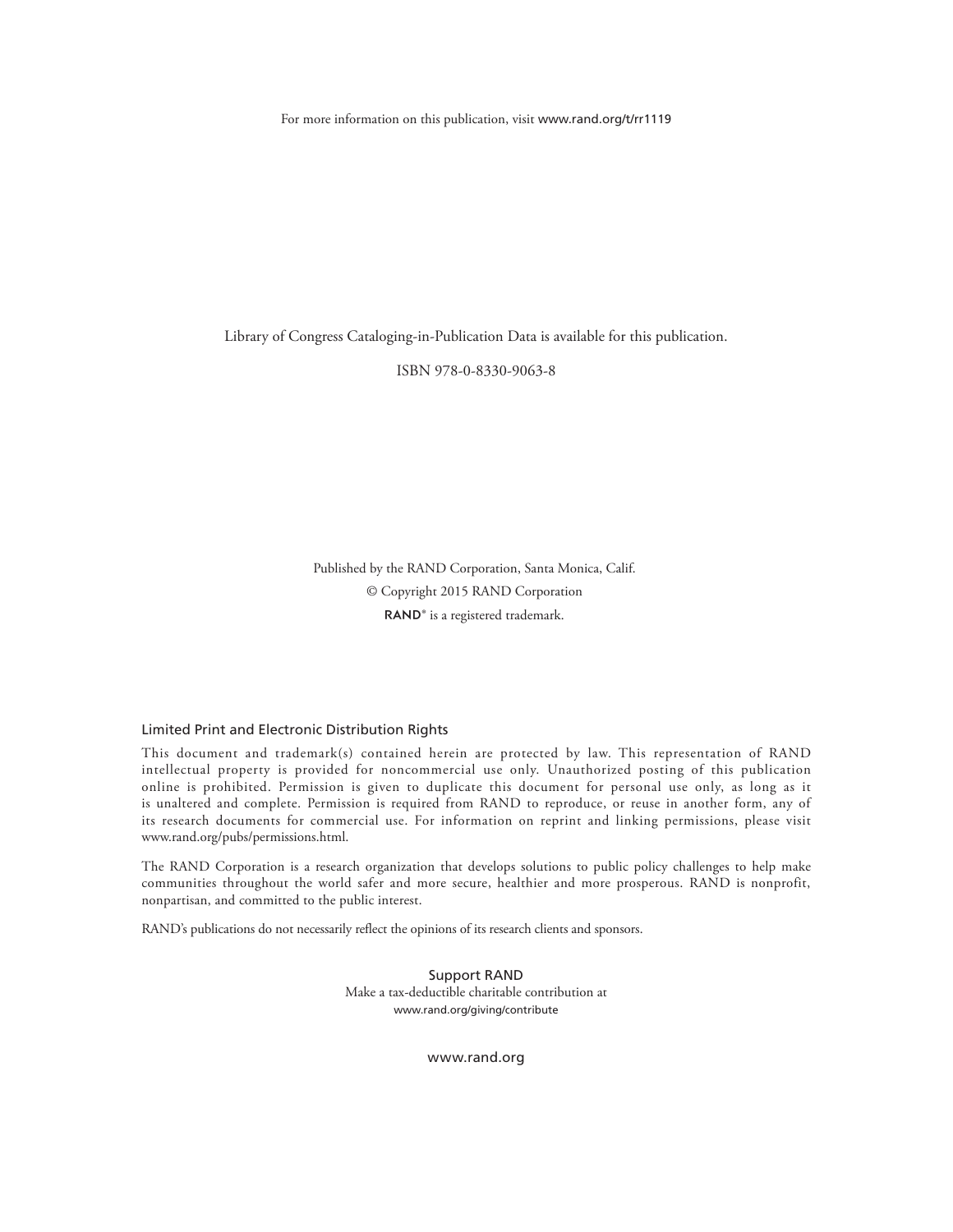For more information on this publication, visit www.rand.org/t/rr1119

Library of Congress Cataloging-in-Publication Data is available for this publication.

ISBN 978-0-8330-9063-8

Published by the RAND Corporation, Santa Monica, Calif.

© Copyright 2015 RAND Corporation

**RAND**® is a registered trademark.

### Limited Print and Electronic Distribution Rights

This document and trademark(s) contained herein are protected by law. This representation of RAND intellectual property is provided for noncommercial use only. Unauthorized posting of this publication online is prohibited. Permission is given to duplicate this document for personal use only, as long as it is unaltered and complete. Permission is required from RAND to reproduce, or reuse in another form, any of its research documents for commercial use. For information on reprint and linking permissions, please visit www.rand.org/pubs/permissions.html.

The RAND Corporation is a research organization that develops solutions to public policy challenges to help make communities throughout the world safer and more secure, healthier and more prosperous. RAND is nonprofit, nonpartisan, and committed to the public interest.

RAND's publications do not necessarily reflect the opinions of its research clients and sponsors.

Support RAND
Make a tax-deductible charitable contribution at
www.rand.org/giving/contribute

www.rand.org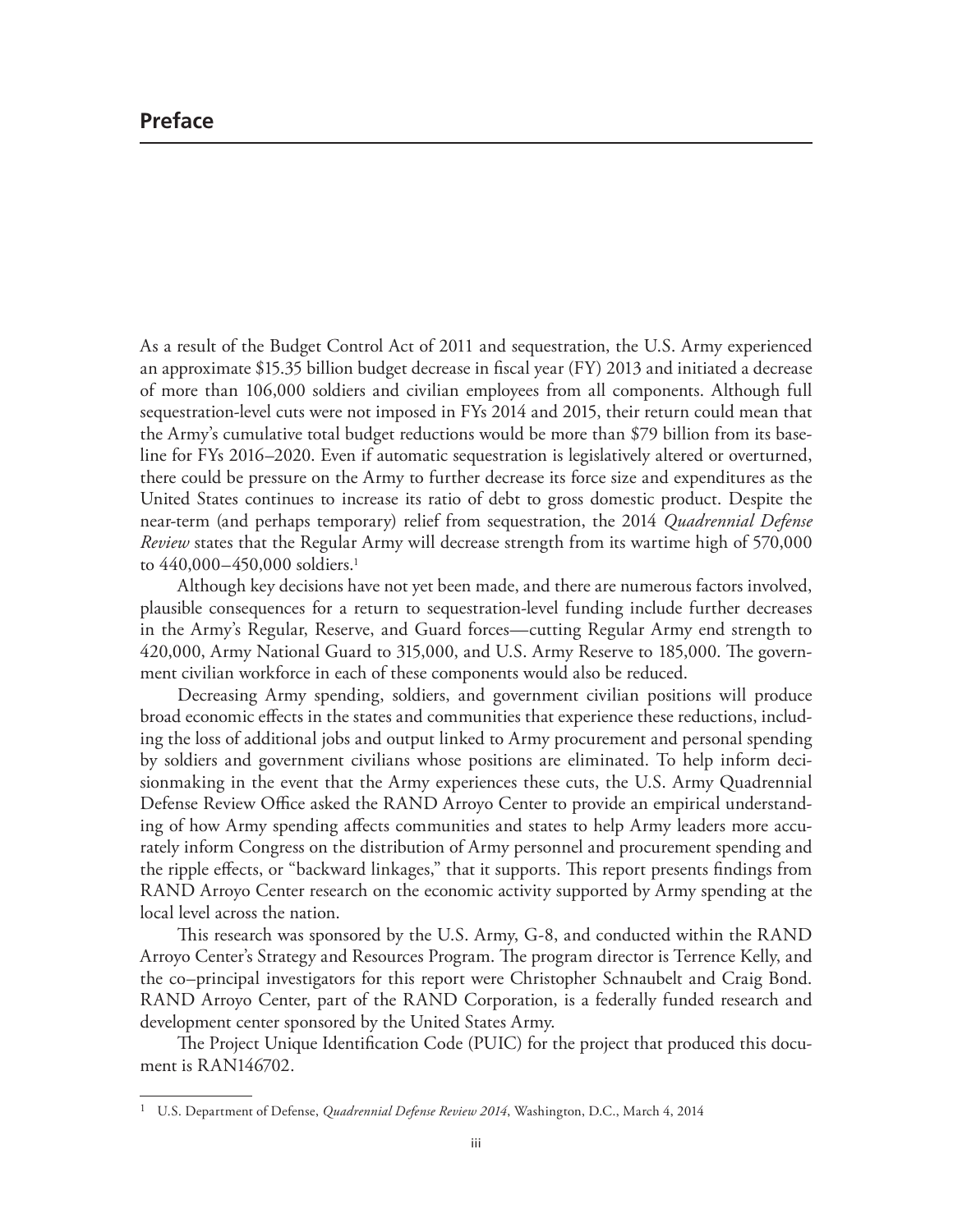## Preface

As a result of the Budget Control Act of 2011 and sequestration, the U.S. Army experienced an approximate $15.35 billion budget decrease in fiscal year (FY) 2013 and initiated a decrease of more than 106,000 soldiers and civilian employees from all components. Although full sequestration-level cuts were not imposed in FYs 2014 and 2015, their return could mean that the Army's cumulative total budget reductions would be more than $79 billion from its baseline for FYs 2016–2020. Even if automatic sequestration is legislatively altered or overturned, there could be pressure on the Army to further decrease its force size and expenditures as the United States continues to increase its ratio of debt to gross domestic product. Despite the near-term (and perhaps temporary) relief from sequestration, the 2014 *Quadrennial Defense Review* states that the Regular Army will decrease strength from its wartime high of 570,000 to 440,000–450,000 soldiers.[1]

Although key decisions have not yet been made, and there are numerous factors involved, plausible consequences for a return to sequestration-level funding include further decreases in the Army's Regular, Reserve, and Guard forces—cutting Regular Army end strength to 420,000, Army National Guard to 315,000, and U.S. Army Reserve to 185,000. The government civilian workforce in each of these components would also be reduced.

Decreasing Army spending, soldiers, and government civilian positions will produce broad economic effects in the states and communities that experience these reductions, including the loss of additional jobs and output linked to Army procurement and personal spending by soldiers and government civilians whose positions are eliminated. To help inform decisionmaking in the event that the Army experiences these cuts, the U.S. Army Quadrennial Defense Review Office asked the RAND Arroyo Center to provide an empirical understanding of how Army spending affects communities and states to help Army leaders more accurately inform Congress on the distribution of Army personnel and procurement spending and the ripple effects, or "backward linkages," that it supports. This report presents findings from RAND Arroyo Center research on the economic activity supported by Army spending at the local level across the nation.

This research was sponsored by the U.S. Army, G-8, and conducted within the RAND Arroyo Center's Strategy and Resources Program. The program director is Terrence Kelly, and the co–principal investigators for this report were Christopher Schnaubelt and Craig Bond. RAND Arroyo Center, part of the RAND Corporation, is a federally funded research and development center sponsored by the United States Army.

The Project Unique Identification Code (PUIC) for the project that produced this document is RAN146702.

---

[1] U.S. Department of Defense, *Quadrennial Defense Review 2014*, Washington, D.C., March 4, 2014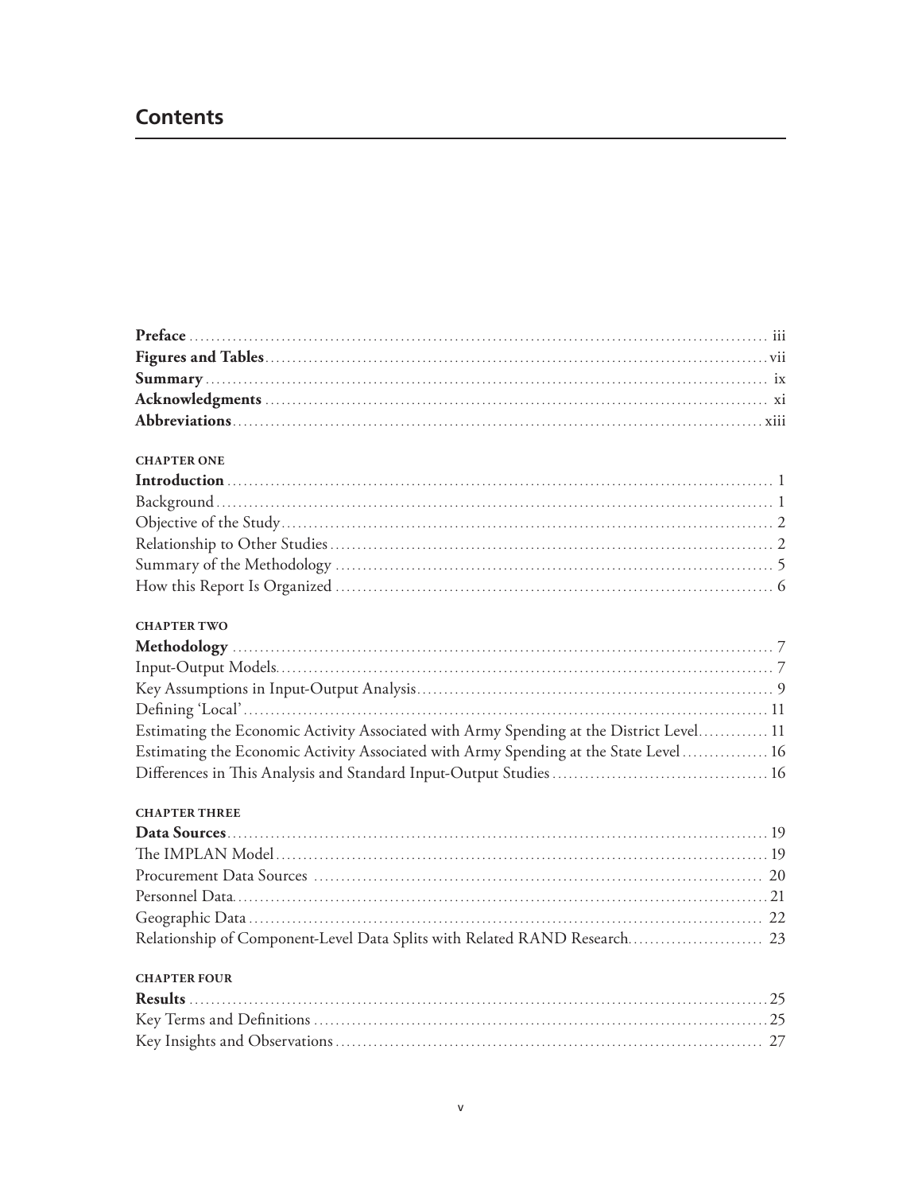# Contents

**Preface** ..... iii
**Figures and Tables** ..... vii
**Summary** ..... ix
**Acknowledgments** ..... xi
**Abbreviations** ..... xiii

**CHAPTER ONE**
**Introduction** ..... 1
Background ..... 1
Objective of the Study ..... 2
Relationship to Other Studies ..... 2
Summary of the Methodology ..... 5
How this Report Is Organized ..... 6

**CHAPTER TWO**
**Methodology** ..... 7
Input-Output Models ..... 7
Key Assumptions in Input-Output Analysis ..... 9
Defining 'Local' ..... 11
Estimating the Economic Activity Associated with Army Spending at the District Level ..... 11
Estimating the Economic Activity Associated with Army Spending at the State Level ..... 16
Differences in This Analysis and Standard Input-Output Studies ..... 16

**CHAPTER THREE**
**Data Sources** ..... 19
The IMPLAN Model ..... 19
Procurement Data Sources ..... 20
Personnel Data ..... 21
Geographic Data ..... 22
Relationship of Component-Level Data Splits with Related RAND Research ..... 23

**CHAPTER FOUR**
**Results** ..... 25
Key Terms and Definitions ..... 25
Key Insights and Observations ..... 27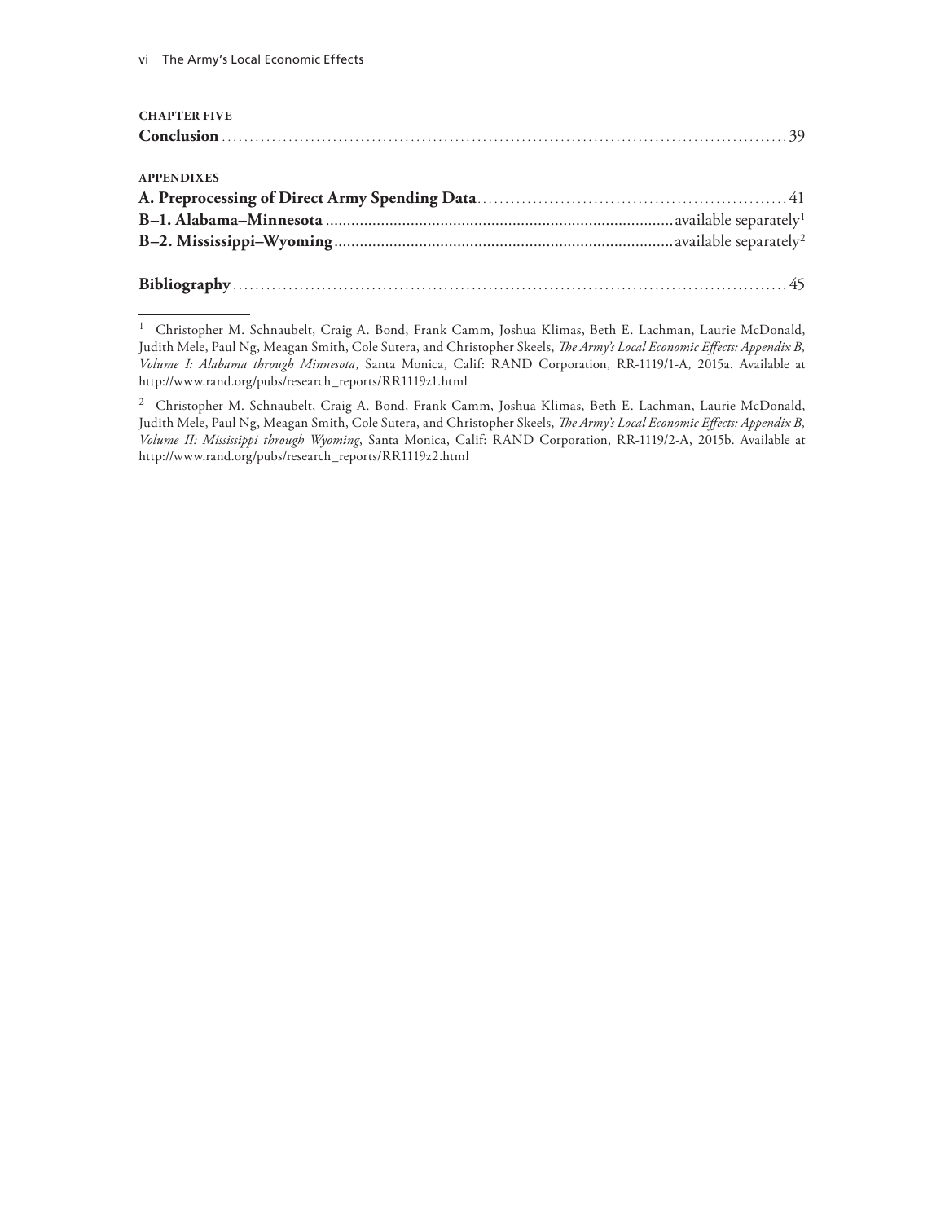**CHAPTER FIVE**

**Conclusion** .......... 39

**APPENDIXES**

**A. Preprocessing of Direct Army Spending Data** .......... 41

**B–1. Alabama–Minnesota** .......... available separately[1]

**B–2. Mississippi–Wyoming** .......... available separately[2]

**Bibliography** .......... 45

---

[1] Christopher M. Schnaubelt, Craig A. Bond, Frank Camm, Joshua Klimas, Beth E. Lachman, Laurie McDonald, Judith Mele, Paul Ng, Meagan Smith, Cole Sutera, and Christopher Skeels, *The Army's Local Economic Effects: Appendix B, Volume I: Alabama through Minnesota*, Santa Monica, Calif: RAND Corporation, RR-1119/1-A, 2015a. Available at http://www.rand.org/pubs/research_reports/RR1119z1.html

[2] Christopher M. Schnaubelt, Craig A. Bond, Frank Camm, Joshua Klimas, Beth E. Lachman, Laurie McDonald, Judith Mele, Paul Ng, Meagan Smith, Cole Sutera, and Christopher Skeels, *The Army's Local Economic Effects: Appendix B, Volume II: Mississippi through Wyoming*, Santa Monica, Calif: RAND Corporation, RR-1119/2-A, 2015b. Available at http://www.rand.org/pubs/research_reports/RR1119z2.html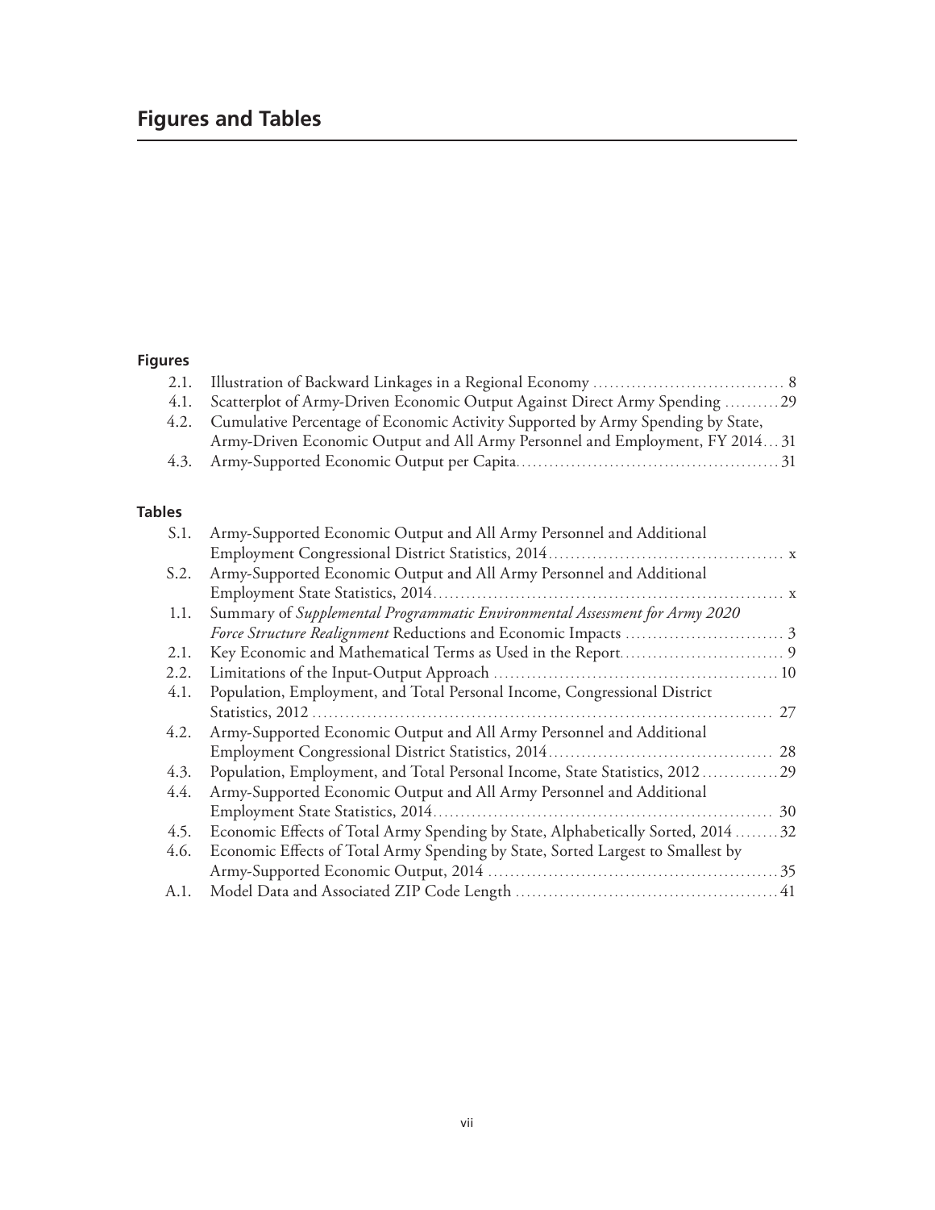# Figures and Tables

### Figures

- 2.1. Illustration of Backward Linkages in a Regional Economy .................................. 8
- 4.1. Scatterplot of Army-Driven Economic Output Against Direct Army Spending ..........29
- 4.2. Cumulative Percentage of Economic Activity Supported by Army Spending by State, Army-Driven Economic Output and All Army Personnel and Employment, FY 2014...31
- 4.3. Army-Supported Economic Output per Capita...............................................31

### Tables

- S.1. Army-Supported Economic Output and All Army Personnel and Additional Employment Congressional District Statistics, 2014......................................... x
- S.2. Army-Supported Economic Output and All Army Personnel and Additional Employment State Statistics, 2014................................................................ x
- 1.1. Summary of *Supplemental Programmatic Environmental Assessment for Army 2020 Force Structure Realignment* Reductions and Economic Impacts ............................ 3
- 2.1. Key Economic and Mathematical Terms as Used in the Report............................ 9
- 2.2. Limitations of the Input-Output Approach ...................................................10
- 4.1. Population, Employment, and Total Personal Income, Congressional District Statistics, 2012 ..................................................................................... 27
- 4.2. Army-Supported Economic Output and All Army Personnel and Additional Employment Congressional District Statistics, 2014......................................... 28
- 4.3. Population, Employment, and Total Personal Income, State Statistics, 2012..............29
- 4.4. Army-Supported Economic Output and All Army Personnel and Additional Employment State Statistics, 2014............................................................. 30
- 4.5. Economic Effects of Total Army Spending by State, Alphabetically Sorted, 2014 ........32
- 4.6. Economic Effects of Total Army Spending by State, Sorted Largest to Smallest by Army-Supported Economic Output, 2014 ....................................................35
- A.1. Model Data and Associated ZIP Code Length ...............................................41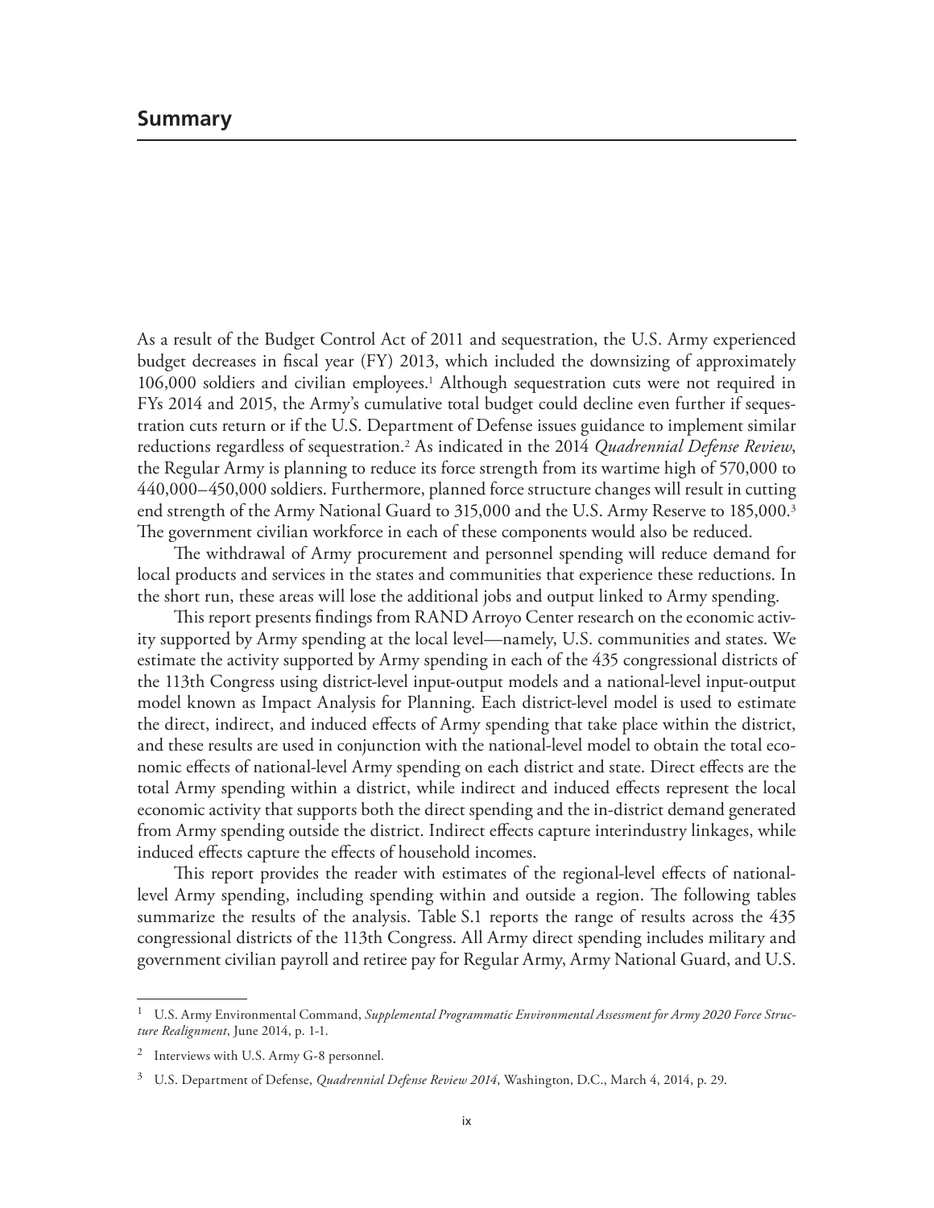## Summary

As a result of the Budget Control Act of 2011 and sequestration, the U.S. Army experienced budget decreases in fiscal year (FY) 2013, which included the downsizing of approximately 106,000 soldiers and civilian employees.[1] Although sequestration cuts were not required in FYs 2014 and 2015, the Army's cumulative total budget could decline even further if sequestration cuts return or if the U.S. Department of Defense issues guidance to implement similar reductions regardless of sequestration.[2] As indicated in the 2014 *Quadrennial Defense Review*, the Regular Army is planning to reduce its force strength from its wartime high of 570,000 to 440,000–450,000 soldiers. Furthermore, planned force structure changes will result in cutting end strength of the Army National Guard to 315,000 and the U.S. Army Reserve to 185,000.[3] The government civilian workforce in each of these components would also be reduced.

The withdrawal of Army procurement and personnel spending will reduce demand for local products and services in the states and communities that experience these reductions. In the short run, these areas will lose the additional jobs and output linked to Army spending.

This report presents findings from RAND Arroyo Center research on the economic activity supported by Army spending at the local level—namely, U.S. communities and states. We estimate the activity supported by Army spending in each of the 435 congressional districts of the 113th Congress using district-level input-output models and a national-level input-output model known as Impact Analysis for Planning. Each district-level model is used to estimate the direct, indirect, and induced effects of Army spending that take place within the district, and these results are used in conjunction with the national-level model to obtain the total economic effects of national-level Army spending on each district and state. Direct effects are the total Army spending within a district, while indirect and induced effects represent the local economic activity that supports both the direct spending and the in-district demand generated from Army spending outside the district. Indirect effects capture interindustry linkages, while induced effects capture the effects of household incomes.

This report provides the reader with estimates of the regional-level effects of national-level Army spending, including spending within and outside a region. The following tables summarize the results of the analysis. Table S.1 reports the range of results across the 435 congressional districts of the 113th Congress. All Army direct spending includes military and government civilian payroll and retiree pay for Regular Army, Army National Guard, and U.S.

---

[1] U.S. Army Environmental Command, *Supplemental Programmatic Environmental Assessment for Army 2020 Force Structure Realignment*, June 2014, p. 1-1.

[2] Interviews with U.S. Army G-8 personnel.

[3] U.S. Department of Defense, *Quadrennial Defense Review 2014*, Washington, D.C., March 4, 2014, p. 29.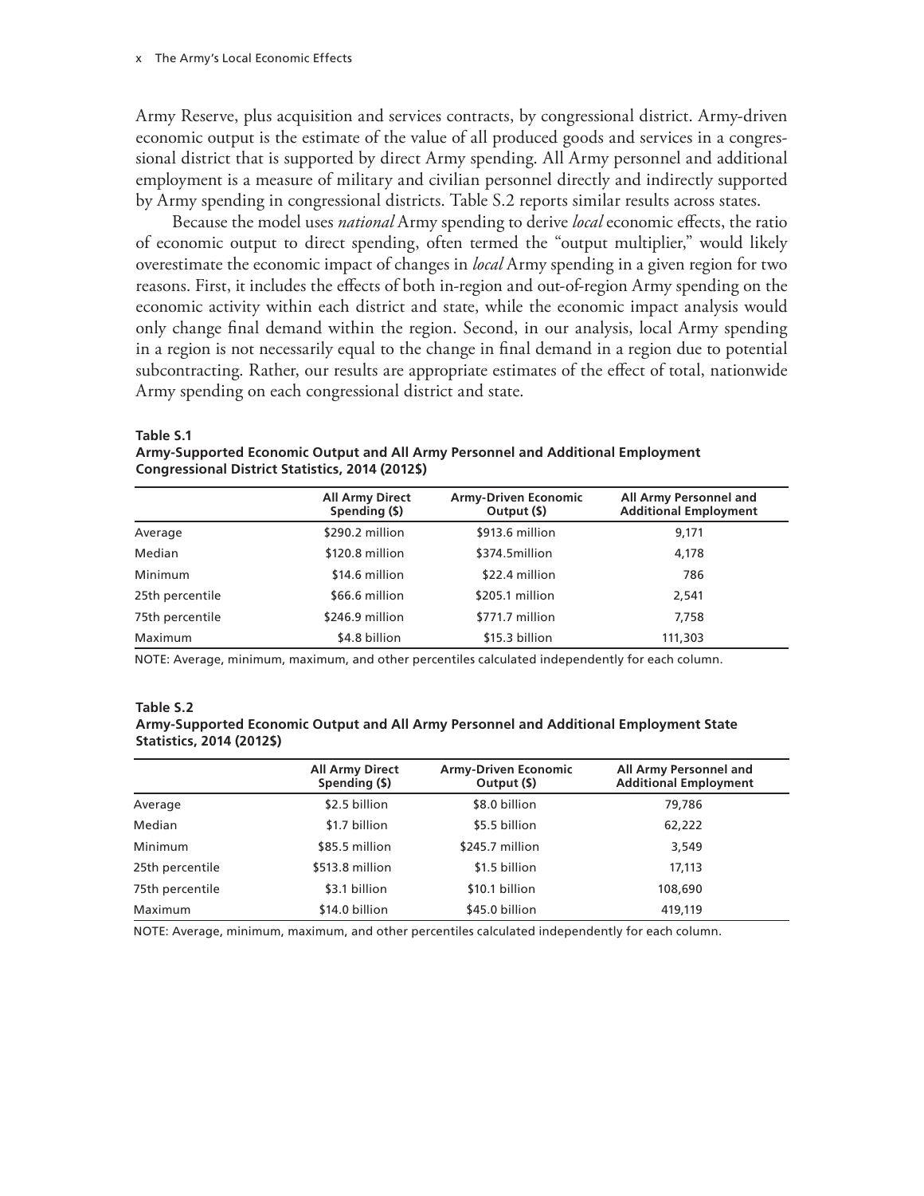Army Reserve, plus acquisition and services contracts, by congressional district. Army-driven economic output is the estimate of the value of all produced goods and services in a congressional district that is supported by direct Army spending. All Army personnel and additional employment is a measure of military and civilian personnel directly and indirectly supported by Army spending in congressional districts. Table S.2 reports similar results across states.

Because the model uses *national* Army spending to derive *local* economic effects, the ratio of economic output to direct spending, often termed the "output multiplier," would likely overestimate the economic impact of changes in *local* Army spending in a given region for two reasons. First, it includes the effects of both in-region and out-of-region Army spending on the economic activity within each district and state, while the economic impact analysis would only change final demand within the region. Second, in our analysis, local Army spending in a region is not necessarily equal to the change in final demand in a region due to potential subcontracting. Rather, our results are appropriate estimates of the effect of total, nationwide Army spending on each congressional district and state.

**Table S.1**
**Army-Supported Economic Output and All Army Personnel and Additional Employment Congressional District Statistics, 2014 (2012$)**

| | All Army Direct Spending ($) | Army-Driven Economic Output ($) | All Army Personnel and Additional Employment |
|---|---|---|---|
| Average | $290.2 million | $913.6 million | 9,171 |
| Median | $120.8 million | $374.5million | 4,178 |
| Minimum | $14.6 million | $22.4 million | 786 |
| 25th percentile | $66.6 million | $205.1 million | 2,541 |
| 75th percentile | $246.9 million | $771.7 million | 7,758 |
| Maximum | $4.8 billion | $15.3 billion | 111,303 |

NOTE: Average, minimum, maximum, and other percentiles calculated independently for each column.

**Table S.2**
**Army-Supported Economic Output and All Army Personnel and Additional Employment State Statistics, 2014 (2012$)**

| | All Army Direct Spending ($) | Army-Driven Economic Output ($) | All Army Personnel and Additional Employment |
|---|---|---|---|
| Average | $2.5 billion | $8.0 billion | 79,786 |
| Median | $1.7 billion | $5.5 billion | 62,222 |
| Minimum | $85.5 million | $245.7 million | 3,549 |
| 25th percentile | $513.8 million | $1.5 billion | 17,113 |
| 75th percentile | $3.1 billion | $10.1 billion | 108,690 |
| Maximum | $14.0 billion | $45.0 billion | 419,119 |

NOTE: Average, minimum, maximum, and other percentiles calculated independently for each column.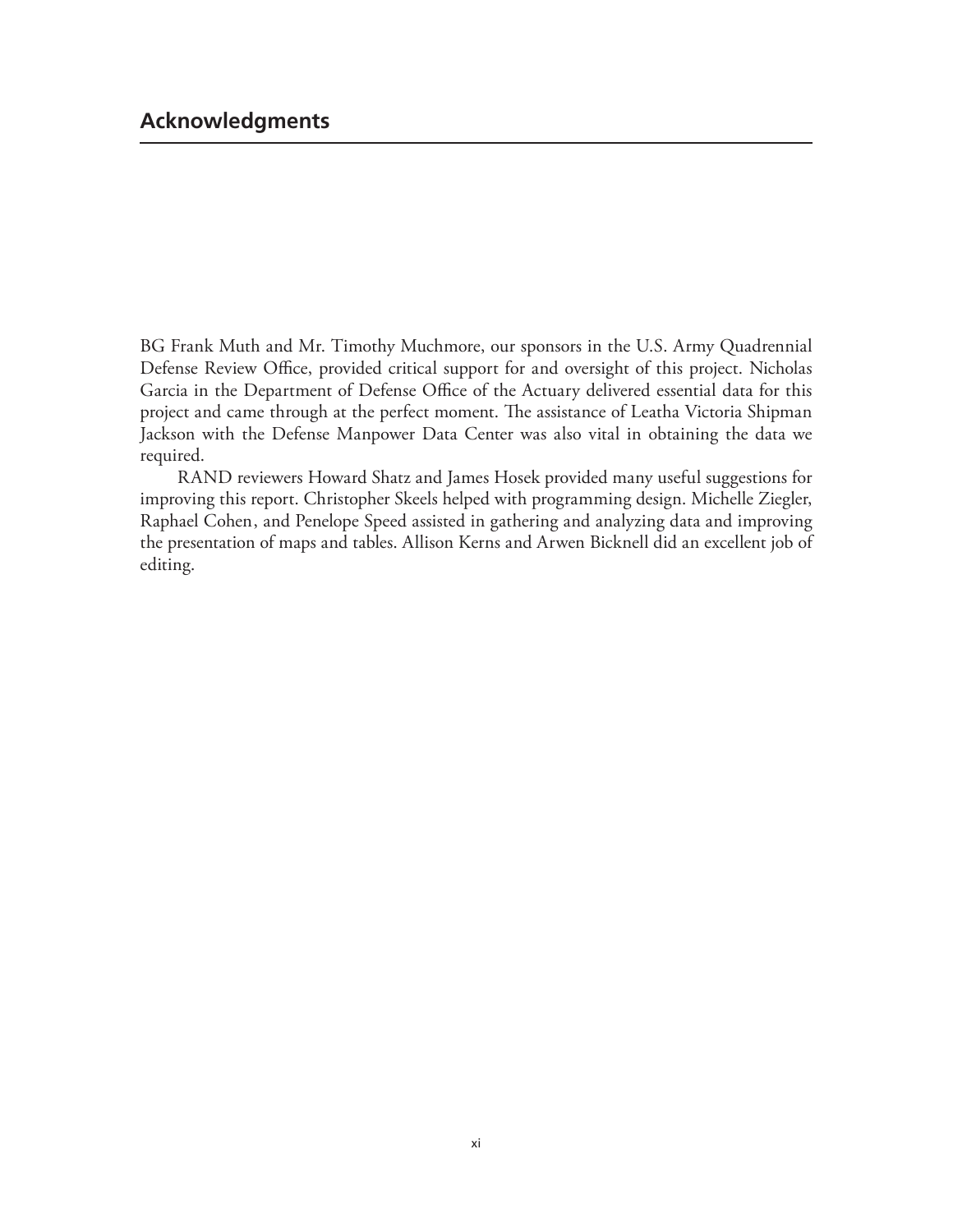## Acknowledgments

BG Frank Muth and Mr. Timothy Muchmore, our sponsors in the U.S. Army Quadrennial Defense Review Office, provided critical support for and oversight of this project. Nicholas Garcia in the Department of Defense Office of the Actuary delivered essential data for this project and came through at the perfect moment. The assistance of Leatha Victoria Shipman Jackson with the Defense Manpower Data Center was also vital in obtaining the data we required.

RAND reviewers Howard Shatz and James Hosek provided many useful suggestions for improving this report. Christopher Skeels helped with programming design. Michelle Ziegler, Raphael Cohen, and Penelope Speed assisted in gathering and analyzing data and improving the presentation of maps and tables. Allison Kerns and Arwen Bicknell did an excellent job of editing.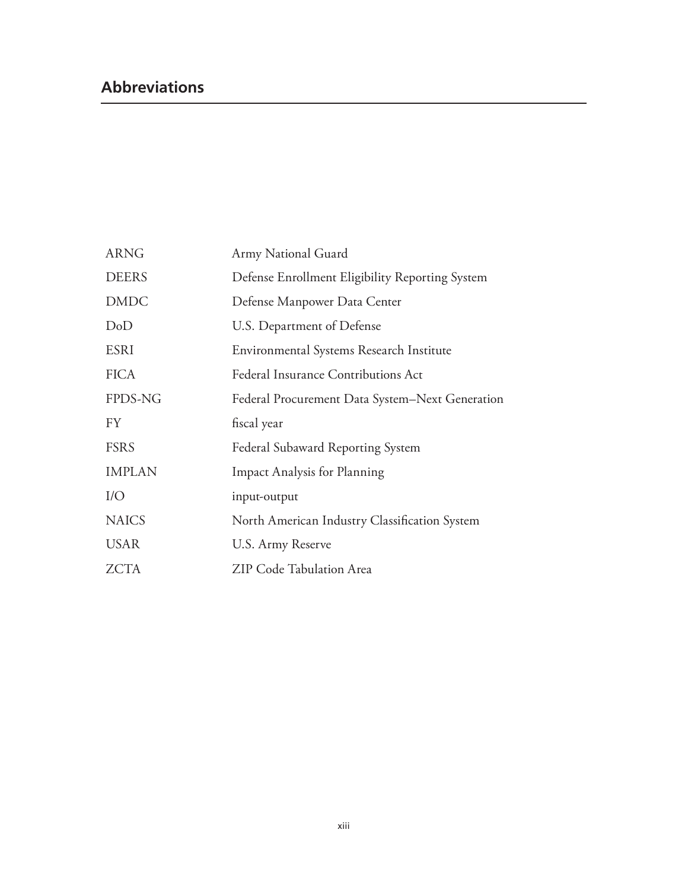## Abbreviations

| | |
|---|---|
| ARNG | Army National Guard |
| DEERS | Defense Enrollment Eligibility Reporting System |
| DMDC | Defense Manpower Data Center |
| DoD | U.S. Department of Defense |
| ESRI | Environmental Systems Research Institute |
| FICA | Federal Insurance Contributions Act |
| FPDS-NG | Federal Procurement Data System–Next Generation |
| FY | fiscal year |
| FSRS | Federal Subaward Reporting System |
| IMPLAN | Impact Analysis for Planning |
| I/O | input-output |
| NAICS | North American Industry Classification System |
| USAR | U.S. Army Reserve |
| ZCTA | ZIP Code Tabulation Area |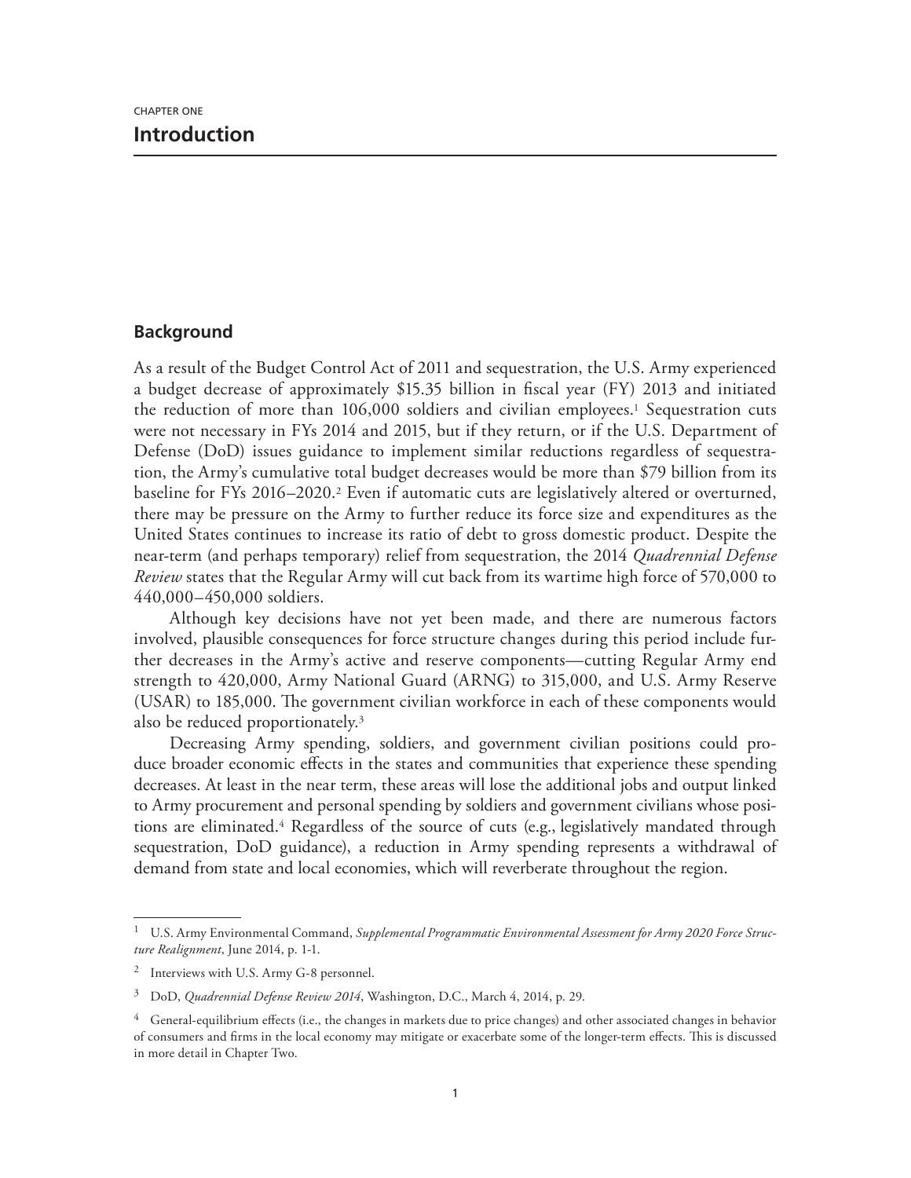CHAPTER ONE

# Introduction

## Background

As a result of the Budget Control Act of 2011 and sequestration, the U.S. Army experienced a budget decrease of approximately $15.35 billion in fiscal year (FY) 2013 and initiated the reduction of more than 106,000 soldiers and civilian employees.[1] Sequestration cuts were not necessary in FYs 2014 and 2015, but if they return, or if the U.S. Department of Defense (DoD) issues guidance to implement similar reductions regardless of sequestration, the Army's cumulative total budget decreases would be more than $79 billion from its baseline for FYs 2016–2020.[2] Even if automatic cuts are legislatively altered or overturned, there may be pressure on the Army to further reduce its force size and expenditures as the United States continues to increase its ratio of debt to gross domestic product. Despite the near-term (and perhaps temporary) relief from sequestration, the 2014 *Quadrennial Defense Review* states that the Regular Army will cut back from its wartime high force of 570,000 to 440,000–450,000 soldiers.

Although key decisions have not yet been made, and there are numerous factors involved, plausible consequences for force structure changes during this period include further decreases in the Army's active and reserve components—cutting Regular Army end strength to 420,000, Army National Guard (ARNG) to 315,000, and U.S. Army Reserve (USAR) to 185,000. The government civilian workforce in each of these components would also be reduced proportionately.[3]

Decreasing Army spending, soldiers, and government civilian positions could produce broader economic effects in the states and communities that experience these spending decreases. At least in the near term, these areas will lose the additional jobs and output linked to Army procurement and personal spending by soldiers and government civilians whose positions are eliminated.[4] Regardless of the source of cuts (e.g., legislatively mandated through sequestration, DoD guidance), a reduction in Army spending represents a withdrawal of demand from state and local economies, which will reverberate throughout the region.

---

[1] U.S. Army Environmental Command, *Supplemental Programmatic Environmental Assessment for Army 2020 Force Structure Realignment*, June 2014, p. 1-1.

[2] Interviews with U.S. Army G-8 personnel.

[3] DoD, *Quadrennial Defense Review 2014*, Washington, D.C., March 4, 2014, p. 29.

[4] General-equilibrium effects (i.e., the changes in markets due to price changes) and other associated changes in behavior of consumers and firms in the local economy may mitigate or exacerbate some of the longer-term effects. This is discussed in more detail in Chapter Two.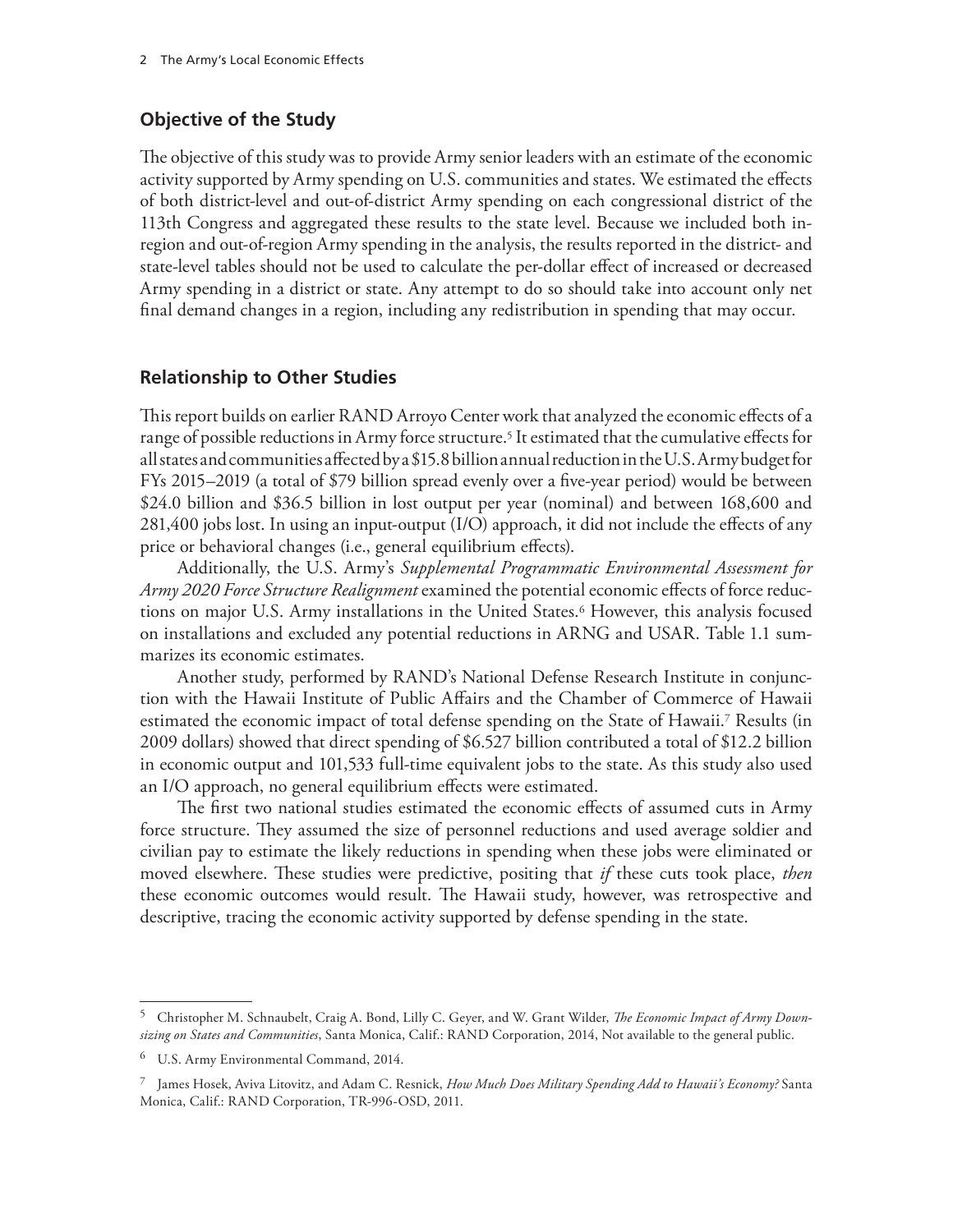## Objective of the Study

The objective of this study was to provide Army senior leaders with an estimate of the economic activity supported by Army spending on U.S. communities and states. We estimated the effects of both district-level and out-of-district Army spending on each congressional district of the 113th Congress and aggregated these results to the state level. Because we included both in-region and out-of-region Army spending in the analysis, the results reported in the district- and state-level tables should not be used to calculate the per-dollar effect of increased or decreased Army spending in a district or state. Any attempt to do so should take into account only net final demand changes in a region, including any redistribution in spending that may occur.

## Relationship to Other Studies

This report builds on earlier RAND Arroyo Center work that analyzed the economic effects of a range of possible reductions in Army force structure.[5] It estimated that the cumulative effects for all states and communities affected by a $15.8 billion annual reduction in the U.S. Army budget for FYs 2015–2019 (a total of $79 billion spread evenly over a five-year period) would be between $24.0 billion and $36.5 billion in lost output per year (nominal) and between 168,600 and 281,400 jobs lost. In using an input-output (I/O) approach, it did not include the effects of any price or behavioral changes (i.e., general equilibrium effects).

Additionally, the U.S. Army's *Supplemental Programmatic Environmental Assessment for Army 2020 Force Structure Realignment* examined the potential economic effects of force reductions on major U.S. Army installations in the United States.[6] However, this analysis focused on installations and excluded any potential reductions in ARNG and USAR. Table 1.1 summarizes its economic estimates.

Another study, performed by RAND's National Defense Research Institute in conjunction with the Hawaii Institute of Public Affairs and the Chamber of Commerce of Hawaii estimated the economic impact of total defense spending on the State of Hawaii.[7] Results (in 2009 dollars) showed that direct spending of $6.527 billion contributed a total of $12.2 billion in economic output and 101,533 full-time equivalent jobs to the state. As this study also used an I/O approach, no general equilibrium effects were estimated.

The first two national studies estimated the economic effects of assumed cuts in Army force structure. They assumed the size of personnel reductions and used average soldier and civilian pay to estimate the likely reductions in spending when these jobs were eliminated or moved elsewhere. These studies were predictive, positing that *if* these cuts took place, *then* these economic outcomes would result. The Hawaii study, however, was retrospective and descriptive, tracing the economic activity supported by defense spending in the state.

---

[5] Christopher M. Schnaubelt, Craig A. Bond, Lilly C. Geyer, and W. Grant Wilder, *The Economic Impact of Army Downsizing on States and Communities*, Santa Monica, Calif.: RAND Corporation, 2014, Not available to the general public.

[6] U.S. Army Environmental Command, 2014.

[7] James Hosek, Aviva Litovitz, and Adam C. Resnick, *How Much Does Military Spending Add to Hawaii's Economy?* Santa Monica, Calif.: RAND Corporation, TR-996-OSD, 2011.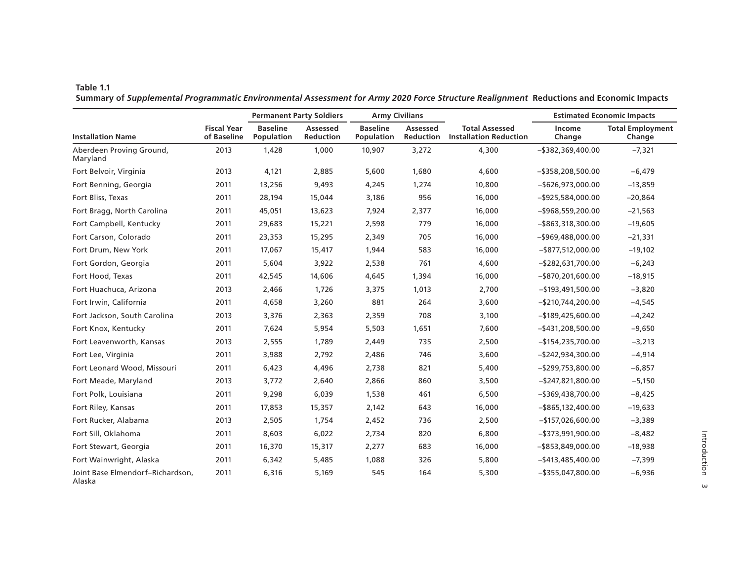**Table 1.1**
**Summary of *Supplemental Programmatic Environmental Assessment for Army 2020 Force Structure Realignment* Reductions and Economic Impacts**

| | | Permanent Party Soldiers | | Army Civilians | | | Estimated Economic Impacts | |
|---|---|---|---|---|---|---|---|---|
| **Installation Name** | **Fiscal Year of Baseline** | **Baseline Population** | **Assessed Reduction** | **Baseline Population** | **Assessed Reduction** | **Total Assessed Installation Reduction** | **Income Change** | **Total Employment Change** |
| Aberdeen Proving Ground, Maryland | 2013 | 1,428 | 1,000 | 10,907 | 3,272 | 4,300 | –$382,369,400.00 | –7,321 |
| Fort Belvoir, Virginia | 2013 | 4,121 | 2,885 | 5,600 | 1,680 | 4,600 | –$358,208,500.00 | –6,479 |
| Fort Benning, Georgia | 2011 | 13,256 | 9,493 | 4,245 | 1,274 | 10,800 | –$626,973,000.00 | –13,859 |
| Fort Bliss, Texas | 2011 | 28,194 | 15,044 | 3,186 | 956 | 16,000 | –$925,584,000.00 | –20,864 |
| Fort Bragg, North Carolina | 2011 | 45,051 | 13,623 | 7,924 | 2,377 | 16,000 | –$968,559,200.00 | –21,563 |
| Fort Campbell, Kentucky | 2011 | 29,683 | 15,221 | 2,598 | 779 | 16,000 | –$863,318,300.00 | –19,605 |
| Fort Carson, Colorado | 2011 | 23,353 | 15,295 | 2,349 | 705 | 16,000 | –$969,488,000.00 | –21,331 |
| Fort Drum, New York | 2011 | 17,067 | 15,417 | 1,944 | 583 | 16,000 | –$877,512,000.00 | –19,102 |
| Fort Gordon, Georgia | 2011 | 5,604 | 3,922 | 2,538 | 761 | 4,600 | –$282,631,700.00 | –6,243 |
| Fort Hood, Texas | 2011 | 42,545 | 14,606 | 4,645 | 1,394 | 16,000 | –$870,201,600.00 | –18,915 |
| Fort Huachuca, Arizona | 2013 | 2,466 | 1,726 | 3,375 | 1,013 | 2,700 | –$193,491,500.00 | –3,820 |
| Fort Irwin, California | 2011 | 4,658 | 3,260 | 881 | 264 | 3,600 | –$210,744,200.00 | –4,545 |
| Fort Jackson, South Carolina | 2013 | 3,376 | 2,363 | 2,359 | 708 | 3,100 | –$189,425,600.00 | –4,242 |
| Fort Knox, Kentucky | 2011 | 7,624 | 5,954 | 5,503 | 1,651 | 7,600 | –$431,208,500.00 | –9,650 |
| Fort Leavenworth, Kansas | 2013 | 2,555 | 1,789 | 2,449 | 735 | 2,500 | –$154,235,700.00 | –3,213 |
| Fort Lee, Virginia | 2011 | 3,988 | 2,792 | 2,486 | 746 | 3,600 | –$242,934,300.00 | –4,914 |
| Fort Leonard Wood, Missouri | 2011 | 6,423 | 4,496 | 2,738 | 821 | 5,400 | –$299,753,800.00 | –6,857 |
| Fort Meade, Maryland | 2013 | 3,772 | 2,640 | 2,866 | 860 | 3,500 | –$247,821,800.00 | –5,150 |
| Fort Polk, Louisiana | 2011 | 9,298 | 6,039 | 1,538 | 461 | 6,500 | –$369,438,700.00 | –8,425 |
| Fort Riley, Kansas | 2011 | 17,853 | 15,357 | 2,142 | 643 | 16,000 | –$865,132,400.00 | –19,633 |
| Fort Rucker, Alabama | 2013 | 2,505 | 1,754 | 2,452 | 736 | 2,500 | –$157,026,600.00 | –3,389 |
| Fort Sill, Oklahoma | 2011 | 8,603 | 6,022 | 2,734 | 820 | 6,800 | –$373,991,900.00 | –8,482 |
| Fort Stewart, Georgia | 2011 | 16,370 | 15,317 | 2,277 | 683 | 16,000 | –$853,849,000.00 | –18,938 |
| Fort Wainwright, Alaska | 2011 | 6,342 | 5,485 | 1,088 | 326 | 5,800 | –$413,485,400.00 | –7,399 |
| Joint Base Elmendorf–Richardson, Alaska | 2011 | 6,316 | 5,169 | 545 | 164 | 5,300 | –$355,047,800.00 | –6,936 |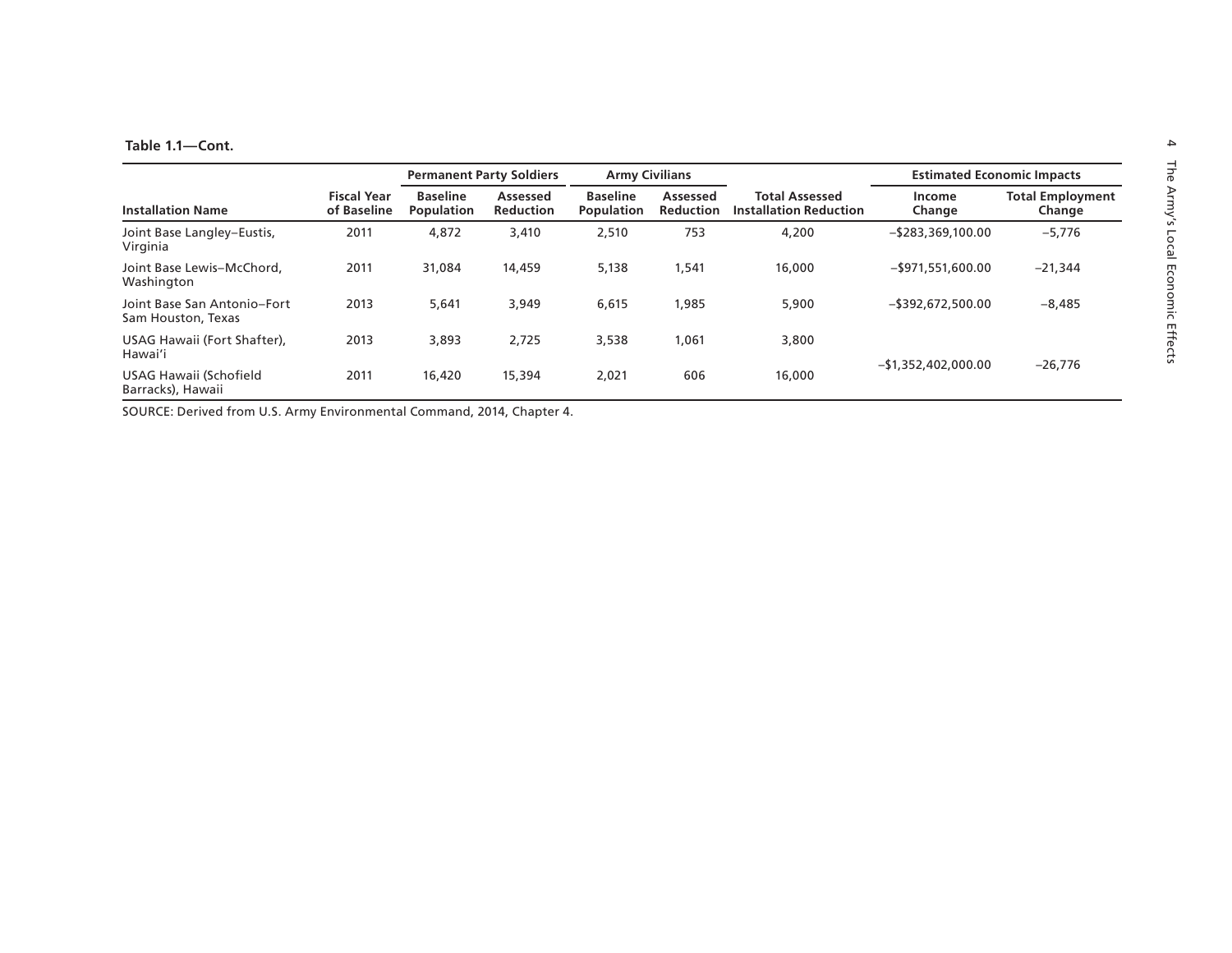**Table 1.1—Cont.**

| Installation Name | Fiscal Year of Baseline | Permanent Party Soldiers | | Army Civilians | | Total Assessed Installation Reduction | Estimated Economic Impacts | |
|---|---|---|---|---|---|---|---|---|
| | | Baseline Population | Assessed Reduction | Baseline Population | Assessed Reduction | | Income Change | Total Employment Change |
| Joint Base Langley–Eustis, Virginia | 2011 | 4,872 | 3,410 | 2,510 | 753 | 4,200 | –$283,369,100.00 | –5,776 |
| Joint Base Lewis–McChord, Washington | 2011 | 31,084 | 14,459 | 5,138 | 1,541 | 16,000 | –$971,551,600.00 | –21,344 |
| Joint Base San Antonio–Fort Sam Houston, Texas | 2013 | 5,641 | 3,949 | 6,615 | 1,985 | 5,900 | –$392,672,500.00 | –8,485 |
| USAG Hawaii (Fort Shafter), Hawai'i | 2013 | 3,893 | 2,725 | 3,538 | 1,061 | 3,800 | –$1,352,402,000.00 | –26,776 |
| USAG Hawaii (Schofield Barracks), Hawaii | 2011 | 16,420 | 15,394 | 2,021 | 606 | 16,000 | | |

SOURCE: Derived from U.S. Army Environmental Command, 2014, Chapter 4.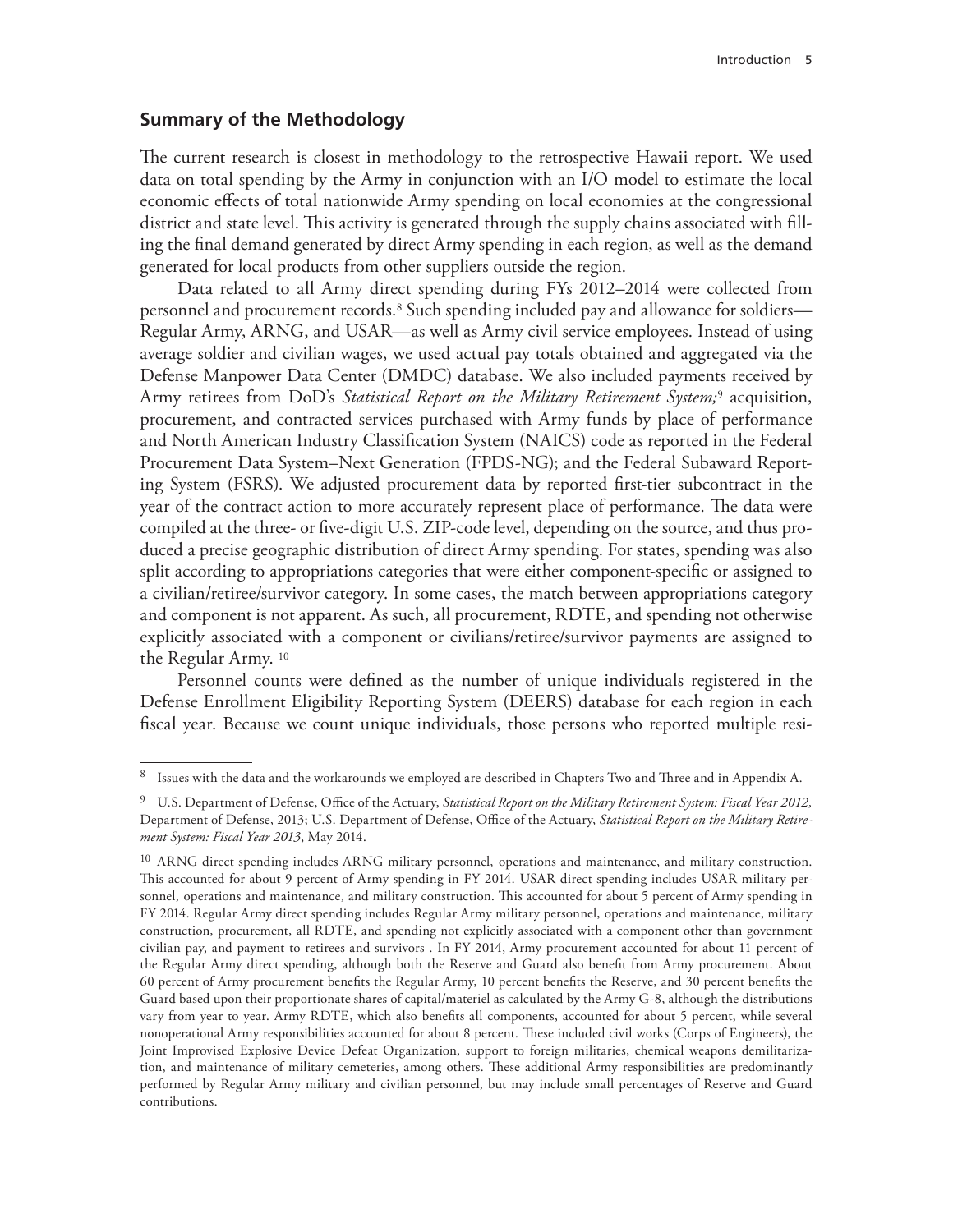## Summary of the Methodology

The current research is closest in methodology to the retrospective Hawaii report. We used data on total spending by the Army in conjunction with an I/O model to estimate the local economic effects of total nationwide Army spending on local economies at the congressional district and state level. This activity is generated through the supply chains associated with filling the final demand generated by direct Army spending in each region, as well as the demand generated for local products from other suppliers outside the region.

Data related to all Army direct spending during FYs 2012–2014 were collected from personnel and procurement records.[8] Such spending included pay and allowance for soldiers—Regular Army, ARNG, and USAR—as well as Army civil service employees. Instead of using average soldier and civilian wages, we used actual pay totals obtained and aggregated via the Defense Manpower Data Center (DMDC) database. We also included payments received by Army retirees from DoD's *Statistical Report on the Military Retirement System;*[9] acquisition, procurement, and contracted services purchased with Army funds by place of performance and North American Industry Classification System (NAICS) code as reported in the Federal Procurement Data System–Next Generation (FPDS-NG); and the Federal Subaward Reporting System (FSRS). We adjusted procurement data by reported first-tier subcontract in the year of the contract action to more accurately represent place of performance. The data were compiled at the three- or five-digit U.S. ZIP-code level, depending on the source, and thus produced a precise geographic distribution of direct Army spending. For states, spending was also split according to appropriations categories that were either component-specific or assigned to a civilian/retiree/survivor category. In some cases, the match between appropriations category and component is not apparent. As such, all procurement, RDTE, and spending not otherwise explicitly associated with a component or civilians/retiree/survivor payments are assigned to the Regular Army. [10]

Personnel counts were defined as the number of unique individuals registered in the Defense Enrollment Eligibility Reporting System (DEERS) database for each region in each fiscal year. Because we count unique individuals, those persons who reported multiple resi-

---

[8] Issues with the data and the workarounds we employed are described in Chapters Two and Three and in Appendix A.

[9] U.S. Department of Defense, Office of the Actuary, *Statistical Report on the Military Retirement System: Fiscal Year 2012,* Department of Defense, 2013; U.S. Department of Defense, Office of the Actuary, *Statistical Report on the Military Retirement System: Fiscal Year 2013*, May 2014.

[10] ARNG direct spending includes ARNG military personnel, operations and maintenance, and military construction. This accounted for about 9 percent of Army spending in FY 2014. USAR direct spending includes USAR military personnel, operations and maintenance, and military construction. This accounted for about 5 percent of Army spending in FY 2014. Regular Army direct spending includes Regular Army military personnel, operations and maintenance, military construction, procurement, all RDTE, and spending not explicitly associated with a component other than government civilian pay, and payment to retirees and survivors . In FY 2014, Army procurement accounted for about 11 percent of the Regular Army direct spending, although both the Reserve and Guard also benefit from Army procurement. About 60 percent of Army procurement benefits the Regular Army, 10 percent benefits the Reserve, and 30 percent benefits the Guard based upon their proportionate shares of capital/materiel as calculated by the Army G-8, although the distributions vary from year to year. Army RDTE, which also benefits all components, accounted for about 5 percent, while several nonoperational Army responsibilities accounted for about 8 percent. These included civil works (Corps of Engineers), the Joint Improvised Explosive Device Defeat Organization, support to foreign militaries, chemical weapons demilitarization, and maintenance of military cemeteries, among others. These additional Army responsibilities are predominantly performed by Regular Army military and civilian personnel, but may include small percentages of Reserve and Guard contributions.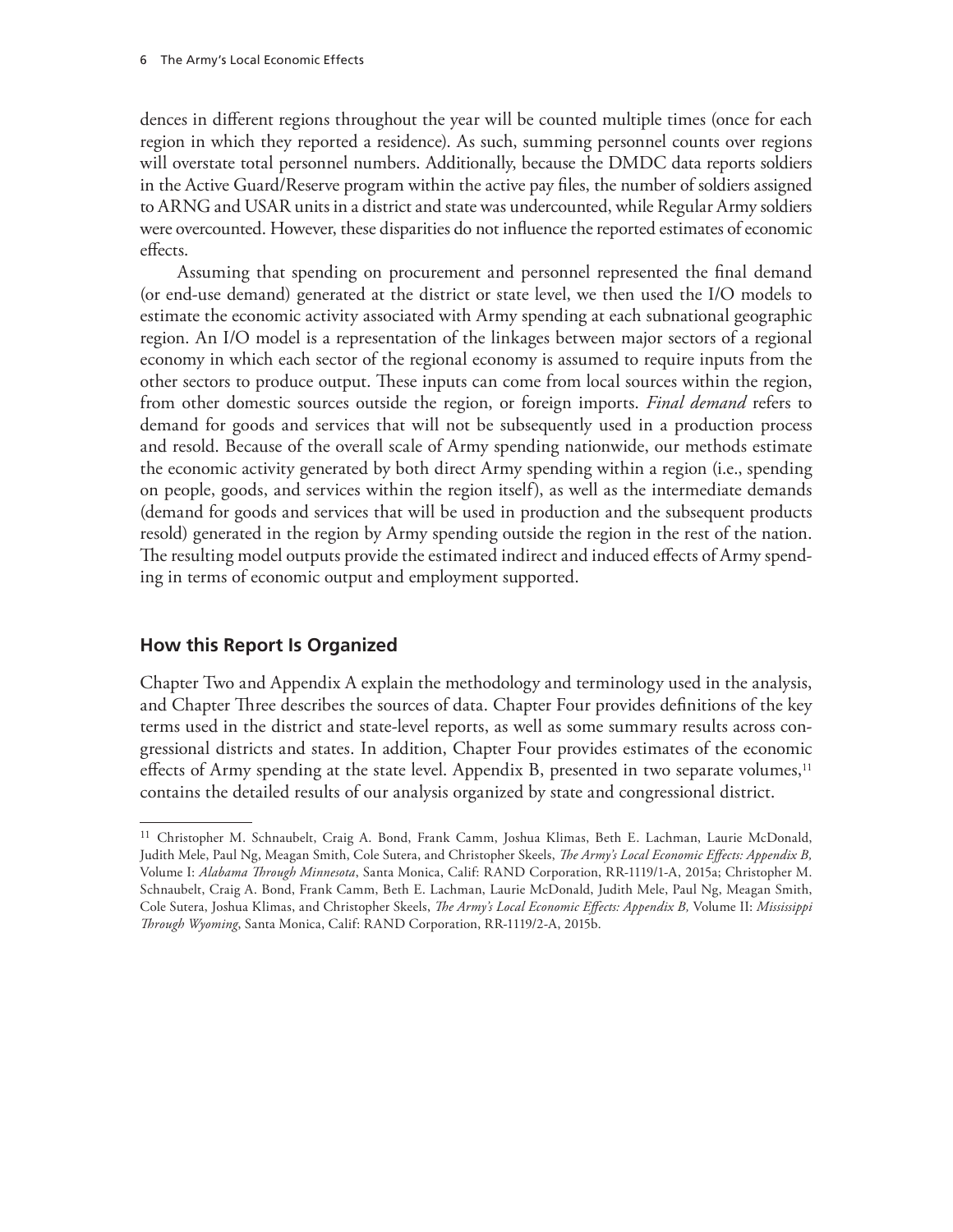dences in different regions throughout the year will be counted multiple times (once for each region in which they reported a residence). As such, summing personnel counts over regions will overstate total personnel numbers. Additionally, because the DMDC data reports soldiers in the Active Guard/Reserve program within the active pay files, the number of soldiers assigned to ARNG and USAR units in a district and state was undercounted, while Regular Army soldiers were overcounted. However, these disparities do not influence the reported estimates of economic effects.

Assuming that spending on procurement and personnel represented the final demand (or end-use demand) generated at the district or state level, we then used the I/O models to estimate the economic activity associated with Army spending at each subnational geographic region. An I/O model is a representation of the linkages between major sectors of a regional economy in which each sector of the regional economy is assumed to require inputs from the other sectors to produce output. These inputs can come from local sources within the region, from other domestic sources outside the region, or foreign imports. *Final demand* refers to demand for goods and services that will not be subsequently used in a production process and resold. Because of the overall scale of Army spending nationwide, our methods estimate the economic activity generated by both direct Army spending within a region (i.e., spending on people, goods, and services within the region itself), as well as the intermediate demands (demand for goods and services that will be used in production and the subsequent products resold) generated in the region by Army spending outside the region in the rest of the nation. The resulting model outputs provide the estimated indirect and induced effects of Army spending in terms of economic output and employment supported.

## How this Report Is Organized

Chapter Two and Appendix A explain the methodology and terminology used in the analysis, and Chapter Three describes the sources of data. Chapter Four provides definitions of the key terms used in the district and state-level reports, as well as some summary results across congressional districts and states. In addition, Chapter Four provides estimates of the economic effects of Army spending at the state level. Appendix B, presented in two separate volumes,[11] contains the detailed results of our analysis organized by state and congressional district.

---

[11] Christopher M. Schnaubelt, Craig A. Bond, Frank Camm, Joshua Klimas, Beth E. Lachman, Laurie McDonald, Judith Mele, Paul Ng, Meagan Smith, Cole Sutera, and Christopher Skeels, *The Army's Local Economic Effects: Appendix B,* Volume I: *Alabama Through Minnesota*, Santa Monica, Calif: RAND Corporation, RR-1119/1-A, 2015a; Christopher M. Schnaubelt, Craig A. Bond, Frank Camm, Beth E. Lachman, Laurie McDonald, Judith Mele, Paul Ng, Meagan Smith, Cole Sutera, Joshua Klimas, and Christopher Skeels, *The Army's Local Economic Effects: Appendix B,* Volume II: *Mississippi Through Wyoming*, Santa Monica, Calif: RAND Corporation, RR-1119/2-A, 2015b.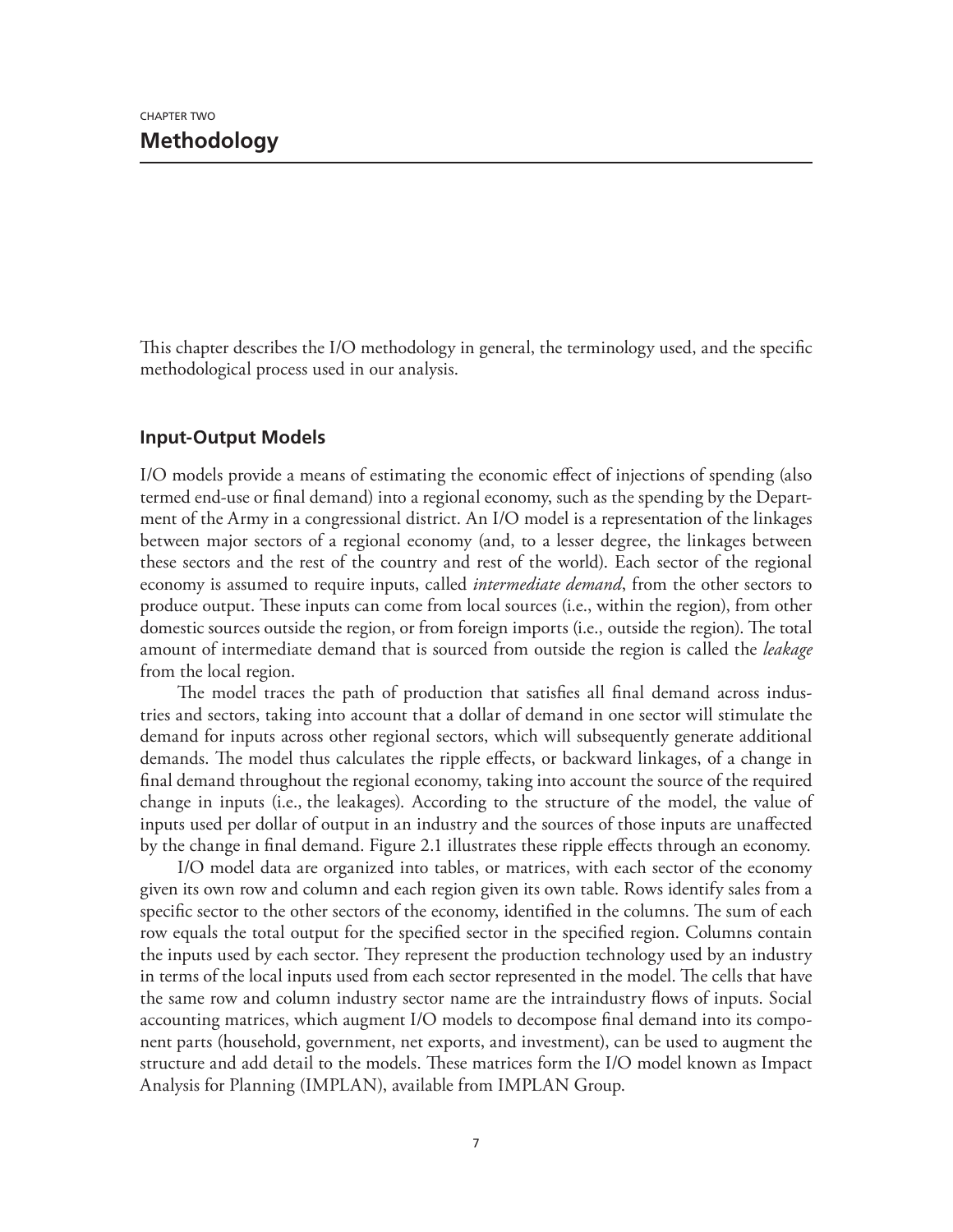CHAPTER TWO

# Methodology

This chapter describes the I/O methodology in general, the terminology used, and the specific methodological process used in our analysis.

## Input-Output Models

I/O models provide a means of estimating the economic effect of injections of spending (also termed end-use or final demand) into a regional economy, such as the spending by the Department of the Army in a congressional district. An I/O model is a representation of the linkages between major sectors of a regional economy (and, to a lesser degree, the linkages between these sectors and the rest of the country and rest of the world). Each sector of the regional economy is assumed to require inputs, called *intermediate demand*, from the other sectors to produce output. These inputs can come from local sources (i.e., within the region), from other domestic sources outside the region, or from foreign imports (i.e., outside the region). The total amount of intermediate demand that is sourced from outside the region is called the *leakage* from the local region.

The model traces the path of production that satisfies all final demand across industries and sectors, taking into account that a dollar of demand in one sector will stimulate the demand for inputs across other regional sectors, which will subsequently generate additional demands. The model thus calculates the ripple effects, or backward linkages, of a change in final demand throughout the regional economy, taking into account the source of the required change in inputs (i.e., the leakages). According to the structure of the model, the value of inputs used per dollar of output in an industry and the sources of those inputs are unaffected by the change in final demand. Figure 2.1 illustrates these ripple effects through an economy.

I/O model data are organized into tables, or matrices, with each sector of the economy given its own row and column and each region given its own table. Rows identify sales from a specific sector to the other sectors of the economy, identified in the columns. The sum of each row equals the total output for the specified sector in the specified region. Columns contain the inputs used by each sector. They represent the production technology used by an industry in terms of the local inputs used from each sector represented in the model. The cells that have the same row and column industry sector name are the intraindustry flows of inputs. Social accounting matrices, which augment I/O models to decompose final demand into its component parts (household, government, net exports, and investment), can be used to augment the structure and add detail to the models. These matrices form the I/O model known as Impact Analysis for Planning (IMPLAN), available from IMPLAN Group.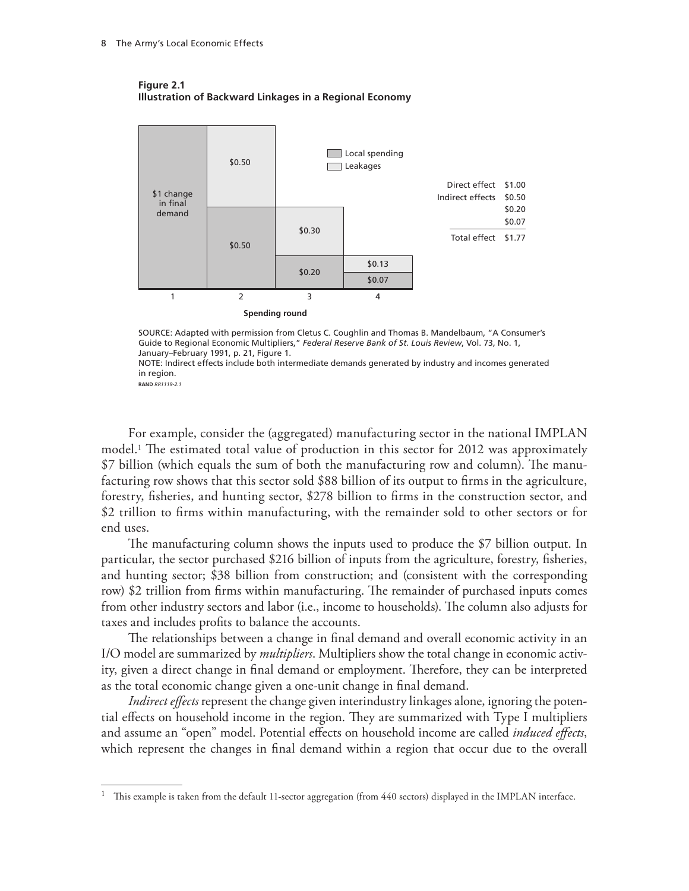**Figure 2.1**
**Illustration of Backward Linkages in a Regional Economy**

| Spending round | Local spending | Leakages |
|---|---|---|
| 1 | \$1 change in final demand | |
| 2 | \$0.50 | \$0.50 |
| 3 | \$0.20 | \$0.30 |
| 4 | \$0.07 | \$0.13 |

| | |
|---|---|
| Direct effect | \$1.00 |
| Indirect effects | \$0.50 |
| | \$0.20 |
| | \$0.07 |
| Total effect | \$1.77 |

SOURCE: Adapted with permission from Cletus C. Coughlin and Thomas B. Mandelbaum, "A Consumer's Guide to Regional Economic Multipliers," *Federal Reserve Bank of St. Louis Review*, Vol. 73, No. 1, January–February 1991, p. 21, Figure 1.
NOTE: Indirect effects include both intermediate demands generated by industry and incomes generated in region.
RAND *RR1119-2.1*

For example, consider the (aggregated) manufacturing sector in the national IMPLAN model.[1] The estimated total value of production in this sector for 2012 was approximately \$7 billion (which equals the sum of both the manufacturing row and column). The manufacturing row shows that this sector sold \$88 billion of its output to firms in the agriculture, forestry, fisheries, and hunting sector, \$278 billion to firms in the construction sector, and \$2 trillion to firms within manufacturing, with the remainder sold to other sectors or for end uses.

The manufacturing column shows the inputs used to produce the \$7 billion output. In particular, the sector purchased \$216 billion of inputs from the agriculture, forestry, fisheries, and hunting sector; \$38 billion from construction; and (consistent with the corresponding row) \$2 trillion from firms within manufacturing. The remainder of purchased inputs comes from other industry sectors and labor (i.e., income to households). The column also adjusts for taxes and includes profits to balance the accounts.

The relationships between a change in final demand and overall economic activity in an I/O model are summarized by *multipliers*. Multipliers show the total change in economic activity, given a direct change in final demand or employment. Therefore, they can be interpreted as the total economic change given a one-unit change in final demand.

*Indirect effects* represent the change given interindustry linkages alone, ignoring the potential effects on household income in the region. They are summarized with Type I multipliers and assume an "open" model. Potential effects on household income are called *induced effects*, which represent the changes in final demand within a region that occur due to the overall

[1] This example is taken from the default 11-sector aggregation (from 440 sectors) displayed in the IMPLAN interface.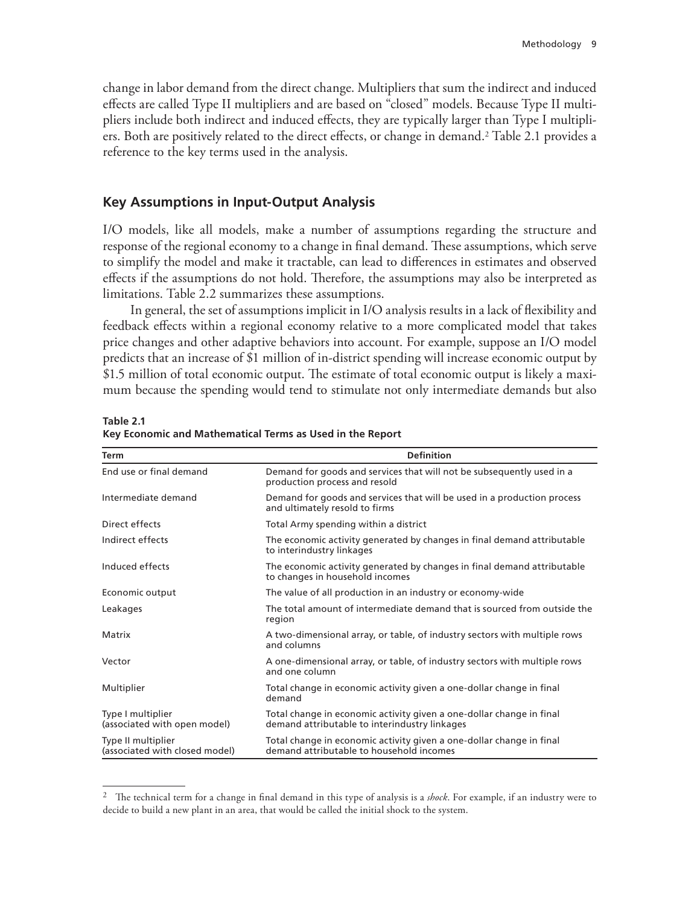change in labor demand from the direct change. Multipliers that sum the indirect and induced effects are called Type II multipliers and are based on "closed" models. Because Type II multipliers include both indirect and induced effects, they are typically larger than Type I multipliers. Both are positively related to the direct effects, or change in demand.[2] Table 2.1 provides a reference to the key terms used in the analysis.

## Key Assumptions in Input-Output Analysis

I/O models, like all models, make a number of assumptions regarding the structure and response of the regional economy to a change in final demand. These assumptions, which serve to simplify the model and make it tractable, can lead to differences in estimates and observed effects if the assumptions do not hold. Therefore, the assumptions may also be interpreted as limitations. Table 2.2 summarizes these assumptions.

In general, the set of assumptions implicit in I/O analysis results in a lack of flexibility and feedback effects within a regional economy relative to a more complicated model that takes price changes and other adaptive behaviors into account. For example, suppose an I/O model predicts that an increase of $1 million of in-district spending will increase economic output by $1.5 million of total economic output. The estimate of total economic output is likely a maximum because the spending would tend to stimulate not only intermediate demands but also

**Table 2.1**
**Key Economic and Mathematical Terms as Used in the Report**

| Term | Definition |
|---|---|
| End use or final demand | Demand for goods and services that will not be subsequently used in a production process and resold |
| Intermediate demand | Demand for goods and services that will be used in a production process and ultimately resold to firms |
| Direct effects | Total Army spending within a district |
| Indirect effects | The economic activity generated by changes in final demand attributable to interindustry linkages |
| Induced effects | The economic activity generated by changes in final demand attributable to changes in household incomes |
| Economic output | The value of all production in an industry or economy-wide |
| Leakages | The total amount of intermediate demand that is sourced from outside the region |
| Matrix | A two-dimensional array, or table, of industry sectors with multiple rows and columns |
| Vector | A one-dimensional array, or table, of industry sectors with multiple rows and one column |
| Multiplier | Total change in economic activity given a one-dollar change in final demand |
| Type I multiplier (associated with open model) | Total change in economic activity given a one-dollar change in final demand attributable to interindustry linkages |
| Type II multiplier (associated with closed model) | Total change in economic activity given a one-dollar change in final demand attributable to household incomes |

[2] The technical term for a change in final demand in this type of analysis is a *shock*. For example, if an industry were to decide to build a new plant in an area, that would be called the initial shock to the system.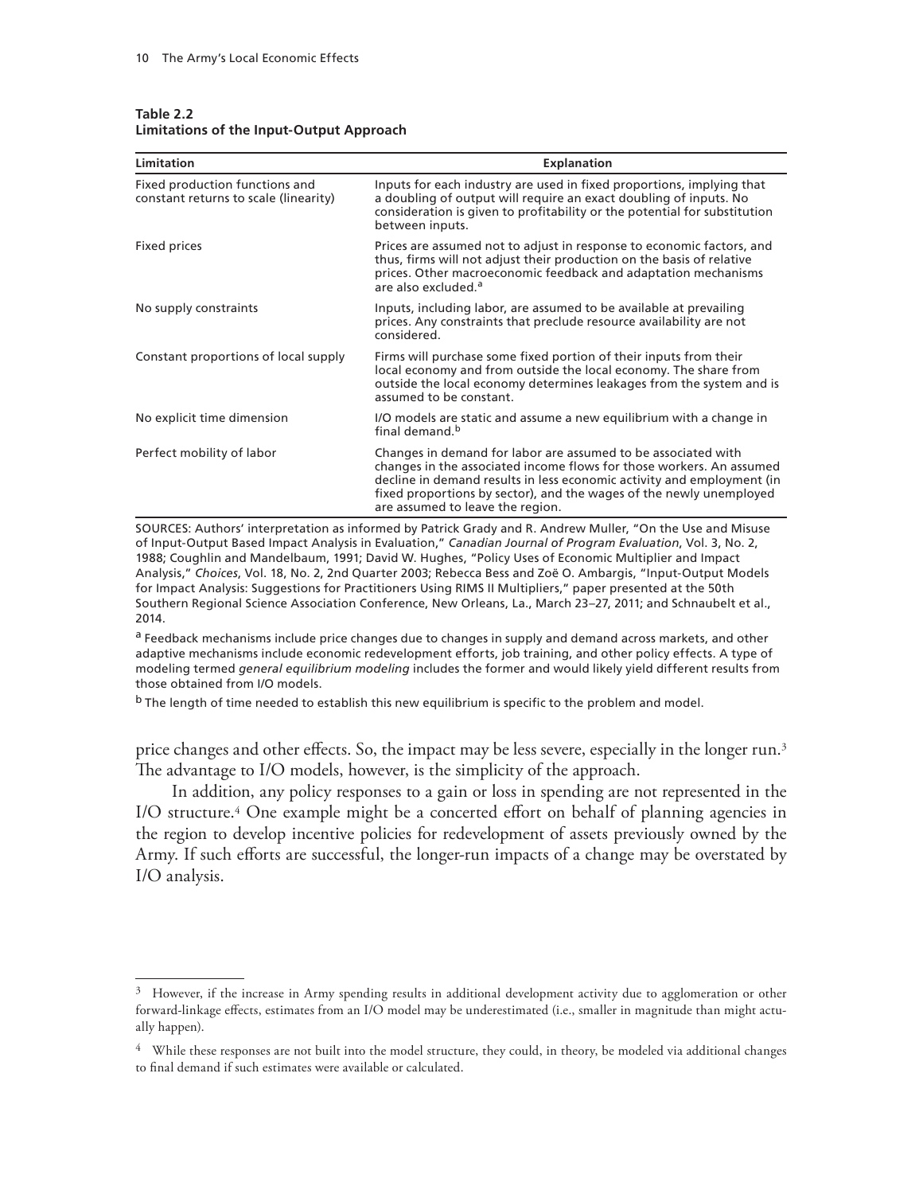**Table 2.2**
**Limitations of the Input-Output Approach**

| Limitation | Explanation |
|---|---|
| Fixed production functions and constant returns to scale (linearity) | Inputs for each industry are used in fixed proportions, implying that a doubling of output will require an exact doubling of inputs. No consideration is given to profitability or the potential for substitution between inputs. |
| Fixed prices | Prices are assumed not to adjust in response to economic factors, and thus, firms will not adjust their production on the basis of relative prices. Other macroeconomic feedback and adaptation mechanisms are also excluded.[a] |
| No supply constraints | Inputs, including labor, are assumed to be available at prevailing prices. Any constraints that preclude resource availability are not considered. |
| Constant proportions of local supply | Firms will purchase some fixed portion of their inputs from their local economy and from outside the local economy. The share from outside the local economy determines leakages from the system and is assumed to be constant. |
| No explicit time dimension | I/O models are static and assume a new equilibrium with a change in final demand.[b] |
| Perfect mobility of labor | Changes in demand for labor are assumed to be associated with changes in the associated income flows for those workers. An assumed decline in demand results in less economic activity and employment (in fixed proportions by sector), and the wages of the newly unemployed are assumed to leave the region. |

SOURCES: Authors' interpretation as informed by Patrick Grady and R. Andrew Muller, "On the Use and Misuse of Input-Output Based Impact Analysis in Evaluation," *Canadian Journal of Program Evaluation*, Vol. 3, No. 2, 1988; Coughlin and Mandelbaum, 1991; David W. Hughes, "Policy Uses of Economic Multiplier and Impact Analysis," *Choices*, Vol. 18, No. 2, 2nd Quarter 2003; Rebecca Bess and Zoë O. Ambargis, "Input-Output Models for Impact Analysis: Suggestions for Practitioners Using RIMS II Multipliers," paper presented at the 50th Southern Regional Science Association Conference, New Orleans, La., March 23–27, 2011; and Schnaubelt et al., 2014.

[a] Feedback mechanisms include price changes due to changes in supply and demand across markets, and other adaptive mechanisms include economic redevelopment efforts, job training, and other policy effects. A type of modeling termed *general equilibrium modeling* includes the former and would likely yield different results from those obtained from I/O models.

[b] The length of time needed to establish this new equilibrium is specific to the problem and model.

price changes and other effects. So, the impact may be less severe, especially in the longer run.[3] The advantage to I/O models, however, is the simplicity of the approach.

In addition, any policy responses to a gain or loss in spending are not represented in the I/O structure.[4] One example might be a concerted effort on behalf of planning agencies in the region to develop incentive policies for redevelopment of assets previously owned by the Army. If such efforts are successful, the longer-run impacts of a change may be overstated by I/O analysis.

---

[3] However, if the increase in Army spending results in additional development activity due to agglomeration or other forward-linkage effects, estimates from an I/O model may be underestimated (i.e., smaller in magnitude than might actually happen).

[4] While these responses are not built into the model structure, they could, in theory, be modeled via additional changes to final demand if such estimates were available or calculated.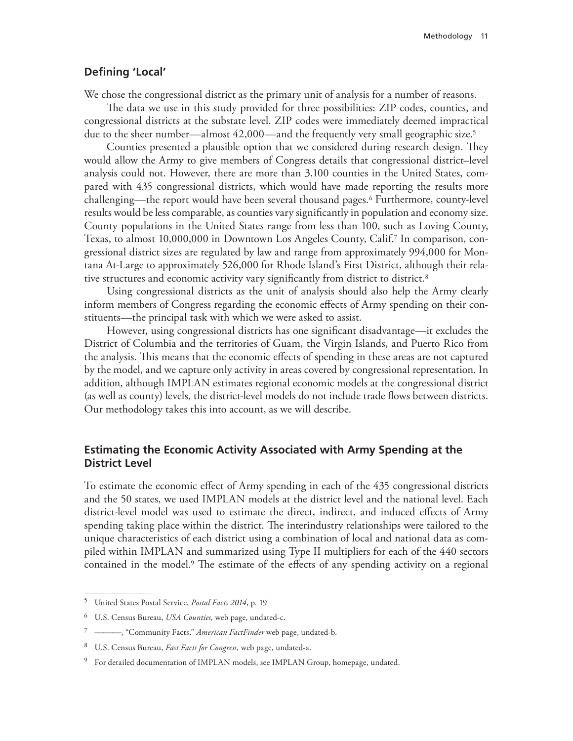## Defining 'Local'

We chose the congressional district as the primary unit of analysis for a number of reasons.

The data we use in this study provided for three possibilities: ZIP codes, counties, and congressional districts at the substate level. ZIP codes were immediately deemed impractical due to the sheer number—almost 42,000—and the frequently very small geographic size.[5]

Counties presented a plausible option that we considered during research design. They would allow the Army to give members of Congress details that congressional district–level analysis could not. However, there are more than 3,100 counties in the United States, compared with 435 congressional districts, which would have made reporting the results more challenging—the report would have been several thousand pages.[6] Furthermore, county-level results would be less comparable, as counties vary significantly in population and economy size. County populations in the United States range from less than 100, such as Loving County, Texas, to almost 10,000,000 in Downtown Los Angeles County, Calif.[7] In comparison, congressional district sizes are regulated by law and range from approximately 994,000 for Montana At-Large to approximately 526,000 for Rhode Island's First District, although their relative structures and economic activity vary significantly from district to district.[8]

Using congressional districts as the unit of analysis should also help the Army clearly inform members of Congress regarding the economic effects of Army spending on their constituents—the principal task with which we were asked to assist.

However, using congressional districts has one significant disadvantage—it excludes the District of Columbia and the territories of Guam, the Virgin Islands, and Puerto Rico from the analysis. This means that the economic effects of spending in these areas are not captured by the model, and we capture only activity in areas covered by congressional representation. In addition, although IMPLAN estimates regional economic models at the congressional district (as well as county) levels, the district-level models do not include trade flows between districts. Our methodology takes this into account, as we will describe.

## Estimating the Economic Activity Associated with Army Spending at the District Level

To estimate the economic effect of Army spending in each of the 435 congressional districts and the 50 states, we used IMPLAN models at the district level and the national level. Each district-level model was used to estimate the direct, indirect, and induced effects of Army spending taking place within the district. The interindustry relationships were tailored to the unique characteristics of each district using a combination of local and national data as compiled within IMPLAN and summarized using Type II multipliers for each of the 440 sectors contained in the model.[9] The estimate of the effects of any spending activity on a regional

---

[5] United States Postal Service, *Postal Facts 2014*, p. 19

[6] U.S. Census Bureau, *USA Counties,* web page, undated-c.

[7] ———, "Community Facts," *American FactFinder* web page, undated-b.

[8] U.S. Census Bureau, *Fast Facts for Congress,* web page, undated-a.

[9] For detailed documentation of IMPLAN models, see IMPLAN Group, homepage, undated.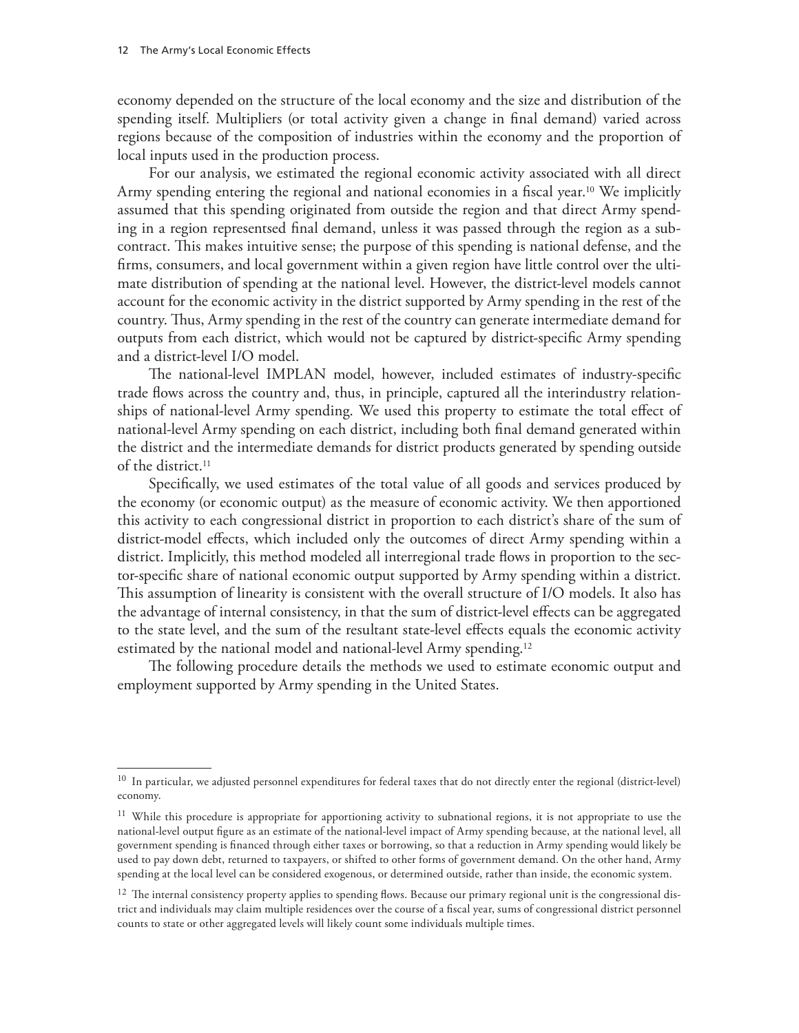economy depended on the structure of the local economy and the size and distribution of the spending itself. Multipliers (or total activity given a change in final demand) varied across regions because of the composition of industries within the economy and the proportion of local inputs used in the production process.

For our analysis, we estimated the regional economic activity associated with all direct Army spending entering the regional and national economies in a fiscal year.[10] We implicitly assumed that this spending originated from outside the region and that direct Army spending in a region representsed final demand, unless it was passed through the region as a subcontract. This makes intuitive sense; the purpose of this spending is national defense, and the firms, consumers, and local government within a given region have little control over the ultimate distribution of spending at the national level. However, the district-level models cannot account for the economic activity in the district supported by Army spending in the rest of the country. Thus, Army spending in the rest of the country can generate intermediate demand for outputs from each district, which would not be captured by district-specific Army spending and a district-level I/O model.

The national-level IMPLAN model, however, included estimates of industry-specific trade flows across the country and, thus, in principle, captured all the interindustry relationships of national-level Army spending. We used this property to estimate the total effect of national-level Army spending on each district, including both final demand generated within the district and the intermediate demands for district products generated by spending outside of the district.[11]

Specifically, we used estimates of the total value of all goods and services produced by the economy (or economic output) as the measure of economic activity. We then apportioned this activity to each congressional district in proportion to each district's share of the sum of district-model effects, which included only the outcomes of direct Army spending within a district. Implicitly, this method modeled all interregional trade flows in proportion to the sector-specific share of national economic output supported by Army spending within a district. This assumption of linearity is consistent with the overall structure of I/O models. It also has the advantage of internal consistency, in that the sum of district-level effects can be aggregated to the state level, and the sum of the resultant state-level effects equals the economic activity estimated by the national model and national-level Army spending.[12]

The following procedure details the methods we used to estimate economic output and employment supported by Army spending in the United States.

---

[10] In particular, we adjusted personnel expenditures for federal taxes that do not directly enter the regional (district-level) economy.

[11] While this procedure is appropriate for apportioning activity to subnational regions, it is not appropriate to use the national-level output figure as an estimate of the national-level impact of Army spending because, at the national level, all government spending is financed through either taxes or borrowing, so that a reduction in Army spending would likely be used to pay down debt, returned to taxpayers, or shifted to other forms of government demand. On the other hand, Army spending at the local level can be considered exogenous, or determined outside, rather than inside, the economic system.

[12] The internal consistency property applies to spending flows. Because our primary regional unit is the congressional district and individuals may claim multiple residences over the course of a fiscal year, sums of congressional district personnel counts to state or other aggregated levels will likely count some individuals multiple times.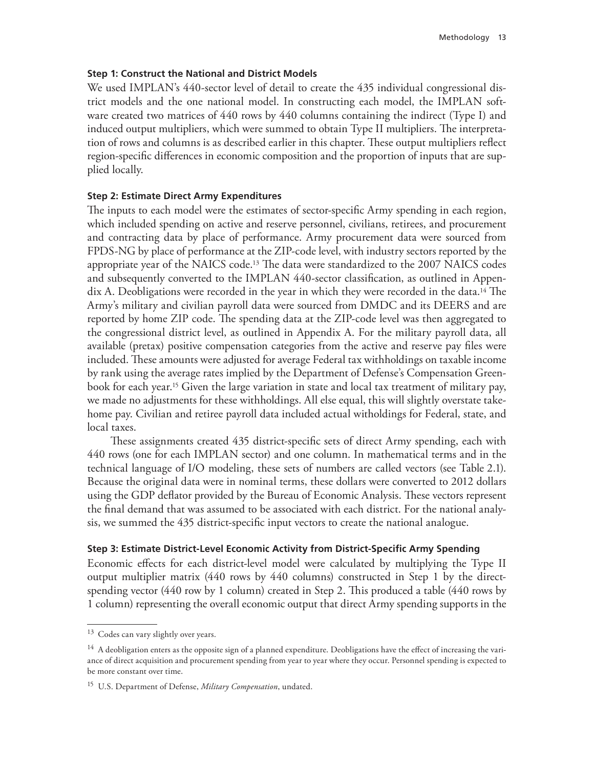#### Step 1: Construct the National and District Models

We used IMPLAN's 440-sector level of detail to create the 435 individual congressional district models and the one national model. In constructing each model, the IMPLAN software created two matrices of 440 rows by 440 columns containing the indirect (Type I) and induced output multipliers, which were summed to obtain Type II multipliers. The interpretation of rows and columns is as described earlier in this chapter. These output multipliers reflect region-specific differences in economic composition and the proportion of inputs that are supplied locally.

#### Step 2: Estimate Direct Army Expenditures

The inputs to each model were the estimates of sector-specific Army spending in each region, which included spending on active and reserve personnel, civilians, retirees, and procurement and contracting data by place of performance. Army procurement data were sourced from FPDS-NG by place of performance at the ZIP-code level, with industry sectors reported by the appropriate year of the NAICS code.[13] The data were standardized to the 2007 NAICS codes and subsequently converted to the IMPLAN 440-sector classification, as outlined in Appendix A. Deobligations were recorded in the year in which they were recorded in the data.[14] The Army's military and civilian payroll data were sourced from DMDC and its DEERS and are reported by home ZIP code. The spending data at the ZIP-code level was then aggregated to the congressional district level, as outlined in Appendix A. For the military payroll data, all available (pretax) positive compensation categories from the active and reserve pay files were included. These amounts were adjusted for average Federal tax withholdings on taxable income by rank using the average rates implied by the Department of Defense's Compensation Greenbook for each year.[15] Given the large variation in state and local tax treatment of military pay, we made no adjustments for these withholdings. All else equal, this will slightly overstate take-home pay. Civilian and retiree payroll data included actual witholdings for Federal, state, and local taxes.

These assignments created 435 district-specific sets of direct Army spending, each with 440 rows (one for each IMPLAN sector) and one column. In mathematical terms and in the technical language of I/O modeling, these sets of numbers are called vectors (see Table 2.1). Because the original data were in nominal terms, these dollars were converted to 2012 dollars using the GDP deflator provided by the Bureau of Economic Analysis. These vectors represent the final demand that was assumed to be associated with each district. For the national analysis, we summed the 435 district-specific input vectors to create the national analogue.

#### Step 3: Estimate District-Level Economic Activity from District-Specific Army Spending

Economic effects for each district-level model were calculated by multiplying the Type II output multiplier matrix (440 rows by 440 columns) constructed in Step 1 by the direct-spending vector (440 row by 1 column) created in Step 2. This produced a table (440 rows by 1 column) representing the overall economic output that direct Army spending supports in the

---

[13] Codes can vary slightly over years.

[14] A deobligation enters as the opposite sign of a planned expenditure. Deobligations have the effect of increasing the variance of direct acquisition and procurement spending from year to year where they occur. Personnel spending is expected to be more constant over time.

[15] U.S. Department of Defense, *Military Compensation*, undated.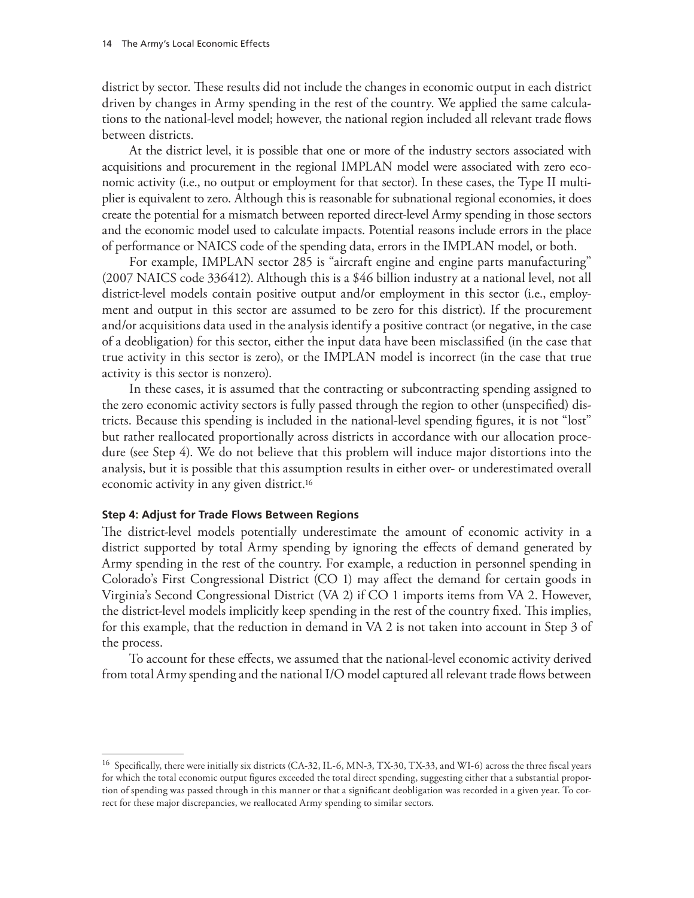district by sector. These results did not include the changes in economic output in each district driven by changes in Army spending in the rest of the country. We applied the same calculations to the national-level model; however, the national region included all relevant trade flows between districts.

At the district level, it is possible that one or more of the industry sectors associated with acquisitions and procurement in the regional IMPLAN model were associated with zero economic activity (i.e., no output or employment for that sector). In these cases, the Type II multiplier is equivalent to zero. Although this is reasonable for subnational regional economies, it does create the potential for a mismatch between reported direct-level Army spending in those sectors and the economic model used to calculate impacts. Potential reasons include errors in the place of performance or NAICS code of the spending data, errors in the IMPLAN model, or both.

For example, IMPLAN sector 285 is "aircraft engine and engine parts manufacturing" (2007 NAICS code 336412). Although this is a $46 billion industry at a national level, not all district-level models contain positive output and/or employment in this sector (i.e., employment and output in this sector are assumed to be zero for this district). If the procurement and/or acquisitions data used in the analysis identify a positive contract (or negative, in the case of a deobligation) for this sector, either the input data have been misclassified (in the case that true activity in this sector is zero), or the IMPLAN model is incorrect (in the case that true activity is this sector is nonzero).

In these cases, it is assumed that the contracting or subcontracting spending assigned to the zero economic activity sectors is fully passed through the region to other (unspecified) districts. Because this spending is included in the national-level spending figures, it is not "lost" but rather reallocated proportionally across districts in accordance with our allocation procedure (see Step 4). We do not believe that this problem will induce major distortions into the analysis, but it is possible that this assumption results in either over- or underestimated overall economic activity in any given district.[16]

#### Step 4: Adjust for Trade Flows Between Regions

The district-level models potentially underestimate the amount of economic activity in a district supported by total Army spending by ignoring the effects of demand generated by Army spending in the rest of the country. For example, a reduction in personnel spending in Colorado's First Congressional District (CO 1) may affect the demand for certain goods in Virginia's Second Congressional District (VA 2) if CO 1 imports items from VA 2. However, the district-level models implicitly keep spending in the rest of the country fixed. This implies, for this example, that the reduction in demand in VA 2 is not taken into account in Step 3 of the process.

To account for these effects, we assumed that the national-level economic activity derived from total Army spending and the national I/O model captured all relevant trade flows between

[16] Specifically, there were initially six districts (CA-32, IL-6, MN-3, TX-30, TX-33, and WI-6) across the three fiscal years for which the total economic output figures exceeded the total direct spending, suggesting either that a substantial proportion of spending was passed through in this manner or that a significant deobligation was recorded in a given year. To correct for these major discrepancies, we reallocated Army spending to similar sectors.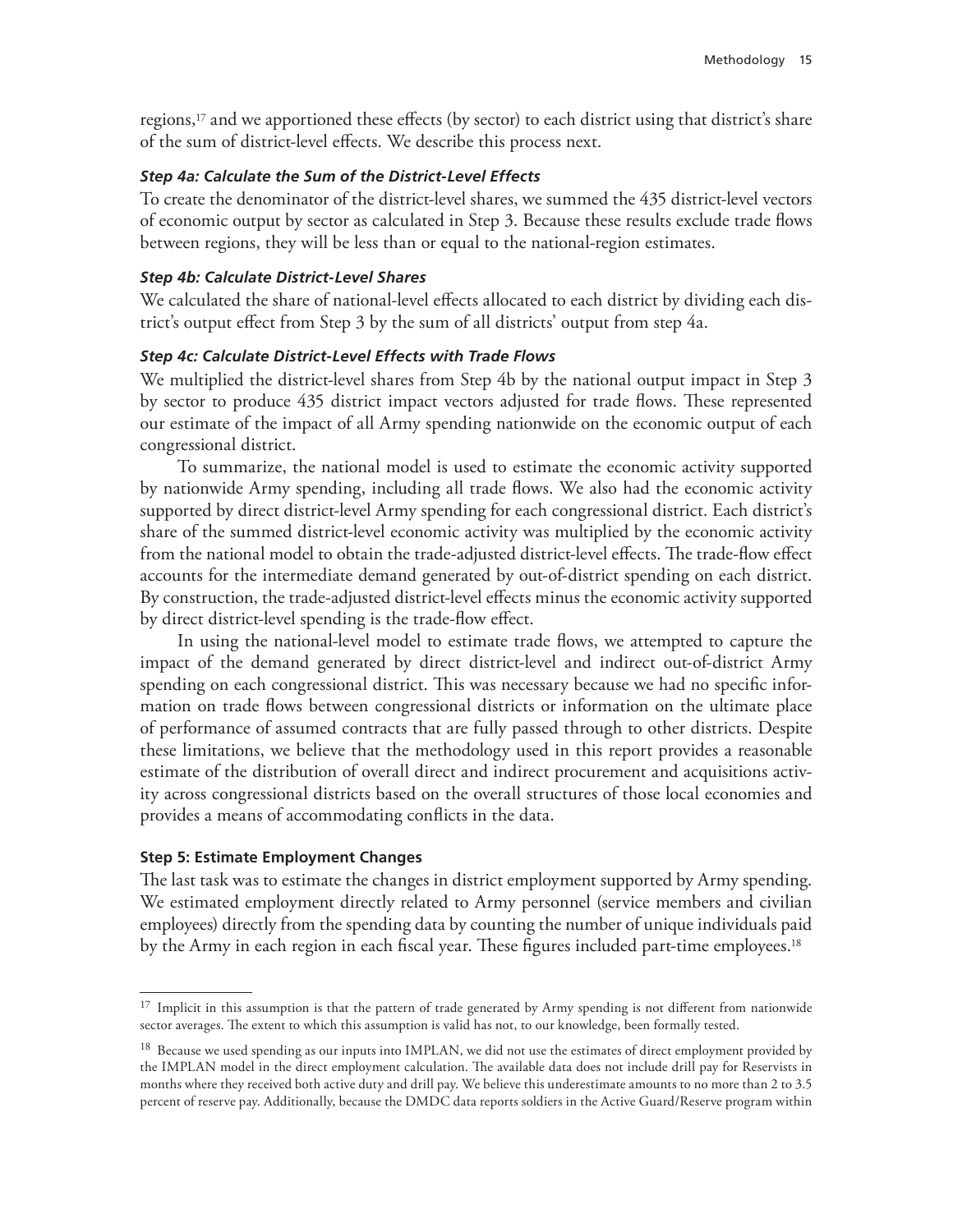regions,[17] and we apportioned these effects (by sector) to each district using that district's share of the sum of district-level effects. We describe this process next.

#### *Step 4a: Calculate the Sum of the District-Level Effects*

To create the denominator of the district-level shares, we summed the 435 district-level vectors of economic output by sector as calculated in Step 3. Because these results exclude trade flows between regions, they will be less than or equal to the national-region estimates.

#### *Step 4b: Calculate District-Level Shares*

We calculated the share of national-level effects allocated to each district by dividing each district's output effect from Step 3 by the sum of all districts' output from step 4a.

#### *Step 4c: Calculate District-Level Effects with Trade Flows*

We multiplied the district-level shares from Step 4b by the national output impact in Step 3 by sector to produce 435 district impact vectors adjusted for trade flows. These represented our estimate of the impact of all Army spending nationwide on the economic output of each congressional district.

To summarize, the national model is used to estimate the economic activity supported by nationwide Army spending, including all trade flows. We also had the economic activity supported by direct district-level Army spending for each congressional district. Each district's share of the summed district-level economic activity was multiplied by the economic activity from the national model to obtain the trade-adjusted district-level effects. The trade-flow effect accounts for the intermediate demand generated by out-of-district spending on each district. By construction, the trade-adjusted district-level effects minus the economic activity supported by direct district-level spending is the trade-flow effect.

In using the national-level model to estimate trade flows, we attempted to capture the impact of the demand generated by direct district-level and indirect out-of-district Army spending on each congressional district. This was necessary because we had no specific information on trade flows between congressional districts or information on the ultimate place of performance of assumed contracts that are fully passed through to other districts. Despite these limitations, we believe that the methodology used in this report provides a reasonable estimate of the distribution of overall direct and indirect procurement and acquisitions activity across congressional districts based on the overall structures of those local economies and provides a means of accommodating conflicts in the data.

### Step 5: Estimate Employment Changes

The last task was to estimate the changes in district employment supported by Army spending. We estimated employment directly related to Army personnel (service members and civilian employees) directly from the spending data by counting the number of unique individuals paid by the Army in each region in each fiscal year. These figures included part-time employees.[18]

---

[17] Implicit in this assumption is that the pattern of trade generated by Army spending is not different from nationwide sector averages. The extent to which this assumption is valid has not, to our knowledge, been formally tested.

[18] Because we used spending as our inputs into IMPLAN, we did not use the estimates of direct employment provided by the IMPLAN model in the direct employment calculation. The available data does not include drill pay for Reservists in months where they received both active duty and drill pay. We believe this underestimate amounts to no more than 2 to 3.5 percent of reserve pay. Additionally, because the DMDC data reports soldiers in the Active Guard/Reserve program within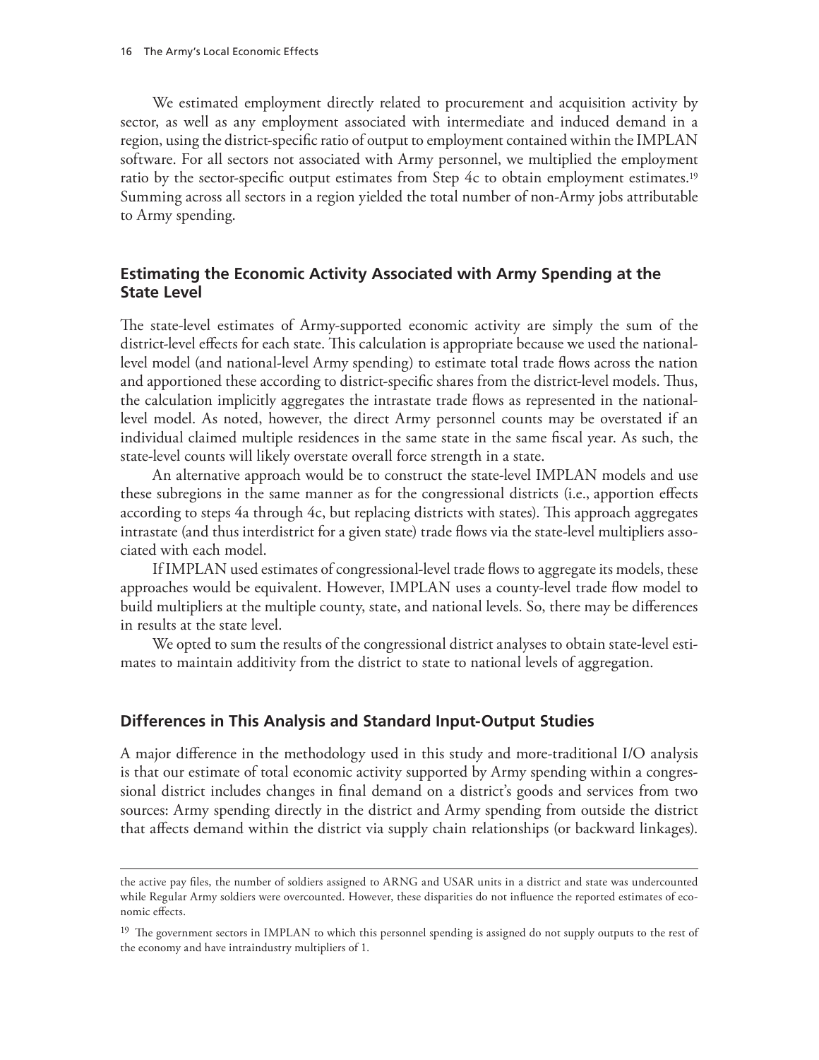We estimated employment directly related to procurement and acquisition activity by sector, as well as any employment associated with intermediate and induced demand in a region, using the district-specific ratio of output to employment contained within the IMPLAN software. For all sectors not associated with Army personnel, we multiplied the employment ratio by the sector-specific output estimates from Step 4c to obtain employment estimates.[19] Summing across all sectors in a region yielded the total number of non-Army jobs attributable to Army spending.

## Estimating the Economic Activity Associated with Army Spending at the State Level

The state-level estimates of Army-supported economic activity are simply the sum of the district-level effects for each state. This calculation is appropriate because we used the national-level model (and national-level Army spending) to estimate total trade flows across the nation and apportioned these according to district-specific shares from the district-level models. Thus, the calculation implicitly aggregates the intrastate trade flows as represented in the national-level model. As noted, however, the direct Army personnel counts may be overstated if an individual claimed multiple residences in the same state in the same fiscal year. As such, the state-level counts will likely overstate overall force strength in a state.

An alternative approach would be to construct the state-level IMPLAN models and use these subregions in the same manner as for the congressional districts (i.e., apportion effects according to steps 4a through 4c, but replacing districts with states). This approach aggregates intrastate (and thus interdistrict for a given state) trade flows via the state-level multipliers associated with each model.

If IMPLAN used estimates of congressional-level trade flows to aggregate its models, these approaches would be equivalent. However, IMPLAN uses a county-level trade flow model to build multipliers at the multiple county, state, and national levels. So, there may be differences in results at the state level.

We opted to sum the results of the congressional district analyses to obtain state-level estimates to maintain additivity from the district to state to national levels of aggregation.

## Differences in This Analysis and Standard Input-Output Studies

A major difference in the methodology used in this study and more-traditional I/O analysis is that our estimate of total economic activity supported by Army spending within a congressional district includes changes in final demand on a district's goods and services from two sources: Army spending directly in the district and Army spending from outside the district that affects demand within the district via supply chain relationships (or backward linkages).

---

the active pay files, the number of soldiers assigned to ARNG and USAR units in a district and state was undercounted while Regular Army soldiers were overcounted. However, these disparities do not influence the reported estimates of economic effects.

[19] The government sectors in IMPLAN to which this personnel spending is assigned do not supply outputs to the rest of the economy and have intraindustry multipliers of 1.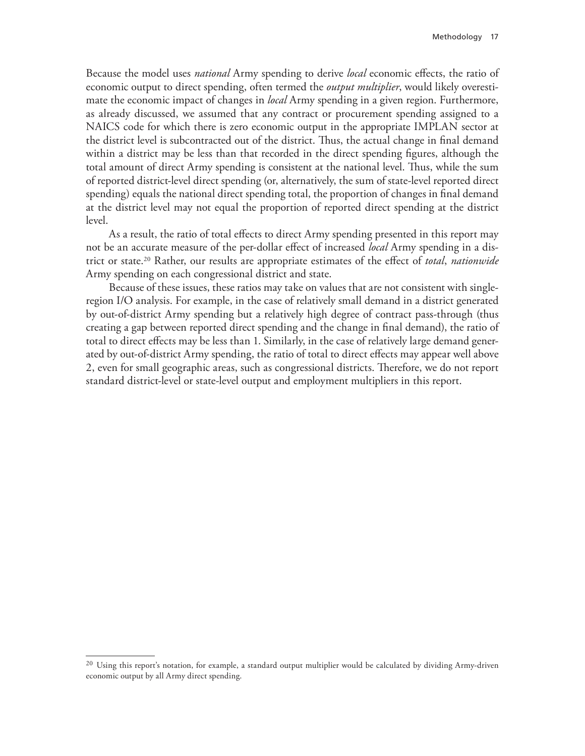Because the model uses *national* Army spending to derive *local* economic effects, the ratio of economic output to direct spending, often termed the *output multiplier*, would likely overestimate the economic impact of changes in *local* Army spending in a given region. Furthermore, as already discussed, we assumed that any contract or procurement spending assigned to a NAICS code for which there is zero economic output in the appropriate IMPLAN sector at the district level is subcontracted out of the district. Thus, the actual change in final demand within a district may be less than that recorded in the direct spending figures, although the total amount of direct Army spending is consistent at the national level. Thus, while the sum of reported district-level direct spending (or, alternatively, the sum of state-level reported direct spending) equals the national direct spending total, the proportion of changes in final demand at the district level may not equal the proportion of reported direct spending at the district level.

As a result, the ratio of total effects to direct Army spending presented in this report may not be an accurate measure of the per-dollar effect of increased *local* Army spending in a district or state.[20] Rather, our results are appropriate estimates of the effect of *total*, *nationwide* Army spending on each congressional district and state.

Because of these issues, these ratios may take on values that are not consistent with single-region I/O analysis. For example, in the case of relatively small demand in a district generated by out-of-district Army spending but a relatively high degree of contract pass-through (thus creating a gap between reported direct spending and the change in final demand), the ratio of total to direct effects may be less than 1. Similarly, in the case of relatively large demand generated by out-of-district Army spending, the ratio of total to direct effects may appear well above 2, even for small geographic areas, such as congressional districts. Therefore, we do not report standard district-level or state-level output and employment multipliers in this report.

---

[20] Using this report's notation, for example, a standard output multiplier would be calculated by dividing Army-driven economic output by all Army direct spending.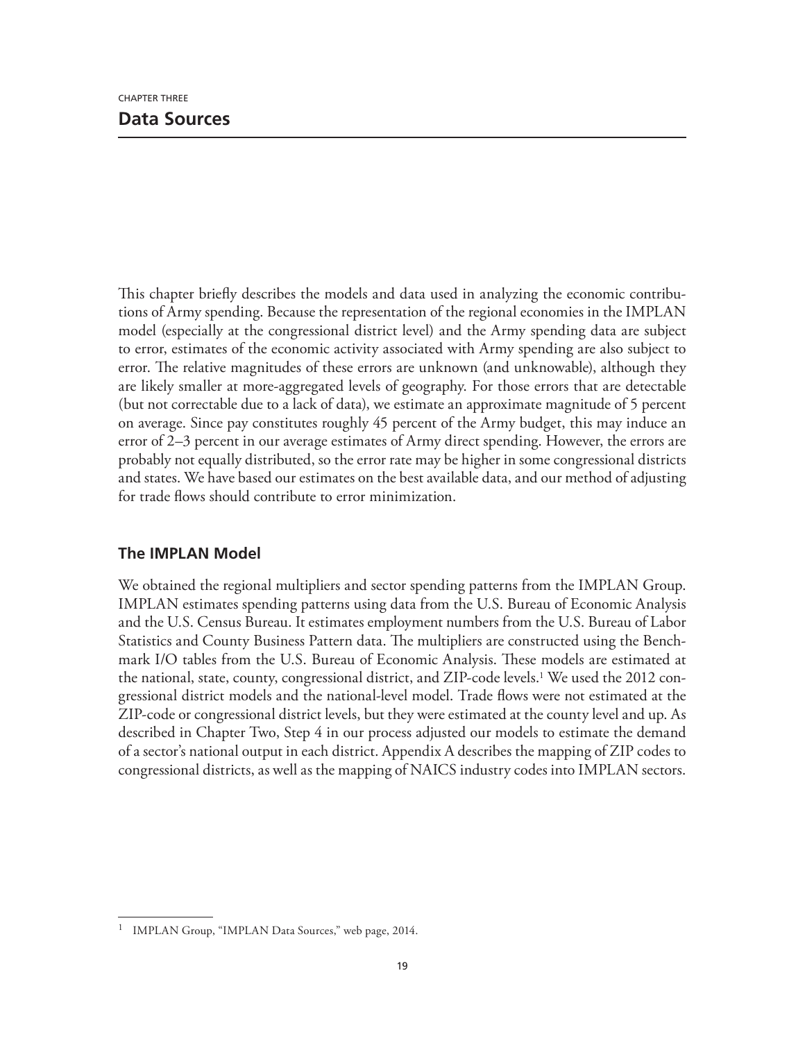CHAPTER THREE

# Data Sources

This chapter briefly describes the models and data used in analyzing the economic contributions of Army spending. Because the representation of the regional economies in the IMPLAN model (especially at the congressional district level) and the Army spending data are subject to error, estimates of the economic activity associated with Army spending are also subject to error. The relative magnitudes of these errors are unknown (and unknowable), although they are likely smaller at more-aggregated levels of geography. For those errors that are detectable (but not correctable due to a lack of data), we estimate an approximate magnitude of 5 percent on average. Since pay constitutes roughly 45 percent of the Army budget, this may induce an error of 2–3 percent in our average estimates of Army direct spending. However, the errors are probably not equally distributed, so the error rate may be higher in some congressional districts and states. We have based our estimates on the best available data, and our method of adjusting for trade flows should contribute to error minimization.

## The IMPLAN Model

We obtained the regional multipliers and sector spending patterns from the IMPLAN Group. IMPLAN estimates spending patterns using data from the U.S. Bureau of Economic Analysis and the U.S. Census Bureau. It estimates employment numbers from the U.S. Bureau of Labor Statistics and County Business Pattern data. The multipliers are constructed using the Benchmark I/O tables from the U.S. Bureau of Economic Analysis. These models are estimated at the national, state, county, congressional district, and ZIP-code levels.[1] We used the 2012 congressional district models and the national-level model. Trade flows were not estimated at the ZIP-code or congressional district levels, but they were estimated at the county level and up. As described in Chapter Two, Step 4 in our process adjusted our models to estimate the demand of a sector's national output in each district. Appendix A describes the mapping of ZIP codes to congressional districts, as well as the mapping of NAICS industry codes into IMPLAN sectors.

[1] IMPLAN Group, "IMPLAN Data Sources," web page, 2014.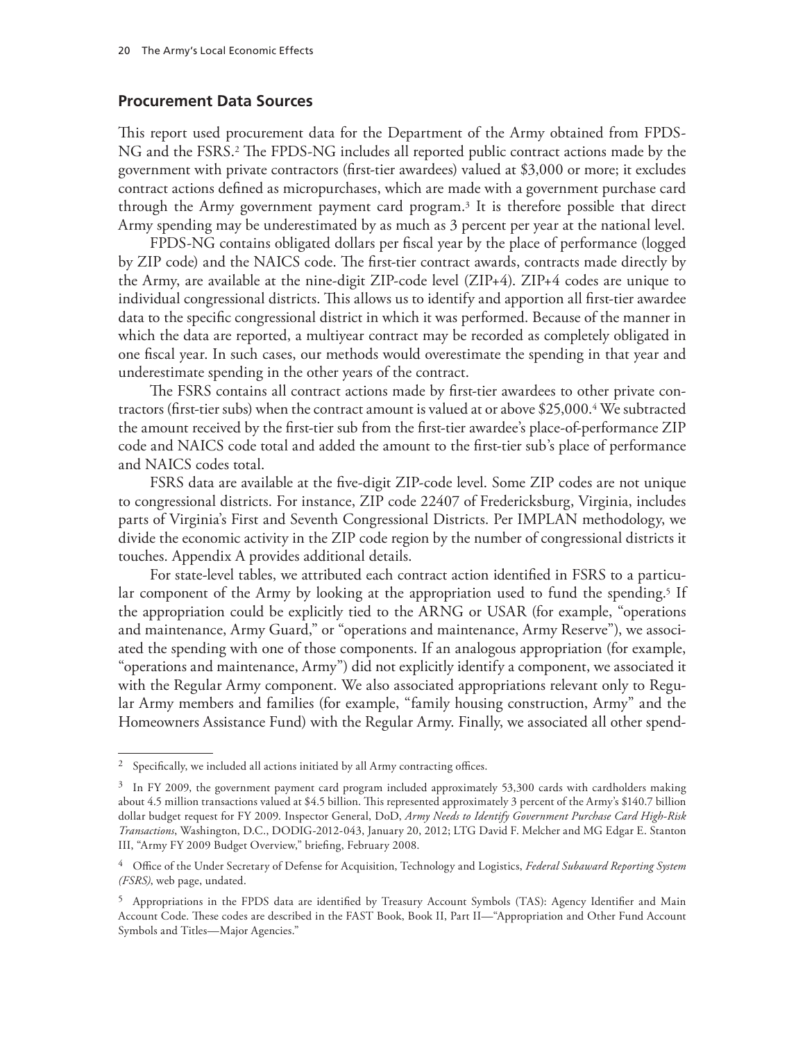## Procurement Data Sources

This report used procurement data for the Department of the Army obtained from FPDS-NG and the FSRS.[2] The FPDS-NG includes all reported public contract actions made by the government with private contractors (first-tier awardees) valued at $3,000 or more; it excludes contract actions defined as micropurchases, which are made with a government purchase card through the Army government payment card program.[3] It is therefore possible that direct Army spending may be underestimated by as much as 3 percent per year at the national level.

FPDS-NG contains obligated dollars per fiscal year by the place of performance (logged by ZIP code) and the NAICS code. The first-tier contract awards, contracts made directly by the Army, are available at the nine-digit ZIP-code level (ZIP+4). ZIP+4 codes are unique to individual congressional districts. This allows us to identify and apportion all first-tier awardee data to the specific congressional district in which it was performed. Because of the manner in which the data are reported, a multiyear contract may be recorded as completely obligated in one fiscal year. In such cases, our methods would overestimate the spending in that year and underestimate spending in the other years of the contract.

The FSRS contains all contract actions made by first-tier awardees to other private contractors (first-tier subs) when the contract amount is valued at or above $25,000.[4] We subtracted the amount received by the first-tier sub from the first-tier awardee's place-of-performance ZIP code and NAICS code total and added the amount to the first-tier sub's place of performance and NAICS codes total.

FSRS data are available at the five-digit ZIP-code level. Some ZIP codes are not unique to congressional districts. For instance, ZIP code 22407 of Fredericksburg, Virginia, includes parts of Virginia's First and Seventh Congressional Districts. Per IMPLAN methodology, we divide the economic activity in the ZIP code region by the number of congressional districts it touches. Appendix A provides additional details.

For state-level tables, we attributed each contract action identified in FSRS to a particular component of the Army by looking at the appropriation used to fund the spending.[5] If the appropriation could be explicitly tied to the ARNG or USAR (for example, "operations and maintenance, Army Guard," or "operations and maintenance, Army Reserve"), we associated the spending with one of those components. If an analogous appropriation (for example, "operations and maintenance, Army") did not explicitly identify a component, we associated it with the Regular Army component. We also associated appropriations relevant only to Regular Army members and families (for example, "family housing construction, Army" and the Homeowners Assistance Fund) with the Regular Army. Finally, we associated all other spend-

---

[2] Specifically, we included all actions initiated by all Army contracting offices.

[3] In FY 2009, the government payment card program included approximately 53,300 cards with cardholders making about 4.5 million transactions valued at $4.5 billion. This represented approximately 3 percent of the Army's $140.7 billion dollar budget request for FY 2009. Inspector General, DoD, *Army Needs to Identify Government Purchase Card High-Risk Transactions*, Washington, D.C., DODIG-2012-043, January 20, 2012; LTG David F. Melcher and MG Edgar E. Stanton III, "Army FY 2009 Budget Overview," briefing, February 2008.

[4] Office of the Under Secretary of Defense for Acquisition, Technology and Logistics, *Federal Subaward Reporting System (FSRS)*, web page, undated.

[5] Appropriations in the FPDS data are identified by Treasury Account Symbols (TAS): Agency Identifier and Main Account Code. These codes are described in the FAST Book, Book II, Part II—"Appropriation and Other Fund Account Symbols and Titles—Major Agencies."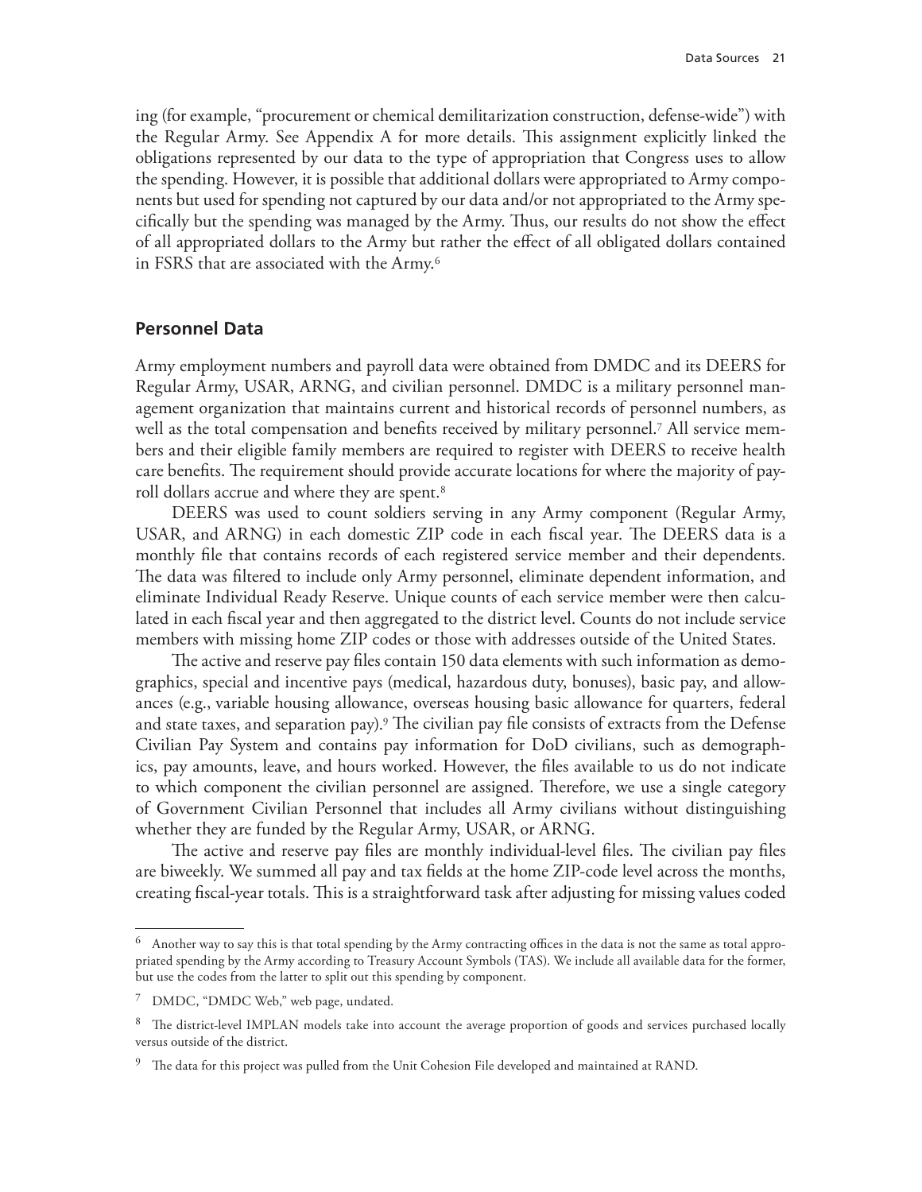ing (for example, "procurement or chemical demilitarization construction, defense-wide") with the Regular Army. See Appendix A for more details. This assignment explicitly linked the obligations represented by our data to the type of appropriation that Congress uses to allow the spending. However, it is possible that additional dollars were appropriated to Army components but used for spending not captured by our data and/or not appropriated to the Army specifically but the spending was managed by the Army. Thus, our results do not show the effect of all appropriated dollars to the Army but rather the effect of all obligated dollars contained in FSRS that are associated with the Army.[6]

## Personnel Data

Army employment numbers and payroll data were obtained from DMDC and its DEERS for Regular Army, USAR, ARNG, and civilian personnel. DMDC is a military personnel management organization that maintains current and historical records of personnel numbers, as well as the total compensation and benefits received by military personnel.[7] All service members and their eligible family members are required to register with DEERS to receive health care benefits. The requirement should provide accurate locations for where the majority of payroll dollars accrue and where they are spent.[8]

DEERS was used to count soldiers serving in any Army component (Regular Army, USAR, and ARNG) in each domestic ZIP code in each fiscal year. The DEERS data is a monthly file that contains records of each registered service member and their dependents. The data was filtered to include only Army personnel, eliminate dependent information, and eliminate Individual Ready Reserve. Unique counts of each service member were then calculated in each fiscal year and then aggregated to the district level. Counts do not include service members with missing home ZIP codes or those with addresses outside of the United States.

The active and reserve pay files contain 150 data elements with such information as demographics, special and incentive pays (medical, hazardous duty, bonuses), basic pay, and allowances (e.g., variable housing allowance, overseas housing basic allowance for quarters, federal and state taxes, and separation pay).[9] The civilian pay file consists of extracts from the Defense Civilian Pay System and contains pay information for DoD civilians, such as demographics, pay amounts, leave, and hours worked. However, the files available to us do not indicate to which component the civilian personnel are assigned. Therefore, we use a single category of Government Civilian Personnel that includes all Army civilians without distinguishing whether they are funded by the Regular Army, USAR, or ARNG.

The active and reserve pay files are monthly individual-level files. The civilian pay files are biweekly. We summed all pay and tax fields at the home ZIP-code level across the months, creating fiscal-year totals. This is a straightforward task after adjusting for missing values coded

---

[6] Another way to say this is that total spending by the Army contracting offices in the data is not the same as total appropriated spending by the Army according to Treasury Account Symbols (TAS). We include all available data for the former, but use the codes from the latter to split out this spending by component.

[7] DMDC, "DMDC Web," web page, undated.

[8] The district-level IMPLAN models take into account the average proportion of goods and services purchased locally versus outside of the district.

[9] The data for this project was pulled from the Unit Cohesion File developed and maintained at RAND.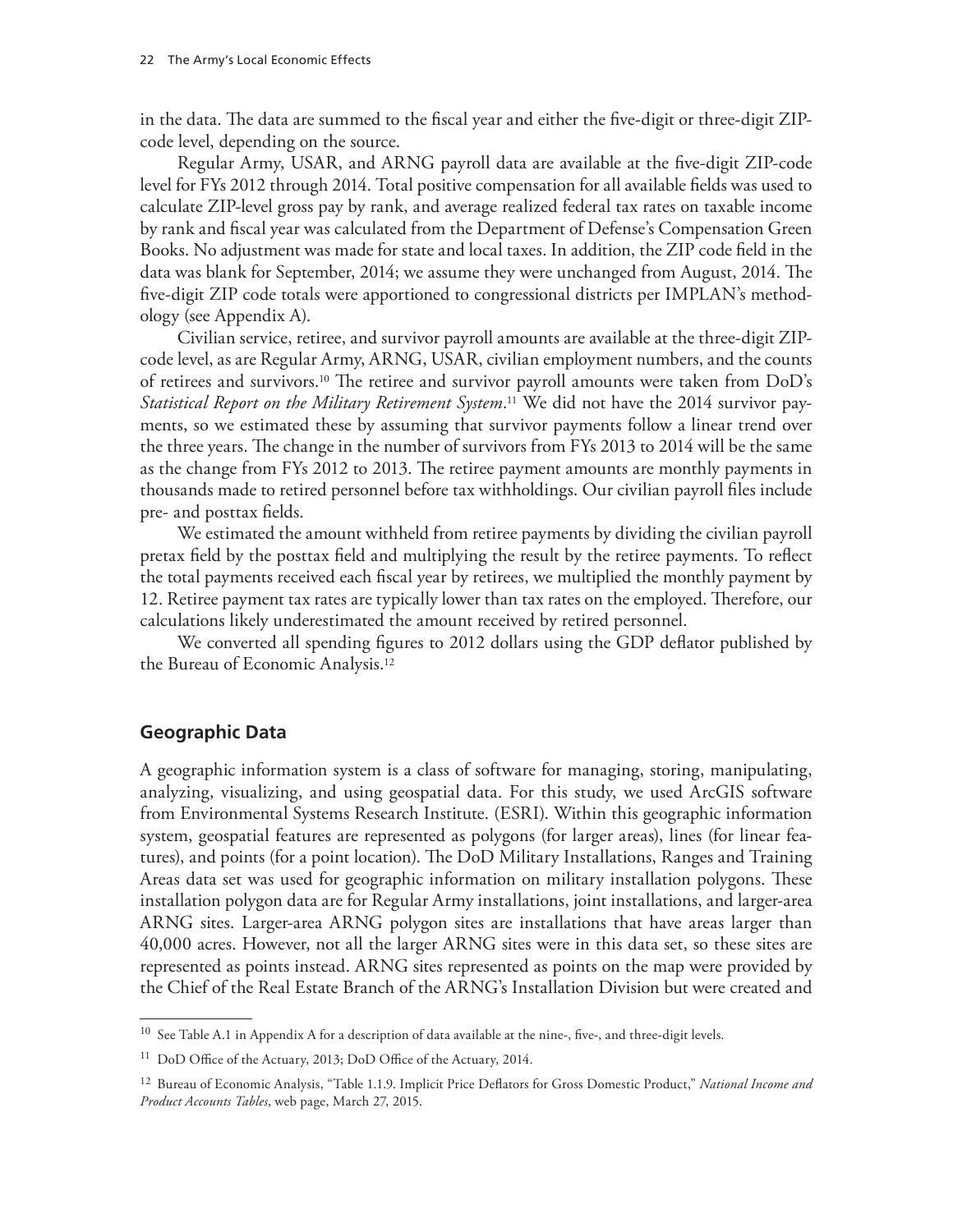in the data. The data are summed to the fiscal year and either the five-digit or three-digit ZIP-code level, depending on the source.

Regular Army, USAR, and ARNG payroll data are available at the five-digit ZIP-code level for FYs 2012 through 2014. Total positive compensation for all available fields was used to calculate ZIP-level gross pay by rank, and average realized federal tax rates on taxable income by rank and fiscal year was calculated from the Department of Defense's Compensation Green Books. No adjustment was made for state and local taxes. In addition, the ZIP code field in the data was blank for September, 2014; we assume they were unchanged from August, 2014. The five-digit ZIP code totals were apportioned to congressional districts per IMPLAN's methodology (see Appendix A).

Civilian service, retiree, and survivor payroll amounts are available at the three-digit ZIP-code level, as are Regular Army, ARNG, USAR, civilian employment numbers, and the counts of retirees and survivors.[10] The retiree and survivor payroll amounts were taken from DoD's *Statistical Report on the Military Retirement System*.[11] We did not have the 2014 survivor payments, so we estimated these by assuming that survivor payments follow a linear trend over the three years. The change in the number of survivors from FYs 2013 to 2014 will be the same as the change from FYs 2012 to 2013. The retiree payment amounts are monthly payments in thousands made to retired personnel before tax withholdings. Our civilian payroll files include pre- and posttax fields.

We estimated the amount withheld from retiree payments by dividing the civilian payroll pretax field by the posttax field and multiplying the result by the retiree payments. To reflect the total payments received each fiscal year by retirees, we multiplied the monthly payment by 12. Retiree payment tax rates are typically lower than tax rates on the employed. Therefore, our calculations likely underestimated the amount received by retired personnel.

We converted all spending figures to 2012 dollars using the GDP deflator published by the Bureau of Economic Analysis.[12]

## Geographic Data

A geographic information system is a class of software for managing, storing, manipulating, analyzing, visualizing, and using geospatial data. For this study, we used ArcGIS software from Environmental Systems Research Institute. (ESRI). Within this geographic information system, geospatial features are represented as polygons (for larger areas), lines (for linear features), and points (for a point location). The DoD Military Installations, Ranges and Training Areas data set was used for geographic information on military installation polygons. These installation polygon data are for Regular Army installations, joint installations, and larger-area ARNG sites. Larger-area ARNG polygon sites are installations that have areas larger than 40,000 acres. However, not all the larger ARNG sites were in this data set, so these sites are represented as points instead. ARNG sites represented as points on the map were provided by the Chief of the Real Estate Branch of the ARNG's Installation Division but were created and

---

[10] See Table A.1 in Appendix A for a description of data available at the nine-, five-, and three-digit levels.

[11] DoD Office of the Actuary, 2013; DoD Office of the Actuary, 2014.

[12] Bureau of Economic Analysis, "Table 1.1.9. Implicit Price Deflators for Gross Domestic Product," *National Income and Product Accounts Tables*, web page, March 27, 2015.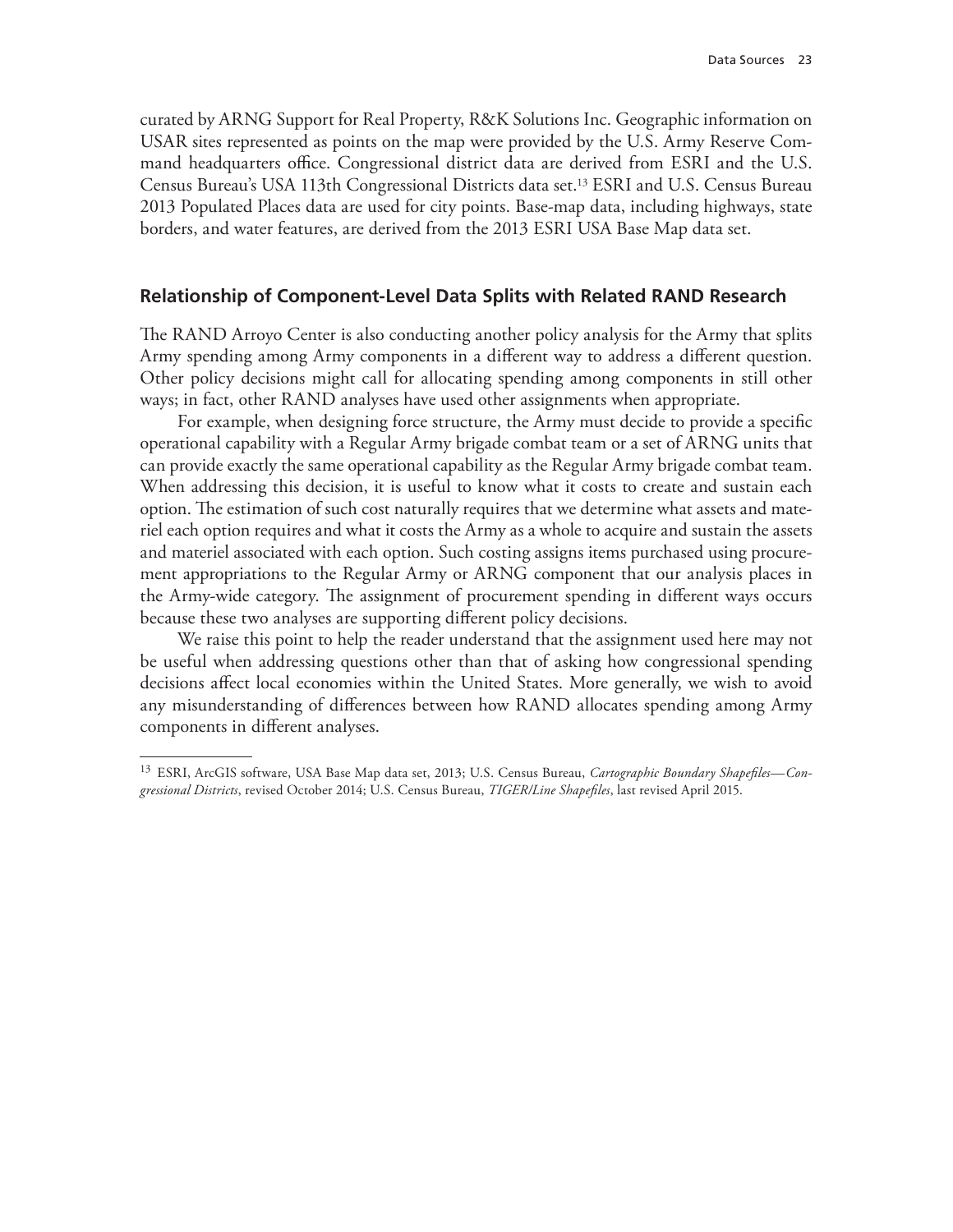curated by ARNG Support for Real Property, R&K Solutions Inc. Geographic information on USAR sites represented as points on the map were provided by the U.S. Army Reserve Command headquarters office. Congressional district data are derived from ESRI and the U.S. Census Bureau's USA 113th Congressional Districts data set.[13] ESRI and U.S. Census Bureau 2013 Populated Places data are used for city points. Base-map data, including highways, state borders, and water features, are derived from the 2013 ESRI USA Base Map data set.

## Relationship of Component-Level Data Splits with Related RAND Research

The RAND Arroyo Center is also conducting another policy analysis for the Army that splits Army spending among Army components in a different way to address a different question. Other policy decisions might call for allocating spending among components in still other ways; in fact, other RAND analyses have used other assignments when appropriate.

For example, when designing force structure, the Army must decide to provide a specific operational capability with a Regular Army brigade combat team or a set of ARNG units that can provide exactly the same operational capability as the Regular Army brigade combat team. When addressing this decision, it is useful to know what it costs to create and sustain each option. The estimation of such cost naturally requires that we determine what assets and materiel each option requires and what it costs the Army as a whole to acquire and sustain the assets and materiel associated with each option. Such costing assigns items purchased using procurement appropriations to the Regular Army or ARNG component that our analysis places in the Army-wide category. The assignment of procurement spending in different ways occurs because these two analyses are supporting different policy decisions.

We raise this point to help the reader understand that the assignment used here may not be useful when addressing questions other than that of asking how congressional spending decisions affect local economies within the United States. More generally, we wish to avoid any misunderstanding of differences between how RAND allocates spending among Army components in different analyses.

---

[13] ESRI, ArcGIS software, USA Base Map data set, 2013; U.S. Census Bureau, *Cartographic Boundary Shapefiles—Congressional Districts*, revised October 2014; U.S. Census Bureau, *TIGER/Line Shapefiles*, last revised April 2015.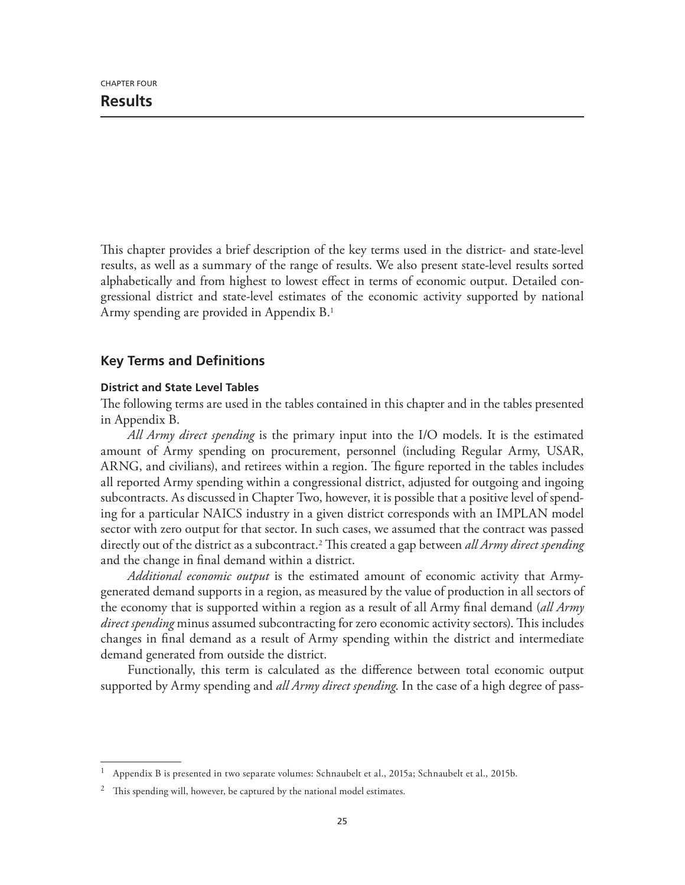CHAPTER FOUR

# Results

This chapter provides a brief description of the key terms used in the district- and state-level results, as well as a summary of the range of results. We also present state-level results sorted alphabetically and from highest to lowest effect in terms of economic output. Detailed congressional district and state-level estimates of the economic activity supported by national Army spending are provided in Appendix B.[1]

## Key Terms and Definitions

### District and State Level Tables

The following terms are used in the tables contained in this chapter and in the tables presented in Appendix B.

*All Army direct spending* is the primary input into the I/O models. It is the estimated amount of Army spending on procurement, personnel (including Regular Army, USAR, ARNG, and civilians), and retirees within a region. The figure reported in the tables includes all reported Army spending within a congressional district, adjusted for outgoing and ingoing subcontracts. As discussed in Chapter Two, however, it is possible that a positive level of spending for a particular NAICS industry in a given district corresponds with an IMPLAN model sector with zero output for that sector. In such cases, we assumed that the contract was passed directly out of the district as a subcontract.[2] This created a gap between *all Army direct spending* and the change in final demand within a district.

*Additional economic output* is the estimated amount of economic activity that Army-generated demand supports in a region, as measured by the value of production in all sectors of the economy that is supported within a region as a result of all Army final demand (*all Army direct spending* minus assumed subcontracting for zero economic activity sectors). This includes changes in final demand as a result of Army spending within the district and intermediate demand generated from outside the district.

Functionally, this term is calculated as the difference between total economic output supported by Army spending and *all Army direct spending*. In the case of a high degree of pass-

---

[1] Appendix B is presented in two separate volumes: Schnaubelt et al., 2015a; Schnaubelt et al., 2015b.

[2] This spending will, however, be captured by the national model estimates.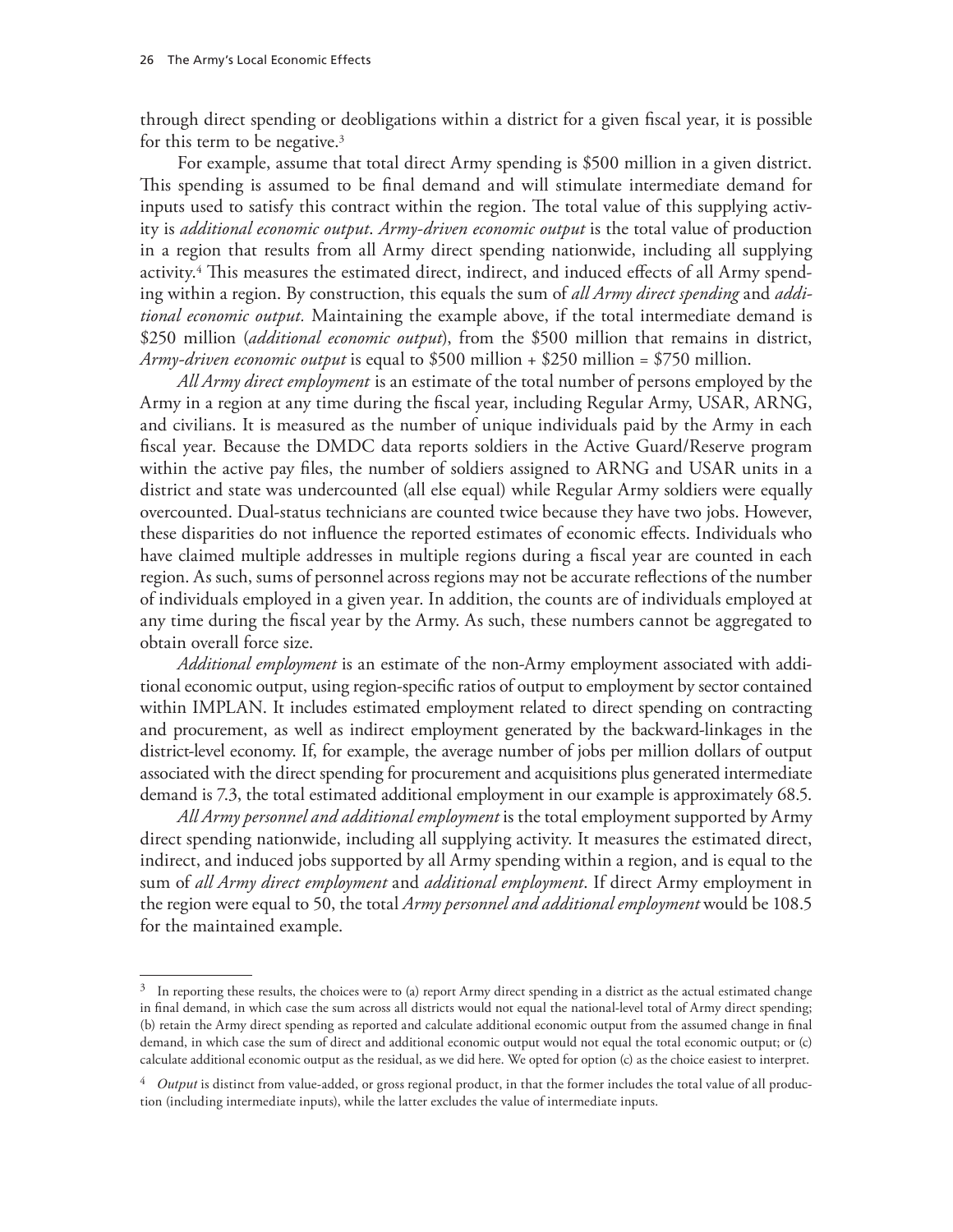through direct spending or deobligations within a district for a given fiscal year, it is possible for this term to be negative.[3]

For example, assume that total direct Army spending is $500 million in a given district. This spending is assumed to be final demand and will stimulate intermediate demand for inputs used to satisfy this contract within the region. The total value of this supplying activity is *additional economic output*. *Army-driven economic output* is the total value of production in a region that results from all Army direct spending nationwide, including all supplying activity.[4] This measures the estimated direct, indirect, and induced effects of all Army spending within a region. By construction, this equals the sum of *all Army direct spending* and *additional economic output.* Maintaining the example above, if the total intermediate demand is $250 million (*additional economic output*), from the $500 million that remains in district, *Army-driven economic output* is equal to $500 million + $250 million = $750 million.

*All Army direct employment* is an estimate of the total number of persons employed by the Army in a region at any time during the fiscal year, including Regular Army, USAR, ARNG, and civilians. It is measured as the number of unique individuals paid by the Army in each fiscal year. Because the DMDC data reports soldiers in the Active Guard/Reserve program within the active pay files, the number of soldiers assigned to ARNG and USAR units in a district and state was undercounted (all else equal) while Regular Army soldiers were equally overcounted. Dual-status technicians are counted twice because they have two jobs. However, these disparities do not influence the reported estimates of economic effects. Individuals who have claimed multiple addresses in multiple regions during a fiscal year are counted in each region. As such, sums of personnel across regions may not be accurate reflections of the number of individuals employed in a given year. In addition, the counts are of individuals employed at any time during the fiscal year by the Army. As such, these numbers cannot be aggregated to obtain overall force size.

*Additional employment* is an estimate of the non-Army employment associated with additional economic output, using region-specific ratios of output to employment by sector contained within IMPLAN. It includes estimated employment related to direct spending on contracting and procurement, as well as indirect employment generated by the backward-linkages in the district-level economy. If, for example, the average number of jobs per million dollars of output associated with the direct spending for procurement and acquisitions plus generated intermediate demand is 7.3, the total estimated additional employment in our example is approximately 68.5.

*All Army personnel and additional employment* is the total employment supported by Army direct spending nationwide, including all supplying activity. It measures the estimated direct, indirect, and induced jobs supported by all Army spending within a region, and is equal to the sum of *all Army direct employment* and *additional employment*. If direct Army employment in the region were equal to 50, the total *Army personnel and additional employment* would be 108.5 for the maintained example.

---

[3] In reporting these results, the choices were to (a) report Army direct spending in a district as the actual estimated change in final demand, in which case the sum across all districts would not equal the national-level total of Army direct spending; (b) retain the Army direct spending as reported and calculate additional economic output from the assumed change in final demand, in which case the sum of direct and additional economic output would not equal the total economic output; or (c) calculate additional economic output as the residual, as we did here. We opted for option (c) as the choice easiest to interpret.

[4] *Output* is distinct from value-added, or gross regional product, in that the former includes the total value of all production (including intermediate inputs), while the latter excludes the value of intermediate inputs.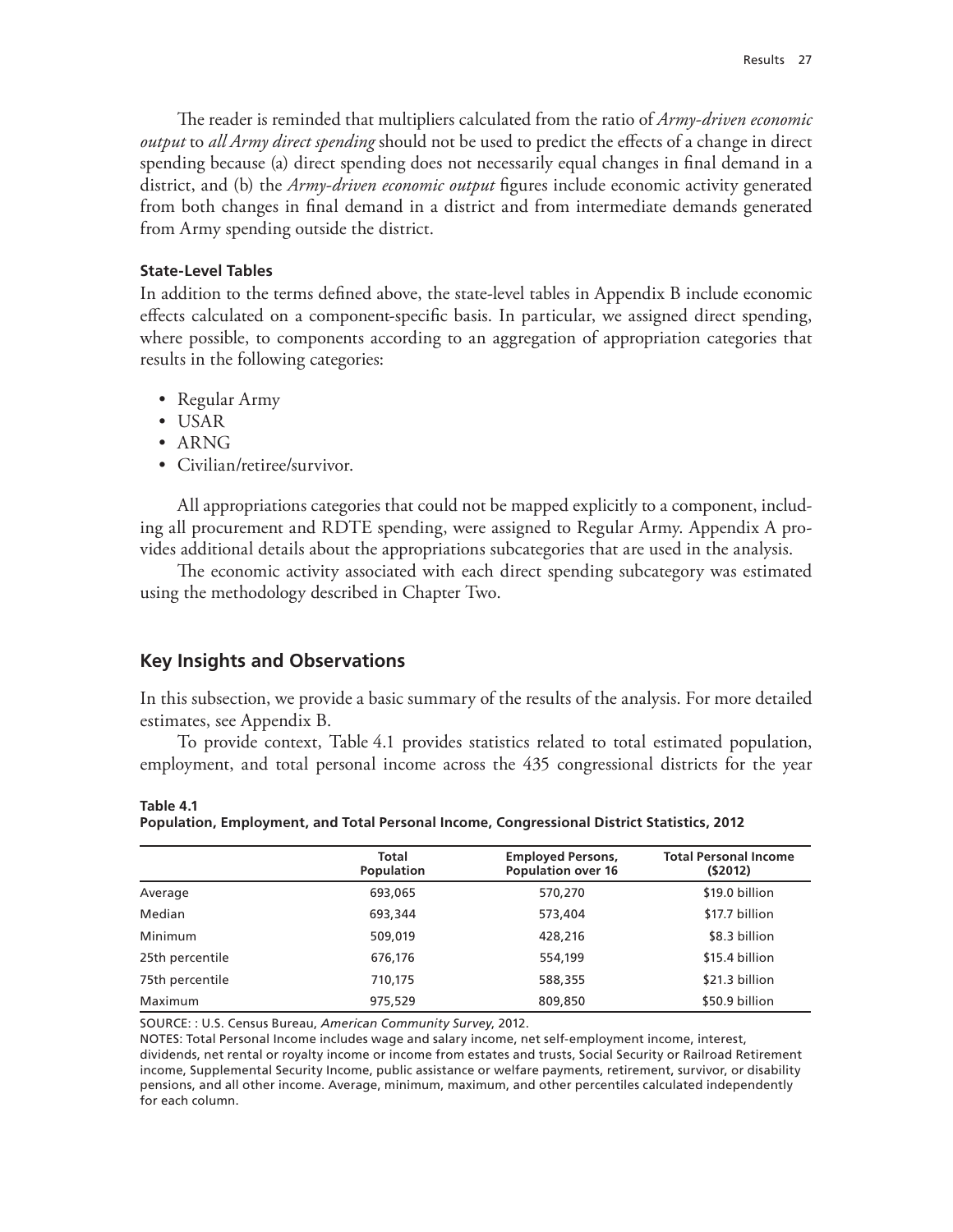The reader is reminded that multipliers calculated from the ratio of *Army-driven economic output* to *all Army direct spending* should not be used to predict the effects of a change in direct spending because (a) direct spending does not necessarily equal changes in final demand in a district, and (b) the *Army-driven economic output* figures include economic activity generated from both changes in final demand in a district and from intermediate demands generated from Army spending outside the district.

### State-Level Tables

In addition to the terms defined above, the state-level tables in Appendix B include economic effects calculated on a component-specific basis. In particular, we assigned direct spending, where possible, to components according to an aggregation of appropriation categories that results in the following categories:

- Regular Army
- USAR
- ARNG
- Civilian/retiree/survivor.

All appropriations categories that could not be mapped explicitly to a component, including all procurement and RDTE spending, were assigned to Regular Army. Appendix A provides additional details about the appropriations subcategories that are used in the analysis.

The economic activity associated with each direct spending subcategory was estimated using the methodology described in Chapter Two.

## Key Insights and Observations

In this subsection, we provide a basic summary of the results of the analysis. For more detailed estimates, see Appendix B.

To provide context, Table 4.1 provides statistics related to total estimated population, employment, and total personal income across the 435 congressional districts for the year

**Table 4.1**
**Population, Employment, and Total Personal Income, Congressional District Statistics, 2012**

| | Total Population | Employed Persons, Population over 16 | Total Personal Income ($2012) |
|---|---|---|---|
| Average | 693,065 | 570,270 | $19.0 billion |
| Median | 693,344 | 573,404 | $17.7 billion |
| Minimum | 509,019 | 428,216 | $8.3 billion |
| 25th percentile | 676,176 | 554,199 | $15.4 billion |
| 75th percentile | 710,175 | 588,355 | $21.3 billion |
| Maximum | 975,529 | 809,850 | $50.9 billion |

SOURCE: : U.S. Census Bureau, *American Community Survey*, 2012.

NOTES: Total Personal Income includes wage and salary income, net self-employment income, interest, dividends, net rental or royalty income or income from estates and trusts, Social Security or Railroad Retirement income, Supplemental Security Income, public assistance or welfare payments, retirement, survivor, or disability pensions, and all other income. Average, minimum, maximum, and other percentiles calculated independently for each column.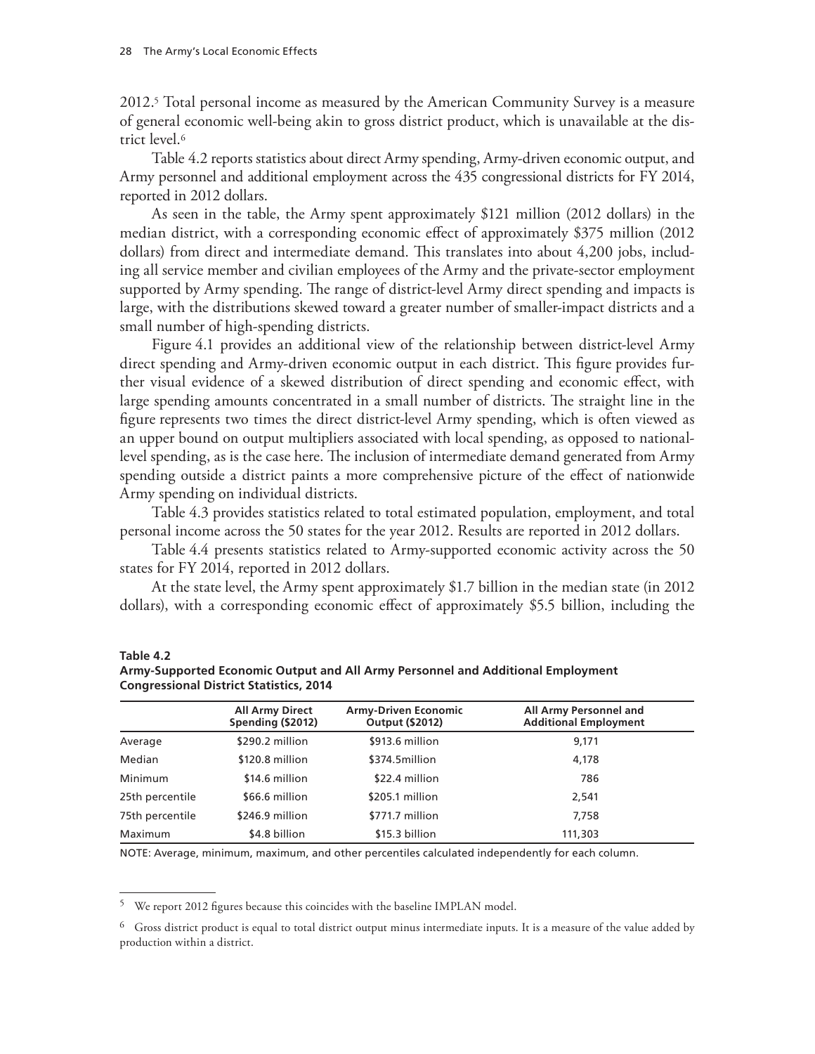2012.[5] Total personal income as measured by the American Community Survey is a measure of general economic well-being akin to gross district product, which is unavailable at the district level.[6]

Table 4.2 reports statistics about direct Army spending, Army-driven economic output, and Army personnel and additional employment across the 435 congressional districts for FY 2014, reported in 2012 dollars.

As seen in the table, the Army spent approximately $121 million (2012 dollars) in the median district, with a corresponding economic effect of approximately $375 million (2012 dollars) from direct and intermediate demand. This translates into about 4,200 jobs, including all service member and civilian employees of the Army and the private-sector employment supported by Army spending. The range of district-level Army direct spending and impacts is large, with the distributions skewed toward a greater number of smaller-impact districts and a small number of high-spending districts.

Figure 4.1 provides an additional view of the relationship between district-level Army direct spending and Army-driven economic output in each district. This figure provides further visual evidence of a skewed distribution of direct spending and economic effect, with large spending amounts concentrated in a small number of districts. The straight line in the figure represents two times the direct district-level Army spending, which is often viewed as an upper bound on output multipliers associated with local spending, as opposed to national-level spending, as is the case here. The inclusion of intermediate demand generated from Army spending outside a district paints a more comprehensive picture of the effect of nationwide Army spending on individual districts.

Table 4.3 provides statistics related to total estimated population, employment, and total personal income across the 50 states for the year 2012. Results are reported in 2012 dollars.

Table 4.4 presents statistics related to Army-supported economic activity across the 50 states for FY 2014, reported in 2012 dollars.

At the state level, the Army spent approximately $1.7 billion in the median state (in 2012 dollars), with a corresponding economic effect of approximately $5.5 billion, including the

**Table 4.2**
**Army-Supported Economic Output and All Army Personnel and Additional Employment Congressional District Statistics, 2014**

| | All Army Direct Spending ($2012) | Army-Driven Economic Output ($2012) | All Army Personnel and Additional Employment |
|---|---|---|---|
| Average | $290.2 million | $913.6 million | 9,171 |
| Median | $120.8 million | $374.5million | 4,178 |
| Minimum | $14.6 million | $22.4 million | 786 |
| 25th percentile | $66.6 million | $205.1 million | 2,541 |
| 75th percentile | $246.9 million | $771.7 million | 7,758 |
| Maximum | $4.8 billion | $15.3 billion | 111,303 |

NOTE: Average, minimum, maximum, and other percentiles calculated independently for each column.

[5] We report 2012 figures because this coincides with the baseline IMPLAN model.

[6] Gross district product is equal to total district output minus intermediate inputs. It is a measure of the value added by production within a district.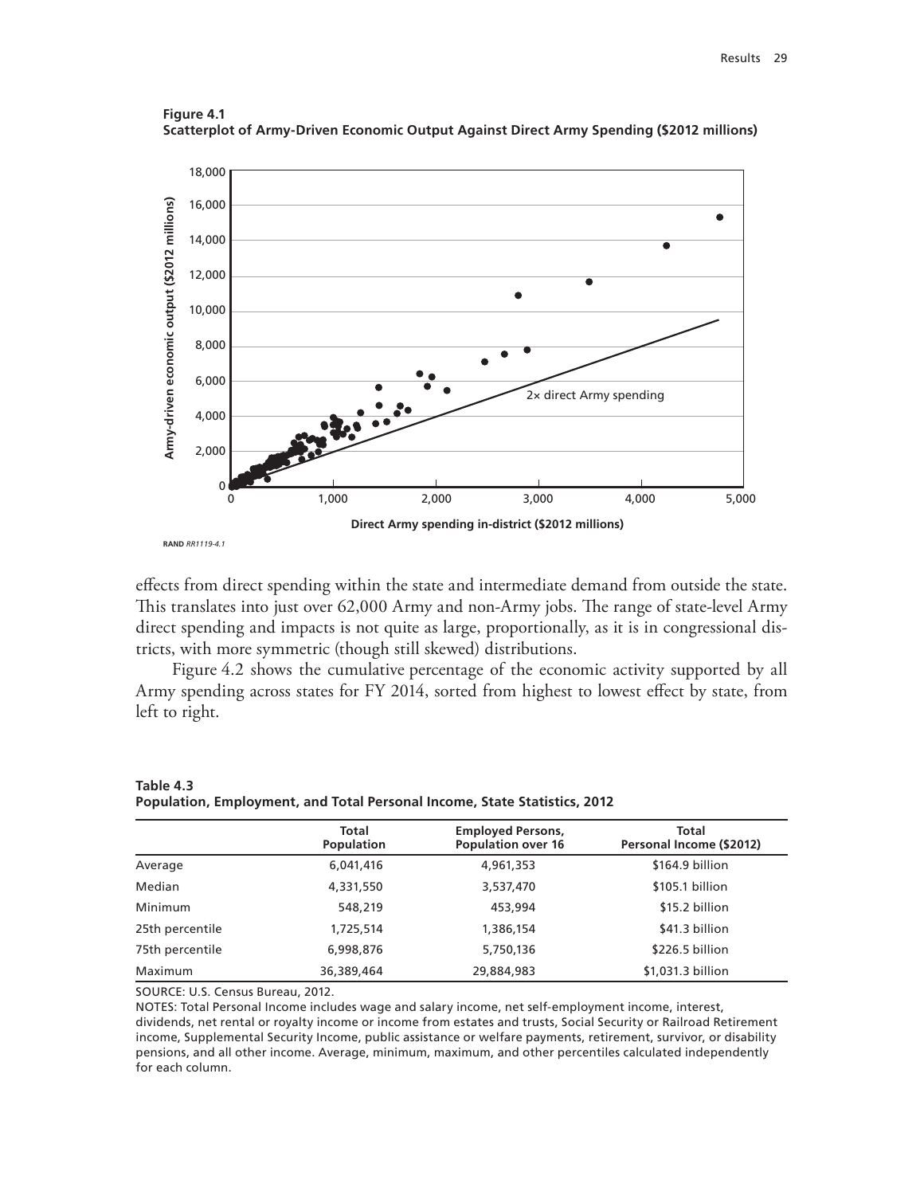**Figure 4.1**
**Scatterplot of Army-Driven Economic Output Against Direct Army Spending ($2012 millions)**

RAND *RR1119-4.1*

effects from direct spending within the state and intermediate demand from outside the state. This translates into just over 62,000 Army and non-Army jobs. The range of state-level Army direct spending and impacts is not quite as large, proportionally, as it is in congressional districts, with more symmetric (though still skewed) distributions.

Figure 4.2 shows the cumulative percentage of the economic activity supported by all Army spending across states for FY 2014, sorted from highest to lowest effect by state, from left to right.

**Table 4.3**
**Population, Employment, and Total Personal Income, State Statistics, 2012**

| | Total Population | Employed Persons, Population over 16 | Total Personal Income ($2012) |
|---|---|---|---|
| Average | 6,041,416 | 4,961,353 | $164.9 billion |
| Median | 4,331,550 | 3,537,470 | $105.1 billion |
| Minimum | 548,219 | 453,994 | $15.2 billion |
| 25th percentile | 1,725,514 | 1,386,154 | $41.3 billion |
| 75th percentile | 6,998,876 | 5,750,136 | $226.5 billion |
| Maximum | 36,389,464 | 29,884,983 | $1,031.3 billion |

SOURCE: U.S. Census Bureau, 2012.

NOTES: Total Personal Income includes wage and salary income, net self-employment income, interest, dividends, net rental or royalty income or income from estates and trusts, Social Security or Railroad Retirement income, Supplemental Security Income, public assistance or welfare payments, retirement, survivor, or disability pensions, and all other income. Average, minimum, maximum, and other percentiles calculated independently for each column.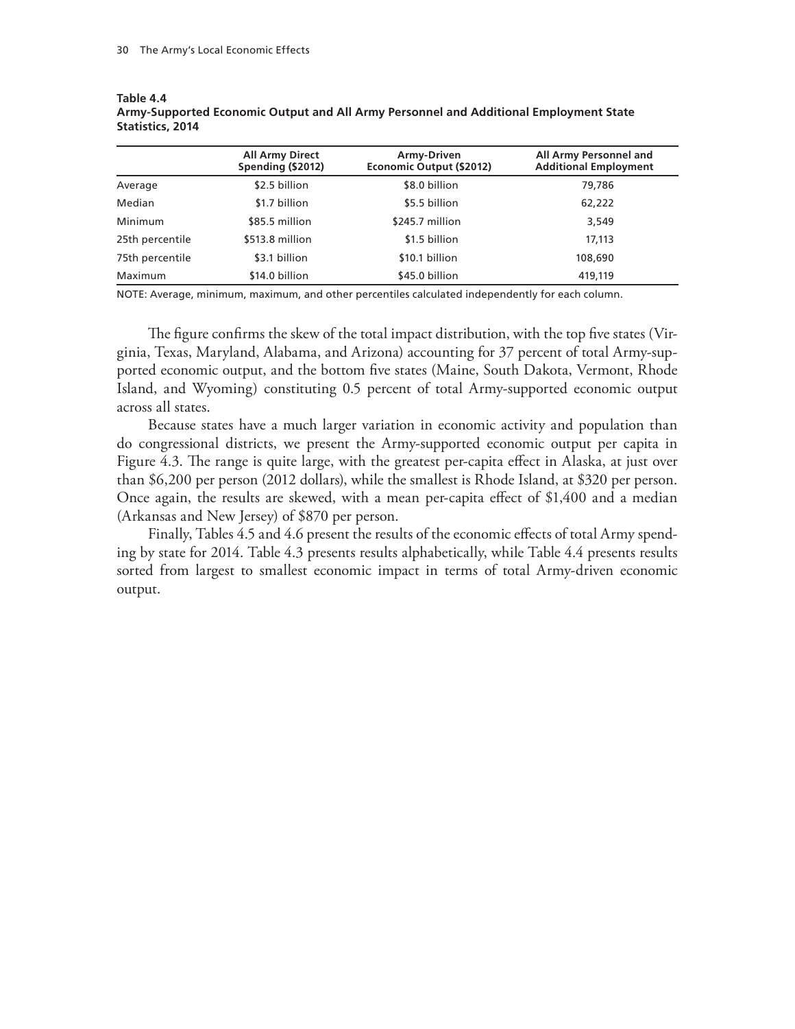**Table 4.4**
**Army-Supported Economic Output and All Army Personnel and Additional Employment State Statistics, 2014**

| | All Army Direct Spending ($2012) | Army-Driven Economic Output ($2012) | All Army Personnel and Additional Employment |
|---|---|---|---|
| Average | $2.5 billion | $8.0 billion | 79,786 |
| Median | $1.7 billion | $5.5 billion | 62,222 |
| Minimum | $85.5 million | $245.7 million | 3,549 |
| 25th percentile | $513.8 million | $1.5 billion | 17,113 |
| 75th percentile | $3.1 billion | $10.1 billion | 108,690 |
| Maximum | $14.0 billion | $45.0 billion | 419,119 |

NOTE: Average, minimum, maximum, and other percentiles calculated independently for each column.

The figure confirms the skew of the total impact distribution, with the top five states (Virginia, Texas, Maryland, Alabama, and Arizona) accounting for 37 percent of total Army-supported economic output, and the bottom five states (Maine, South Dakota, Vermont, Rhode Island, and Wyoming) constituting 0.5 percent of total Army-supported economic output across all states.

Because states have a much larger variation in economic activity and population than do congressional districts, we present the Army-supported economic output per capita in Figure 4.3. The range is quite large, with the greatest per-capita effect in Alaska, at just over than $6,200 per person (2012 dollars), while the smallest is Rhode Island, at $320 per person. Once again, the results are skewed, with a mean per-capita effect of $1,400 and a median (Arkansas and New Jersey) of $870 per person.

Finally, Tables 4.5 and 4.6 present the results of the economic effects of total Army spending by state for 2014. Table 4.3 presents results alphabetically, while Table 4.4 presents results sorted from largest to smallest economic impact in terms of total Army-driven economic output.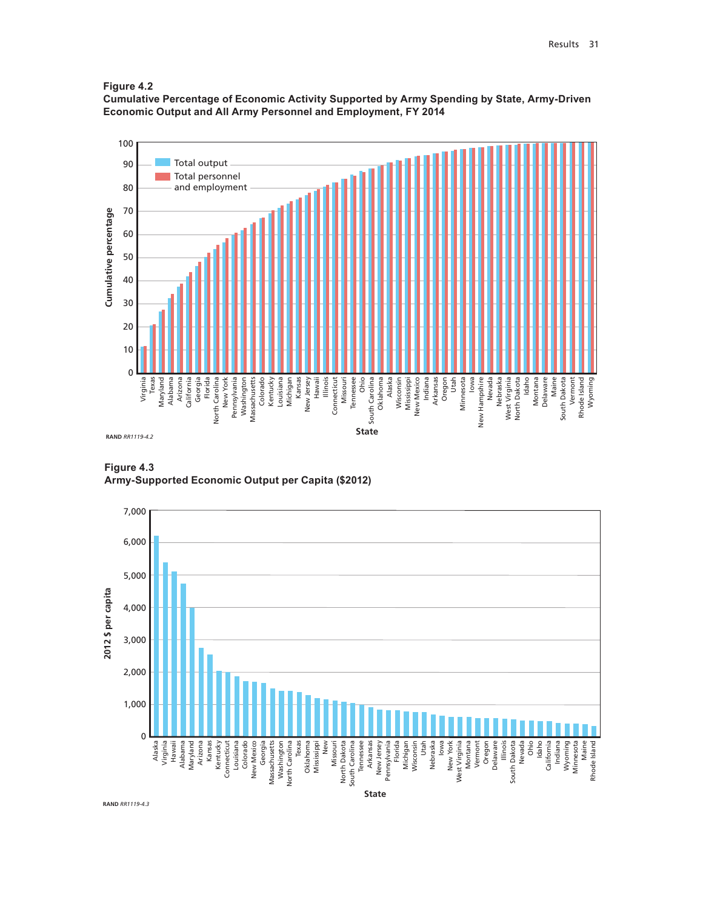**Figure 4.2**
**Cumulative Percentage of Economic Activity Supported by Army Spending by State, Army-Driven Economic Output and All Army Personnel and Employment, FY 2014**

RAND *RR1119-4.2*

**Figure 4.3**
**Army-Supported Economic Output per Capita ($2012)**

RAND *RR1119-4.3*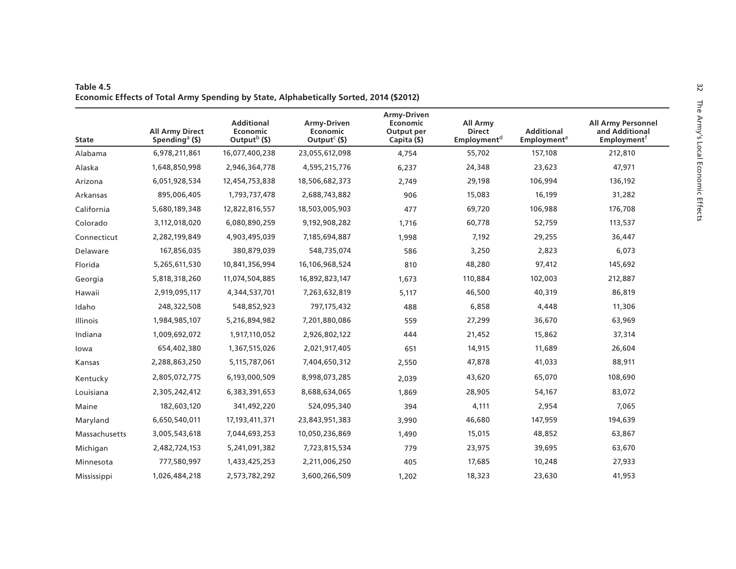**Table 4.5**
**Economic Effects of Total Army Spending by State, Alphabetically Sorted, 2014 ($2012)**

| State | All Army Direct Spending[a] ($) | Additional Economic Output[b] ($) | Army-Driven Economic Output[c] ($) | Army-Driven Economic Output per Capita ($) | All Army Direct Employment[d] | Additional Employment[e] | All Army Personnel and Additional Employment[f] |
|---|---|---|---|---|---|---|---|
| Alabama | 6,978,211,861 | 16,077,400,238 | 23,055,612,098 | 4,754 | 55,702 | 157,108 | 212,810 |
| Alaska | 1,648,850,998 | 2,946,364,778 | 4,595,215,776 | 6,237 | 24,348 | 23,623 | 47,971 |
| Arizona | 6,051,928,534 | 12,454,753,838 | 18,506,682,373 | 2,749 | 29,198 | 106,994 | 136,192 |
| Arkansas | 895,006,405 | 1,793,737,478 | 2,688,743,882 | 906 | 15,083 | 16,199 | 31,282 |
| California | 5,680,189,348 | 12,822,816,557 | 18,503,005,903 | 477 | 69,720 | 106,988 | 176,708 |
| Colorado | 3,112,018,020 | 6,080,890,259 | 9,192,908,282 | 1,716 | 60,778 | 52,759 | 113,537 |
| Connecticut | 2,282,199,849 | 4,903,495,039 | 7,185,694,887 | 1,998 | 7,192 | 29,255 | 36,447 |
| Delaware | 167,856,035 | 380,879,039 | 548,735,074 | 586 | 3,250 | 2,823 | 6,073 |
| Florida | 5,265,611,530 | 10,841,356,994 | 16,106,968,524 | 810 | 48,280 | 97,412 | 145,692 |
| Georgia | 5,818,318,260 | 11,074,504,885 | 16,892,823,147 | 1,673 | 110,884 | 102,003 | 212,887 |
| Hawaii | 2,919,095,117 | 4,344,537,701 | 7,263,632,819 | 5,117 | 46,500 | 40,319 | 86,819 |
| Idaho | 248,322,508 | 548,852,923 | 797,175,432 | 488 | 6,858 | 4,448 | 11,306 |
| Illinois | 1,984,985,107 | 5,216,894,982 | 7,201,880,086 | 559 | 27,299 | 36,670 | 63,969 |
| Indiana | 1,009,692,072 | 1,917,110,052 | 2,926,802,122 | 444 | 21,452 | 15,862 | 37,314 |
| Iowa | 654,402,380 | 1,367,515,026 | 2,021,917,405 | 651 | 14,915 | 11,689 | 26,604 |
| Kansas | 2,288,863,250 | 5,115,787,061 | 7,404,650,312 | 2,550 | 47,878 | 41,033 | 88,911 |
| Kentucky | 2,805,072,775 | 6,193,000,509 | 8,998,073,285 | 2,039 | 43,620 | 65,070 | 108,690 |
| Louisiana | 2,305,242,412 | 6,383,391,653 | 8,688,634,065 | 1,869 | 28,905 | 54,167 | 83,072 |
| Maine | 182,603,120 | 341,492,220 | 524,095,340 | 394 | 4,111 | 2,954 | 7,065 |
| Maryland | 6,650,540,011 | 17,193,411,371 | 23,843,951,383 | 3,990 | 46,680 | 147,959 | 194,639 |
| Massachusetts | 3,005,543,618 | 7,044,693,253 | 10,050,236,869 | 1,490 | 15,015 | 48,852 | 63,867 |
| Michigan | 2,482,724,153 | 5,241,091,382 | 7,723,815,534 | 779 | 23,975 | 39,695 | 63,670 |
| Minnesota | 777,580,997 | 1,433,425,253 | 2,211,006,250 | 405 | 17,685 | 10,248 | 27,933 |
| Mississippi | 1,026,484,218 | 2,573,782,292 | 3,600,266,509 | 1,202 | 18,323 | 23,630 | 41,953 |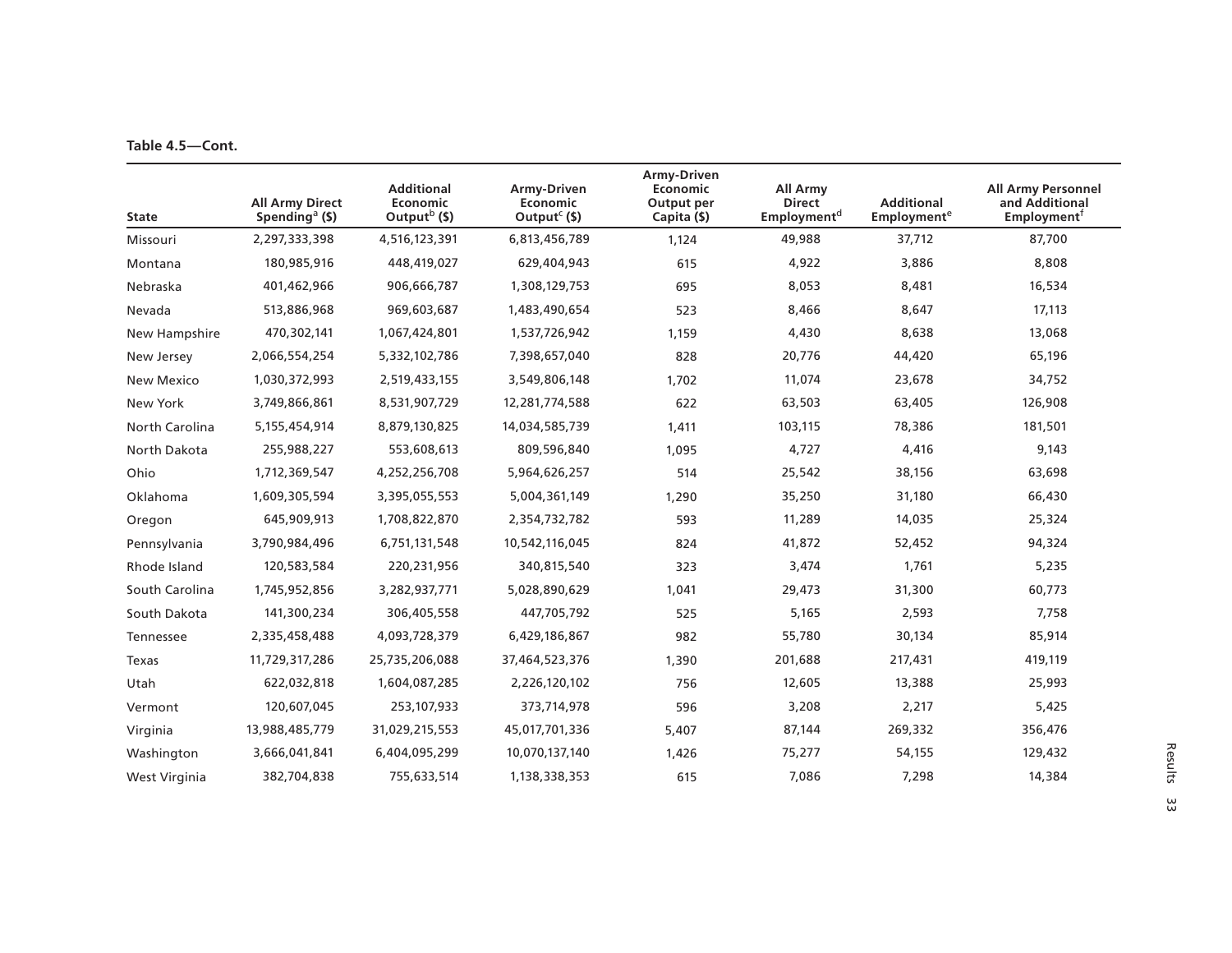**Table 4.5—Cont.**

| State | All Army Direct Spending[a] ($) | Additional Economic Output[b] ($) | Army-Driven Economic Output[c] ($) | Army-Driven Economic Output per Capita ($) | All Army Direct Employment[d] | Additional Employment[e] | All Army Personnel and Additional Employment[f] |
|---|---|---|---|---|---|---|---|
| Missouri | 2,297,333,398 | 4,516,123,391 | 6,813,456,789 | 1,124 | 49,988 | 37,712 | 87,700 |
| Montana | 180,985,916 | 448,419,027 | 629,404,943 | 615 | 4,922 | 3,886 | 8,808 |
| Nebraska | 401,462,966 | 906,666,787 | 1,308,129,753 | 695 | 8,053 | 8,481 | 16,534 |
| Nevada | 513,886,968 | 969,603,687 | 1,483,490,654 | 523 | 8,466 | 8,647 | 17,113 |
| New Hampshire | 470,302,141 | 1,067,424,801 | 1,537,726,942 | 1,159 | 4,430 | 8,638 | 13,068 |
| New Jersey | 2,066,554,254 | 5,332,102,786 | 7,398,657,040 | 828 | 20,776 | 44,420 | 65,196 |
| New Mexico | 1,030,372,993 | 2,519,433,155 | 3,549,806,148 | 1,702 | 11,074 | 23,678 | 34,752 |
| New York | 3,749,866,861 | 8,531,907,729 | 12,281,774,588 | 622 | 63,503 | 63,405 | 126,908 |
| North Carolina | 5,155,454,914 | 8,879,130,825 | 14,034,585,739 | 1,411 | 103,115 | 78,386 | 181,501 |
| North Dakota | 255,988,227 | 553,608,613 | 809,596,840 | 1,095 | 4,727 | 4,416 | 9,143 |
| Ohio | 1,712,369,547 | 4,252,256,708 | 5,964,626,257 | 514 | 25,542 | 38,156 | 63,698 |
| Oklahoma | 1,609,305,594 | 3,395,055,553 | 5,004,361,149 | 1,290 | 35,250 | 31,180 | 66,430 |
| Oregon | 645,909,913 | 1,708,822,870 | 2,354,732,782 | 593 | 11,289 | 14,035 | 25,324 |
| Pennsylvania | 3,790,984,496 | 6,751,131,548 | 10,542,116,045 | 824 | 41,872 | 52,452 | 94,324 |
| Rhode Island | 120,583,584 | 220,231,956 | 340,815,540 | 323 | 3,474 | 1,761 | 5,235 |
| South Carolina | 1,745,952,856 | 3,282,937,771 | 5,028,890,629 | 1,041 | 29,473 | 31,300 | 60,773 |
| South Dakota | 141,300,234 | 306,405,558 | 447,705,792 | 525 | 5,165 | 2,593 | 7,758 |
| Tennessee | 2,335,458,488 | 4,093,728,379 | 6,429,186,867 | 982 | 55,780 | 30,134 | 85,914 |
| Texas | 11,729,317,286 | 25,735,206,088 | 37,464,523,376 | 1,390 | 201,688 | 217,431 | 419,119 |
| Utah | 622,032,818 | 1,604,087,285 | 2,226,120,102 | 756 | 12,605 | 13,388 | 25,993 |
| Vermont | 120,607,045 | 253,107,933 | 373,714,978 | 596 | 3,208 | 2,217 | 5,425 |
| Virginia | 13,988,485,779 | 31,029,215,553 | 45,017,701,336 | 5,407 | 87,144 | 269,332 | 356,476 |
| Washington | 3,666,041,841 | 6,404,095,299 | 10,070,137,140 | 1,426 | 75,277 | 54,155 | 129,432 |
| West Virginia | 382,704,838 | 755,633,514 | 1,138,338,353 | 615 | 7,086 | 7,298 | 14,384 |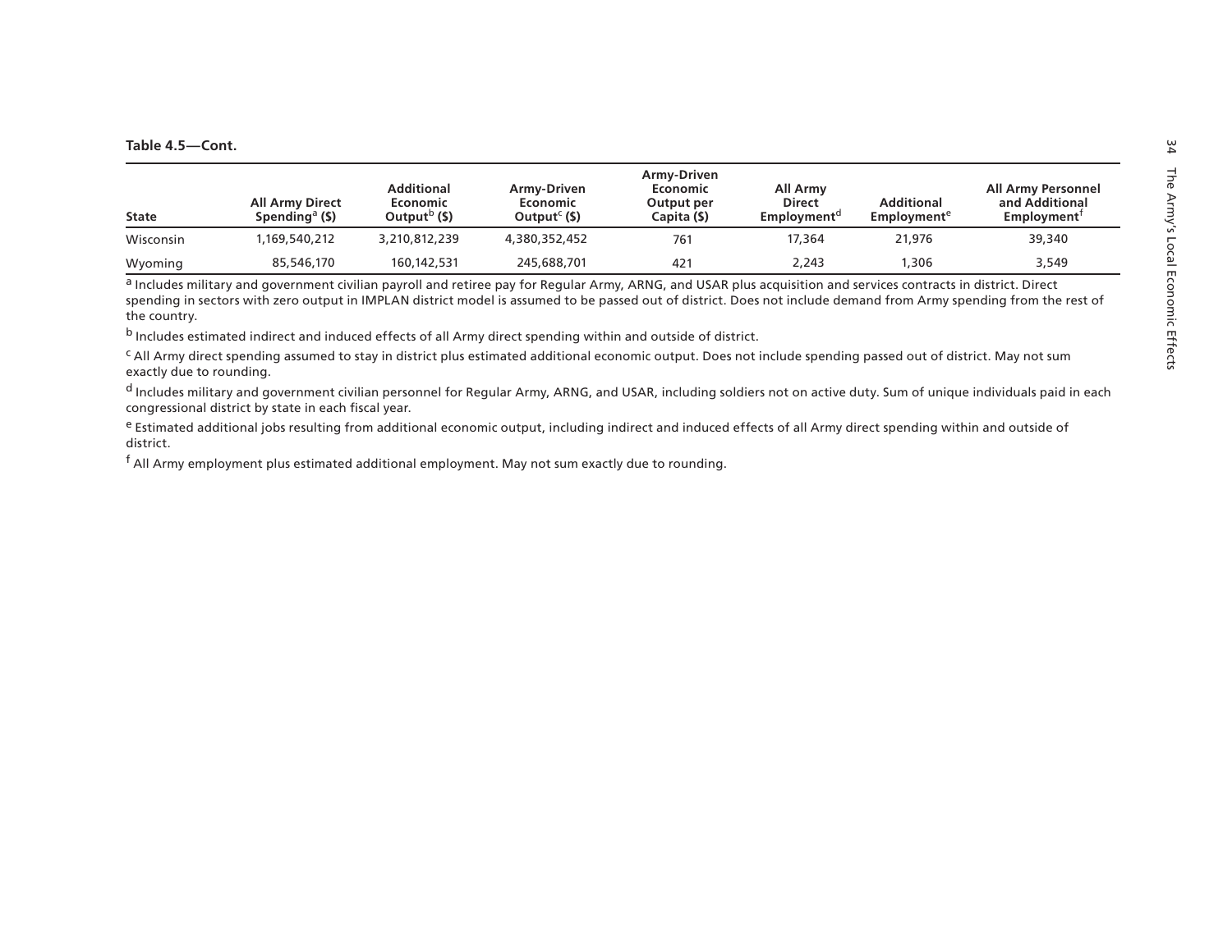**Table 4.5—Cont.**

| State | All Army Direct Spending[a] ($) | Additional Economic Output[b] ($) | Army-Driven Economic Output[c] ($) | Army-Driven Economic Output per Capita ($) | All Army Direct Employment[d] | Additional Employment[e] | All Army Personnel and Additional Employment[f] |
|---|---|---|---|---|---|---|---|
| Wisconsin | 1,169,540,212 | 3,210,812,239 | 4,380,352,452 | 761 | 17,364 | 21,976 | 39,340 |
| Wyoming | 85,546,170 | 160,142,531 | 245,688,701 | 421 | 2,243 | 1,306 | 3,549 |

[a] Includes military and government civilian payroll and retiree pay for Regular Army, ARNG, and USAR plus acquisition and services contracts in district. Direct spending in sectors with zero output in IMPLAN district model is assumed to be passed out of district. Does not include demand from Army spending from the rest of the country.

[b] Includes estimated indirect and induced effects of all Army direct spending within and outside of district.

[c] All Army direct spending assumed to stay in district plus estimated additional economic output. Does not include spending passed out of district. May not sum exactly due to rounding.

[d] Includes military and government civilian personnel for Regular Army, ARNG, and USAR, including soldiers not on active duty. Sum of unique individuals paid in each congressional district by state in each fiscal year.

[e] Estimated additional jobs resulting from additional economic output, including indirect and induced effects of all Army direct spending within and outside of district.

[f] All Army employment plus estimated additional employment. May not sum exactly due to rounding.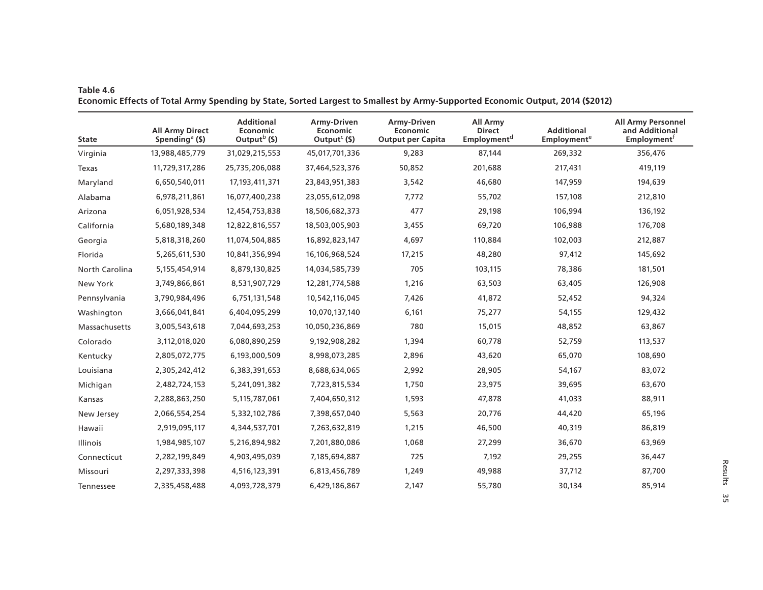**Table 4.6**
**Economic Effects of Total Army Spending by State, Sorted Largest to Smallest by Army-Supported Economic Output, 2014 ($2012)**

| State | All Army Direct Spending[a] ($) | Additional Economic Output[b] ($) | Army-Driven Economic Output[c] ($) | Army-Driven Economic Output per Capita | All Army Direct Employment[d] | Additional Employment[e] | All Army Personnel and Additional Employment[f] |
|---|---|---|---|---|---|---|---|
| Virginia | 13,988,485,779 | 31,029,215,553 | 45,017,701,336 | 9,283 | 87,144 | 269,332 | 356,476 |
| Texas | 11,729,317,286 | 25,735,206,088 | 37,464,523,376 | 50,852 | 201,688 | 217,431 | 419,119 |
| Maryland | 6,650,540,011 | 17,193,411,371 | 23,843,951,383 | 3,542 | 46,680 | 147,959 | 194,639 |
| Alabama | 6,978,211,861 | 16,077,400,238 | 23,055,612,098 | 7,772 | 55,702 | 157,108 | 212,810 |
| Arizona | 6,051,928,534 | 12,454,753,838 | 18,506,682,373 | 477 | 29,198 | 106,994 | 136,192 |
| California | 5,680,189,348 | 12,822,816,557 | 18,503,005,903 | 3,455 | 69,720 | 106,988 | 176,708 |
| Georgia | 5,818,318,260 | 11,074,504,885 | 16,892,823,147 | 4,697 | 110,884 | 102,003 | 212,887 |
| Florida | 5,265,611,530 | 10,841,356,994 | 16,106,968,524 | 17,215 | 48,280 | 97,412 | 145,692 |
| North Carolina | 5,155,454,914 | 8,879,130,825 | 14,034,585,739 | 705 | 103,115 | 78,386 | 181,501 |
| New York | 3,749,866,861 | 8,531,907,729 | 12,281,774,588 | 1,216 | 63,503 | 63,405 | 126,908 |
| Pennsylvania | 3,790,984,496 | 6,751,131,548 | 10,542,116,045 | 7,426 | 41,872 | 52,452 | 94,324 |
| Washington | 3,666,041,841 | 6,404,095,299 | 10,070,137,140 | 6,161 | 75,277 | 54,155 | 129,432 |
| Massachusetts | 3,005,543,618 | 7,044,693,253 | 10,050,236,869 | 780 | 15,015 | 48,852 | 63,867 |
| Colorado | 3,112,018,020 | 6,080,890,259 | 9,192,908,282 | 1,394 | 60,778 | 52,759 | 113,537 |
| Kentucky | 2,805,072,775 | 6,193,000,509 | 8,998,073,285 | 2,896 | 43,620 | 65,070 | 108,690 |
| Louisiana | 2,305,242,412 | 6,383,391,653 | 8,688,634,065 | 2,992 | 28,905 | 54,167 | 83,072 |
| Michigan | 2,482,724,153 | 5,241,091,382 | 7,723,815,534 | 1,750 | 23,975 | 39,695 | 63,670 |
| Kansas | 2,288,863,250 | 5,115,787,061 | 7,404,650,312 | 1,593 | 47,878 | 41,033 | 88,911 |
| New Jersey | 2,066,554,254 | 5,332,102,786 | 7,398,657,040 | 5,563 | 20,776 | 44,420 | 65,196 |
| Hawaii | 2,919,095,117 | 4,344,537,701 | 7,263,632,819 | 1,215 | 46,500 | 40,319 | 86,819 |
| Illinois | 1,984,985,107 | 5,216,894,982 | 7,201,880,086 | 1,068 | 27,299 | 36,670 | 63,969 |
| Connecticut | 2,282,199,849 | 4,903,495,039 | 7,185,694,887 | 725 | 7,192 | 29,255 | 36,447 |
| Missouri | 2,297,333,398 | 4,516,123,391 | 6,813,456,789 | 1,249 | 49,988 | 37,712 | 87,700 |
| Tennessee | 2,335,458,488 | 4,093,728,379 | 6,429,186,867 | 2,147 | 55,780 | 30,134 | 85,914 |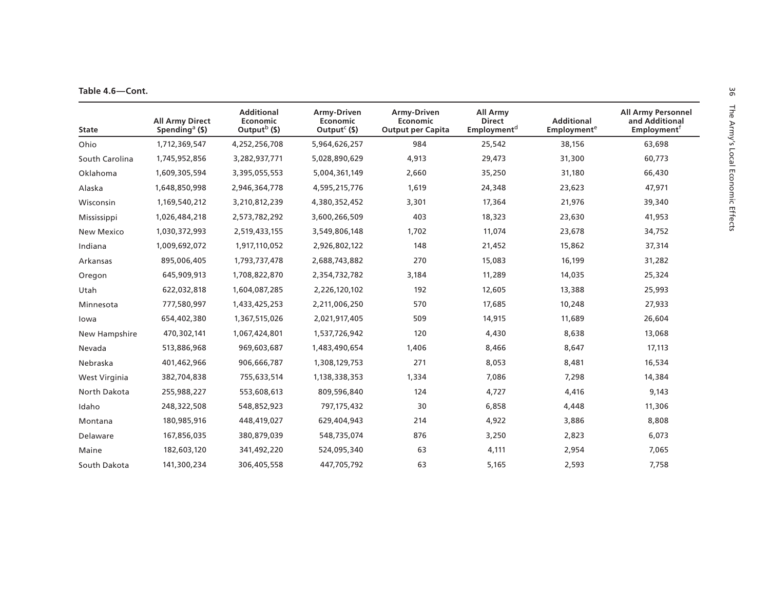**Table 4.6—Cont.**

| State | All Army Direct Spending[a] ($) | Additional Economic Output[b] ($) | Army-Driven Economic Output[c] ($) | Army-Driven Economic Output per Capita | All Army Direct Employment[d] | Additional Employment[e] | All Army Personnel and Additional Employment[f] |
|---|---|---|---|---|---|---|---|
| Ohio | 1,712,369,547 | 4,252,256,708 | 5,964,626,257 | 984 | 25,542 | 38,156 | 63,698 |
| South Carolina | 1,745,952,856 | 3,282,937,771 | 5,028,890,629 | 4,913 | 29,473 | 31,300 | 60,773 |
| Oklahoma | 1,609,305,594 | 3,395,055,553 | 5,004,361,149 | 2,660 | 35,250 | 31,180 | 66,430 |
| Alaska | 1,648,850,998 | 2,946,364,778 | 4,595,215,776 | 1,619 | 24,348 | 23,623 | 47,971 |
| Wisconsin | 1,169,540,212 | 3,210,812,239 | 4,380,352,452 | 3,301 | 17,364 | 21,976 | 39,340 |
| Mississippi | 1,026,484,218 | 2,573,782,292 | 3,600,266,509 | 403 | 18,323 | 23,630 | 41,953 |
| New Mexico | 1,030,372,993 | 2,519,433,155 | 3,549,806,148 | 1,702 | 11,074 | 23,678 | 34,752 |
| Indiana | 1,009,692,072 | 1,917,110,052 | 2,926,802,122 | 148 | 21,452 | 15,862 | 37,314 |
| Arkansas | 895,006,405 | 1,793,737,478 | 2,688,743,882 | 270 | 15,083 | 16,199 | 31,282 |
| Oregon | 645,909,913 | 1,708,822,870 | 2,354,732,782 | 3,184 | 11,289 | 14,035 | 25,324 |
| Utah | 622,032,818 | 1,604,087,285 | 2,226,120,102 | 192 | 12,605 | 13,388 | 25,993 |
| Minnesota | 777,580,997 | 1,433,425,253 | 2,211,006,250 | 570 | 17,685 | 10,248 | 27,933 |
| Iowa | 654,402,380 | 1,367,515,026 | 2,021,917,405 | 509 | 14,915 | 11,689 | 26,604 |
| New Hampshire | 470,302,141 | 1,067,424,801 | 1,537,726,942 | 120 | 4,430 | 8,638 | 13,068 |
| Nevada | 513,886,968 | 969,603,687 | 1,483,490,654 | 1,406 | 8,466 | 8,647 | 17,113 |
| Nebraska | 401,462,966 | 906,666,787 | 1,308,129,753 | 271 | 8,053 | 8,481 | 16,534 |
| West Virginia | 382,704,838 | 755,633,514 | 1,138,338,353 | 1,334 | 7,086 | 7,298 | 14,384 |
| North Dakota | 255,988,227 | 553,608,613 | 809,596,840 | 124 | 4,727 | 4,416 | 9,143 |
| Idaho | 248,322,508 | 548,852,923 | 797,175,432 | 30 | 6,858 | 4,448 | 11,306 |
| Montana | 180,985,916 | 448,419,027 | 629,404,943 | 214 | 4,922 | 3,886 | 8,808 |
| Delaware | 167,856,035 | 380,879,039 | 548,735,074 | 876 | 3,250 | 2,823 | 6,073 |
| Maine | 182,603,120 | 341,492,220 | 524,095,340 | 63 | 4,111 | 2,954 | 7,065 |
| South Dakota | 141,300,234 | 306,405,558 | 447,705,792 | 63 | 5,165 | 2,593 | 7,758 |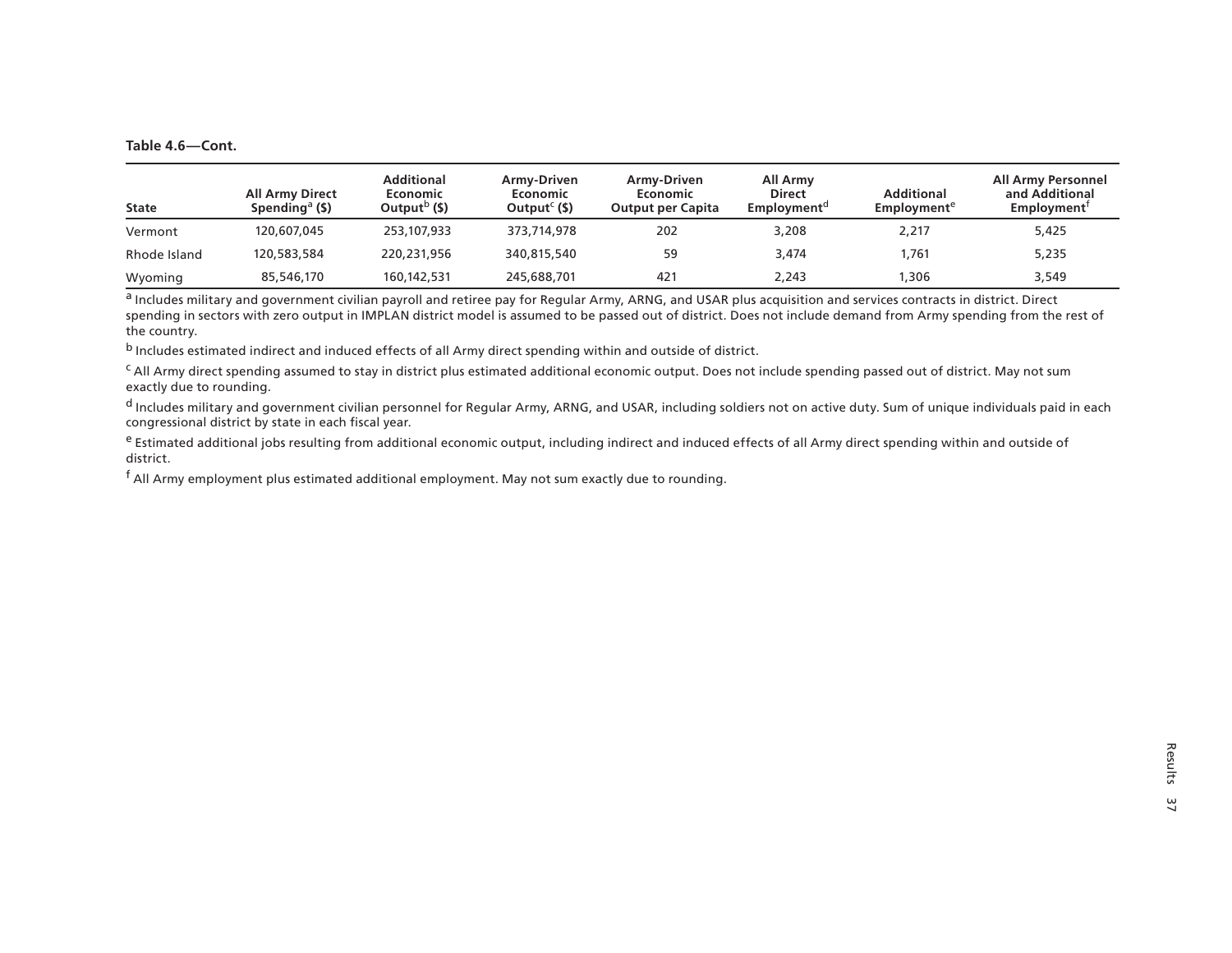**Table 4.6—Cont.**

| State | All Army Direct Spending[a] ($) | Additional Economic Output[b] ($) | Army-Driven Economic Output[c] ($) | Army-Driven Economic Output per Capita | All Army Direct Employment[d] | Additional Employment[e] | All Army Personnel and Additional Employment[f] |
|---|---|---|---|---|---|---|---|
| Vermont | 120,607,045 | 253,107,933 | 373,714,978 | 202 | 3,208 | 2,217 | 5,425 |
| Rhode Island | 120,583,584 | 220,231,956 | 340,815,540 | 59 | 3,474 | 1,761 | 5,235 |
| Wyoming | 85,546,170 | 160,142,531 | 245,688,701 | 421 | 2,243 | 1,306 | 3,549 |

[a] Includes military and government civilian payroll and retiree pay for Regular Army, ARNG, and USAR plus acquisition and services contracts in district. Direct spending in sectors with zero output in IMPLAN district model is assumed to be passed out of district. Does not include demand from Army spending from the rest of the country.

[b] Includes estimated indirect and induced effects of all Army direct spending within and outside of district.

[c] All Army direct spending assumed to stay in district plus estimated additional economic output. Does not include spending passed out of district. May not sum exactly due to rounding.

[d] Includes military and government civilian personnel for Regular Army, ARNG, and USAR, including soldiers not on active duty. Sum of unique individuals paid in each congressional district by state in each fiscal year.

[e] Estimated additional jobs resulting from additional economic output, including indirect and induced effects of all Army direct spending within and outside of district.

[f] All Army employment plus estimated additional employment. May not sum exactly due to rounding.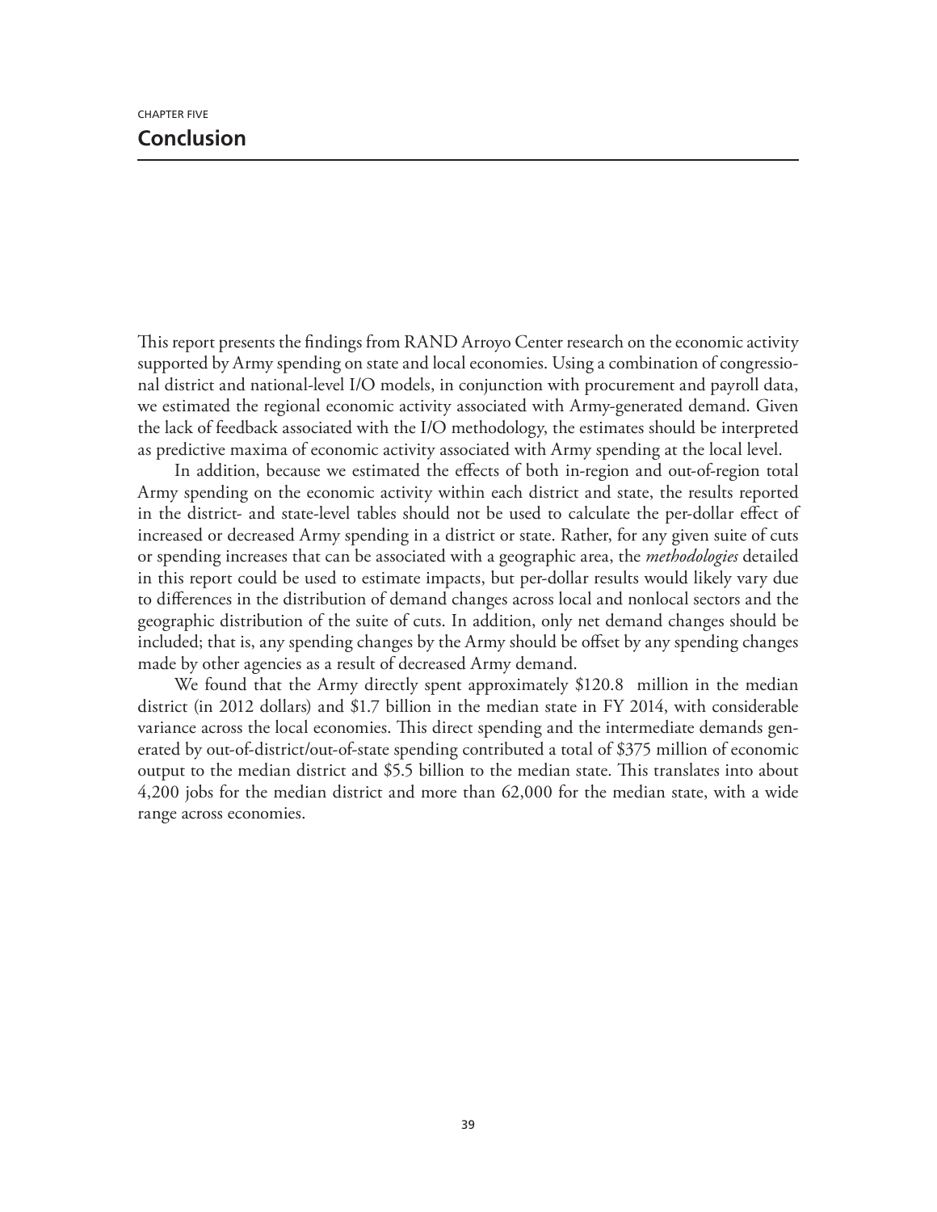CHAPTER FIVE

# Conclusion

This report presents the findings from RAND Arroyo Center research on the economic activity supported by Army spending on state and local economies. Using a combination of congressional district and national-level I/O models, in conjunction with procurement and payroll data, we estimated the regional economic activity associated with Army-generated demand. Given the lack of feedback associated with the I/O methodology, the estimates should be interpreted as predictive maxima of economic activity associated with Army spending at the local level.

In addition, because we estimated the effects of both in-region and out-of-region total Army spending on the economic activity within each district and state, the results reported in the district- and state-level tables should not be used to calculate the per-dollar effect of increased or decreased Army spending in a district or state. Rather, for any given suite of cuts or spending increases that can be associated with a geographic area, the *methodologies* detailed in this report could be used to estimate impacts, but per-dollar results would likely vary due to differences in the distribution of demand changes across local and nonlocal sectors and the geographic distribution of the suite of cuts. In addition, only net demand changes should be included; that is, any spending changes by the Army should be offset by any spending changes made by other agencies as a result of decreased Army demand.

We found that the Army directly spent approximately $120.8 million in the median district (in 2012 dollars) and $1.7 billion in the median state in FY 2014, with considerable variance across the local economies. This direct spending and the intermediate demands generated by out-of-district/out-of-state spending contributed a total of $375 million of economic output to the median district and $5.5 billion to the median state. This translates into about 4,200 jobs for the median district and more than 62,000 for the median state, with a wide range across economies.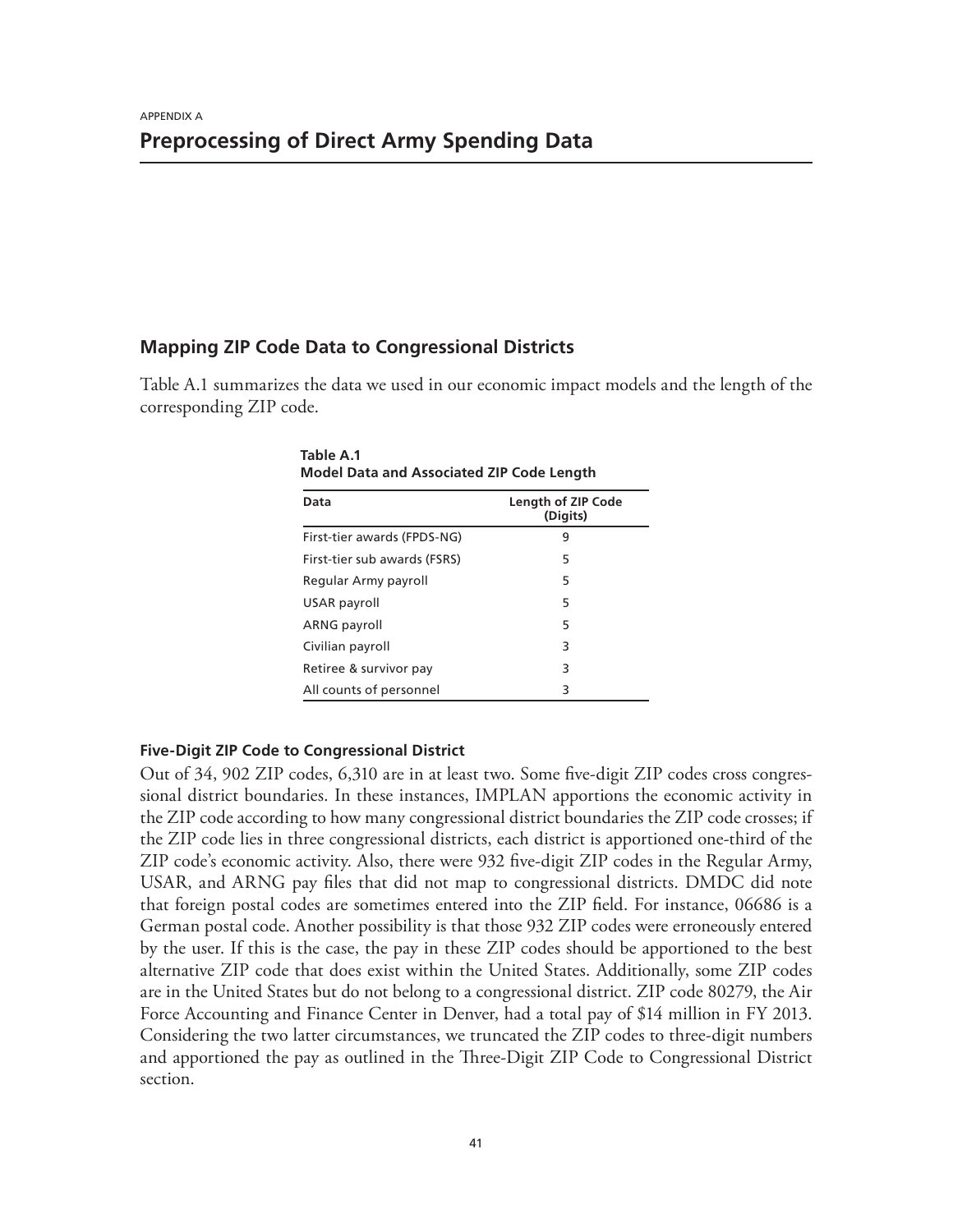APPENDIX A

# Preprocessing of Direct Army Spending Data

## Mapping ZIP Code Data to Congressional Districts

Table A.1 summarizes the data we used in our economic impact models and the length of the corresponding ZIP code.

**Table A.1**
**Model Data and Associated ZIP Code Length**

| Data | Length of ZIP Code (Digits) |
|---|---|
| First-tier awards (FPDS-NG) | 9 |
| First-tier sub awards (FSRS) | 5 |
| Regular Army payroll | 5 |
| USAR payroll | 5 |
| ARNG payroll | 5 |
| Civilian payroll | 3 |
| Retiree & survivor pay | 3 |
| All counts of personnel | 3 |

### Five-Digit ZIP Code to Congressional District

Out of 34, 902 ZIP codes, 6,310 are in at least two. Some five-digit ZIP codes cross congressional district boundaries. In these instances, IMPLAN apportions the economic activity in the ZIP code according to how many congressional district boundaries the ZIP code crosses; if the ZIP code lies in three congressional districts, each district is apportioned one-third of the ZIP code's economic activity. Also, there were 932 five-digit ZIP codes in the Regular Army, USAR, and ARNG pay files that did not map to congressional districts. DMDC did note that foreign postal codes are sometimes entered into the ZIP field. For instance, 06686 is a German postal code. Another possibility is that those 932 ZIP codes were erroneously entered by the user. If this is the case, the pay in these ZIP codes should be apportioned to the best alternative ZIP code that does exist within the United States. Additionally, some ZIP codes are in the United States but do not belong to a congressional district. ZIP code 80279, the Air Force Accounting and Finance Center in Denver, had a total pay of $14 million in FY 2013. Considering the two latter circumstances, we truncated the ZIP codes to three-digit numbers and apportioned the pay as outlined in the Three-Digit ZIP Code to Congressional District section.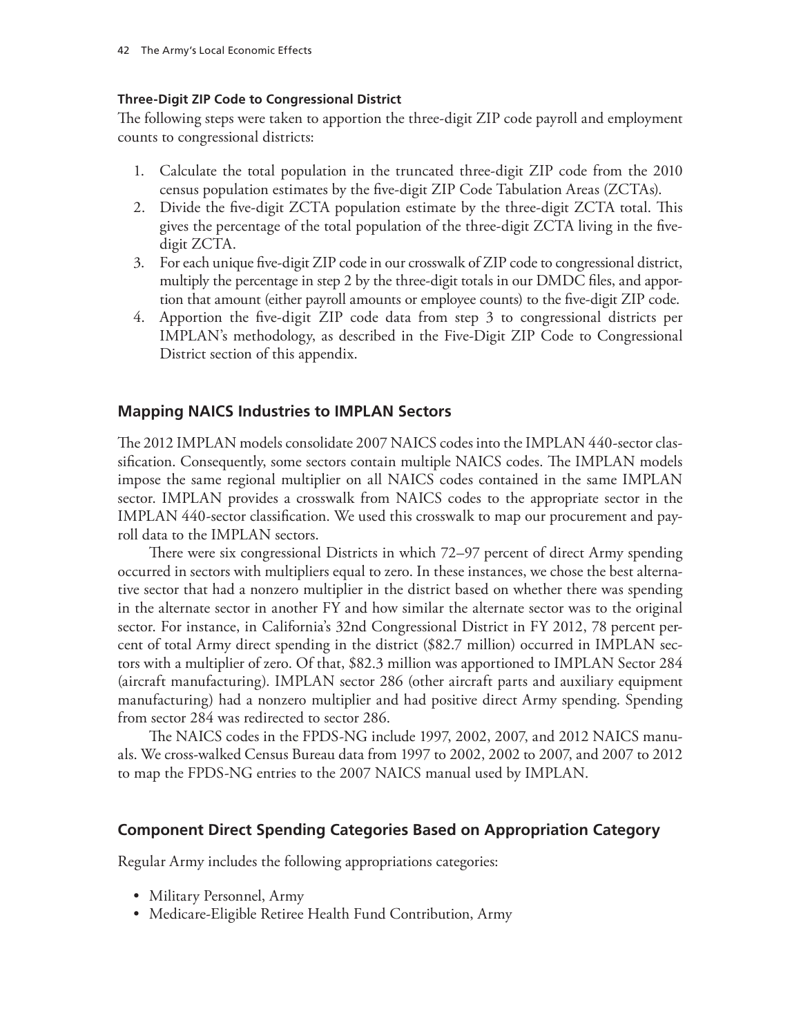#### Three-Digit ZIP Code to Congressional District

The following steps were taken to apportion the three-digit ZIP code payroll and employment counts to congressional districts:

1. Calculate the total population in the truncated three-digit ZIP code from the 2010 census population estimates by the five-digit ZIP Code Tabulation Areas (ZCTAs).
2. Divide the five-digit ZCTA population estimate by the three-digit ZCTA total. This gives the percentage of the total population of the three-digit ZCTA living in the five-digit ZCTA.
3. For each unique five-digit ZIP code in our crosswalk of ZIP code to congressional district, multiply the percentage in step 2 by the three-digit totals in our DMDC files, and apportion that amount (either payroll amounts or employee counts) to the five-digit ZIP code.
4. Apportion the five-digit ZIP code data from step 3 to congressional districts per IMPLAN's methodology, as described in the Five-Digit ZIP Code to Congressional District section of this appendix.

### Mapping NAICS Industries to IMPLAN Sectors

The 2012 IMPLAN models consolidate 2007 NAICS codes into the IMPLAN 440-sector classification. Consequently, some sectors contain multiple NAICS codes. The IMPLAN models impose the same regional multiplier on all NAICS codes contained in the same IMPLAN sector. IMPLAN provides a crosswalk from NAICS codes to the appropriate sector in the IMPLAN 440-sector classification. We used this crosswalk to map our procurement and payroll data to the IMPLAN sectors.

There were six congressional Districts in which 72–97 percent of direct Army spending occurred in sectors with multipliers equal to zero. In these instances, we chose the best alternative sector that had a nonzero multiplier in the district based on whether there was spending in the alternate sector in another FY and how similar the alternate sector was to the original sector. For instance, in California's 32nd Congressional District in FY 2012, 78 percent percent of total Army direct spending in the district ($82.7 million) occurred in IMPLAN sectors with a multiplier of zero. Of that, $82.3 million was apportioned to IMPLAN Sector 284 (aircraft manufacturing). IMPLAN sector 286 (other aircraft parts and auxiliary equipment manufacturing) had a nonzero multiplier and had positive direct Army spending. Spending from sector 284 was redirected to sector 286.

The NAICS codes in the FPDS-NG include 1997, 2002, 2007, and 2012 NAICS manuals. We cross-walked Census Bureau data from 1997 to 2002, 2002 to 2007, and 2007 to 2012 to map the FPDS-NG entries to the 2007 NAICS manual used by IMPLAN.

### Component Direct Spending Categories Based on Appropriation Category

Regular Army includes the following appropriations categories:

- Military Personnel, Army
- Medicare-Eligible Retiree Health Fund Contribution, Army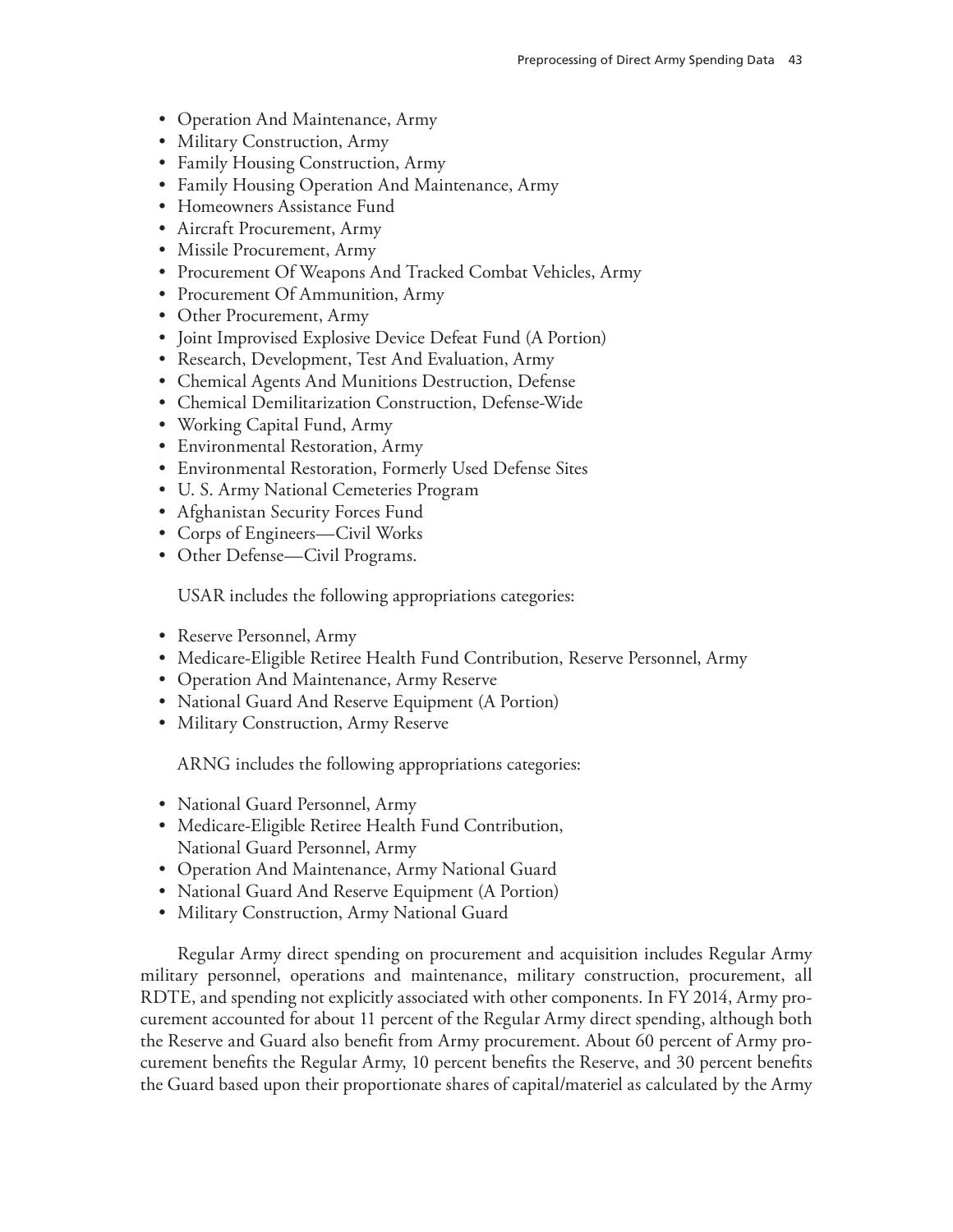- Operation And Maintenance, Army
- Military Construction, Army
- Family Housing Construction, Army
- Family Housing Operation And Maintenance, Army
- Homeowners Assistance Fund
- Aircraft Procurement, Army
- Missile Procurement, Army
- Procurement Of Weapons And Tracked Combat Vehicles, Army
- Procurement Of Ammunition, Army
- Other Procurement, Army
- Joint Improvised Explosive Device Defeat Fund (A Portion)
- Research, Development, Test And Evaluation, Army
- Chemical Agents And Munitions Destruction, Defense
- Chemical Demilitarization Construction, Defense-Wide
- Working Capital Fund, Army
- Environmental Restoration, Army
- Environmental Restoration, Formerly Used Defense Sites
- U. S. Army National Cemeteries Program
- Afghanistan Security Forces Fund
- Corps of Engineers—Civil Works
- Other Defense—Civil Programs.

USAR includes the following appropriations categories:

- Reserve Personnel, Army
- Medicare-Eligible Retiree Health Fund Contribution, Reserve Personnel, Army
- Operation And Maintenance, Army Reserve
- National Guard And Reserve Equipment (A Portion)
- Military Construction, Army Reserve

ARNG includes the following appropriations categories:

- National Guard Personnel, Army
- Medicare-Eligible Retiree Health Fund Contribution, National Guard Personnel, Army
- Operation And Maintenance, Army National Guard
- National Guard And Reserve Equipment (A Portion)
- Military Construction, Army National Guard

Regular Army direct spending on procurement and acquisition includes Regular Army military personnel, operations and maintenance, military construction, procurement, all RDTE, and spending not explicitly associated with other components. In FY 2014, Army procurement accounted for about 11 percent of the Regular Army direct spending, although both the Reserve and Guard also benefit from Army procurement. About 60 percent of Army procurement benefits the Regular Army, 10 percent benefits the Reserve, and 30 percent benefits the Guard based upon their proportionate shares of capital/materiel as calculated by the Army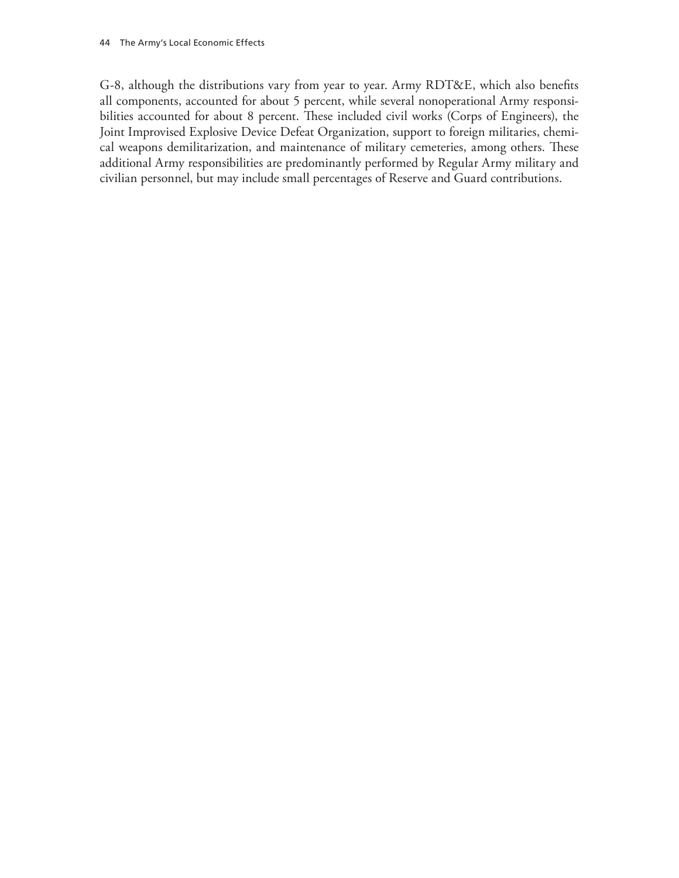G-8, although the distributions vary from year to year. Army RDT&E, which also benefits all components, accounted for about 5 percent, while several nonoperational Army responsibilities accounted for about 8 percent. These included civil works (Corps of Engineers), the Joint Improvised Explosive Device Defeat Organization, support to foreign militaries, chemical weapons demilitarization, and maintenance of military cemeteries, among others. These additional Army responsibilities are predominantly performed by Regular Army military and civilian personnel, but may include small percentages of Reserve and Guard contributions.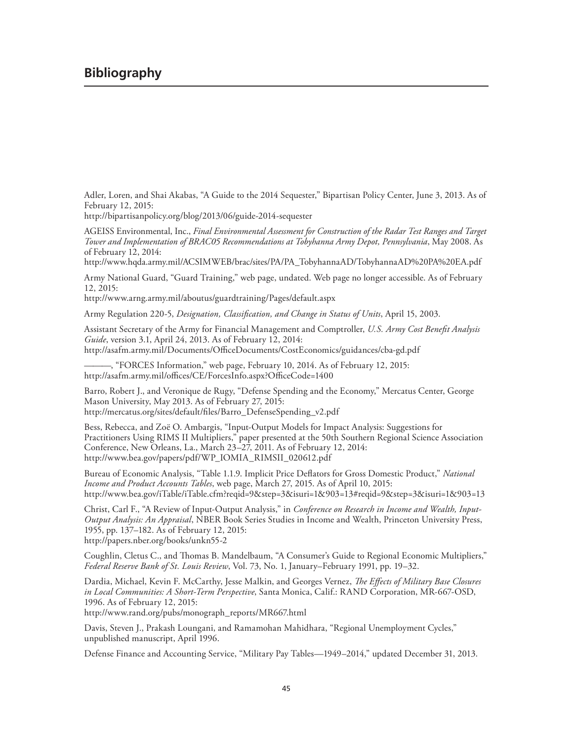# Bibliography

Adler, Loren, and Shai Akabas, "A Guide to the 2014 Sequester," Bipartisan Policy Center, June 3, 2013. As of February 12, 2015:
http://bipartisanpolicy.org/blog/2013/06/guide-2014-sequester

AGEISS Environmental, Inc., *Final Environmental Assessment for Construction of the Radar Test Ranges and Target Tower and Implementation of BRAC05 Recommendations at Tobyhanna Army Depot, Pennsylvania*, May 2008. As of February 12, 2014:
http://www.hqda.army.mil/ACSIMWEB/brac/sites/PA/PA_TobyhannaAD/TobyhannaAD%20PA%20EA.pdf

Army National Guard, "Guard Training," web page, undated. Web page no longer accessible. As of February 12, 2015:
http://www.arng.army.mil/aboutus/guardtraining/Pages/default.aspx

Army Regulation 220-5, *Designation, Classification, and Change in Status of Units*, April 15, 2003.

Assistant Secretary of the Army for Financial Management and Comptroller, *U.S. Army Cost Benefit Analysis Guide*, version 3.1, April 24, 2013. As of February 12, 2014:
http://asafm.army.mil/Documents/OfficeDocuments/CostEconomics/guidances/cba-gd.pdf

———, "FORCES Information," web page, February 10, 2014. As of February 12, 2015:
http://asafm.army.mil/offices/CE/ForcesInfo.aspx?OfficeCode=1400

Barro, Robert J., and Veronique de Rugy, "Defense Spending and the Economy," Mercatus Center, George Mason University, May 2013. As of February 27, 2015:
http://mercatus.org/sites/default/files/Barro_DefenseSpending_v2.pdf

Bess, Rebecca, and Zoë O. Ambargis, "Input-Output Models for Impact Analysis: Suggestions for Practitioners Using RIMS II Multipliers," paper presented at the 50th Southern Regional Science Association Conference, New Orleans, La., March 23–27, 2011. As of February 12, 2014:
http://www.bea.gov/papers/pdf/WP_IOMIA_RIMSII_020612.pdf

Bureau of Economic Analysis, "Table 1.1.9. Implicit Price Deflators for Gross Domestic Product," *National Income and Product Accounts Tables*, web page, March 27, 2015. As of April 10, 2015:
http://www.bea.gov/iTable/iTable.cfm?reqid=9&step=3&isuri=1&903=13#reqid=9&step=3&isuri=1&903=13

Christ, Carl F., "A Review of Input-Output Analysis," in *Conference on Research in Income and Wealth, Input-Output Analysis: An Appraisal*, NBER Book Series Studies in Income and Wealth, Princeton University Press, 1955, pp. 137–182. As of February 12, 2015:
http://papers.nber.org/books/unkn55-2

Coughlin, Cletus C., and Thomas B. Mandelbaum, "A Consumer's Guide to Regional Economic Multipliers," *Federal Reserve Bank of St. Louis Review*, Vol. 73, No. 1, January–February 1991, pp. 19–32.

Dardia, Michael, Kevin F. McCarthy, Jesse Malkin, and Georges Vernez, *The Effects of Military Base Closures in Local Communities: A Short-Term Perspective*, Santa Monica, Calif.: RAND Corporation, MR-667-OSD, 1996. As of February 12, 2015:
http://www.rand.org/pubs/monograph_reports/MR667.html

Davis, Steven J., Prakash Loungani, and Ramamohan Mahidhara, "Regional Unemployment Cycles," unpublished manuscript, April 1996.

Defense Finance and Accounting Service, "Military Pay Tables—1949–2014," updated December 31, 2013.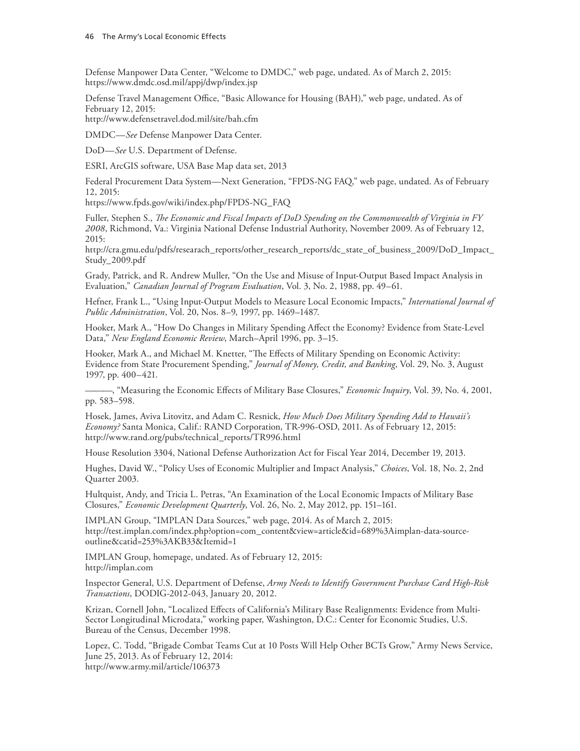Defense Manpower Data Center, "Welcome to DMDC," web page, undated. As of March 2, 2015:
https://www.dmdc.osd.mil/appj/dwp/index.jsp

Defense Travel Management Office, "Basic Allowance for Housing (BAH)," web page, undated. As of February 12, 2015:
http://www.defensetravel.dod.mil/site/bah.cfm

DMDC—*See* Defense Manpower Data Center.

DoD—*See* U.S. Department of Defense.

ESRI, ArcGIS software, USA Base Map data set, 2013

Federal Procurement Data System—Next Generation, "FPDS-NG FAQ," web page, undated. As of February 12, 2015:
https://www.fpds.gov/wiki/index.php/FPDS-NG_FAQ

Fuller, Stephen S., *The Economic and Fiscal Impacts of DoD Spending on the Commonwealth of Virginia in FY 2008*, Richmond, Va.: Virginia National Defense Industrial Authority, November 2009. As of February 12, 2015:
http://cra.gmu.edu/pdfs/researach_reports/other_research_reports/dc_state_of_business_2009/DoD_Impact_Study_2009.pdf

Grady, Patrick, and R. Andrew Muller, "On the Use and Misuse of Input-Output Based Impact Analysis in Evaluation," *Canadian Journal of Program Evaluation*, Vol. 3, No. 2, 1988, pp. 49–61.

Hefner, Frank L., "Using Input-Output Models to Measure Local Economic Impacts," *International Journal of Public Administration*, Vol. 20, Nos. 8–9, 1997, pp. 1469–1487.

Hooker, Mark A., "How Do Changes in Military Spending Affect the Economy? Evidence from State-Level Data," *New England Economic Review*, March–April 1996, pp. 3–15.

Hooker, Mark A., and Michael M. Knetter, "The Effects of Military Spending on Economic Activity: Evidence from State Procurement Spending," *Journal of Money, Credit, and Banking*, Vol. 29, No. 3, August 1997, pp. 400–421.

———, "Measuring the Economic Effects of Military Base Closures," *Economic Inquiry*, Vol. 39, No. 4, 2001, pp. 583–598.

Hosek, James, Aviva Litovitz, and Adam C. Resnick, *How Much Does Military Spending Add to Hawaii's Economy?* Santa Monica, Calif.: RAND Corporation, TR-996-OSD, 2011. As of February 12, 2015:
http://www.rand.org/pubs/technical_reports/TR996.html

House Resolution 3304, National Defense Authorization Act for Fiscal Year 2014, December 19, 2013.

Hughes, David W., "Policy Uses of Economic Multiplier and Impact Analysis," *Choices*, Vol. 18, No. 2, 2nd Quarter 2003.

Hultquist, Andy, and Tricia L. Petras, "An Examination of the Local Economic Impacts of Military Base Closures," *Economic Development Quarterly*, Vol. 26, No. 2, May 2012, pp. 151–161.

IMPLAN Group, "IMPLAN Data Sources," web page, 2014. As of March 2, 2015:
http://test.implan.com/index.php?option=com_content&view=article&id=689%3Aimplan-data-source-outline&catid=253%3AKB33&Itemid=1

IMPLAN Group, homepage, undated. As of February 12, 2015:
http://implan.com

Inspector General, U.S. Department of Defense, *Army Needs to Identify Government Purchase Card High-Risk Transactions*, DODIG-2012-043, January 20, 2012.

Krizan, Cornell John, "Localized Effects of California's Military Base Realignments: Evidence from Multi-Sector Longitudinal Microdata," working paper, Washington, D.C.: Center for Economic Studies, U.S. Bureau of the Census, December 1998.

Lopez, C. Todd, "Brigade Combat Teams Cut at 10 Posts Will Help Other BCTs Grow," Army News Service, June 25, 2013. As of February 12, 2014:
http://www.army.mil/article/106373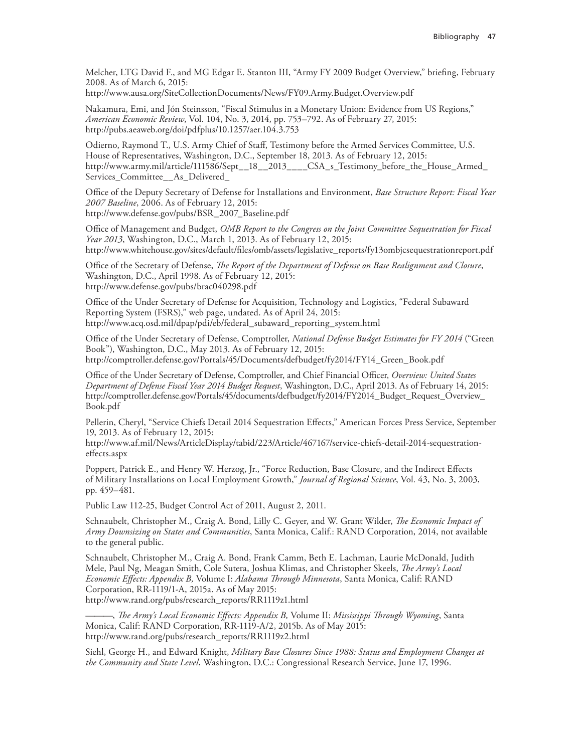Melcher, LTG David F., and MG Edgar E. Stanton III, "Army FY 2009 Budget Overview," briefing, February 2008. As of March 6, 2015:
http://www.ausa.org/SiteCollectionDocuments/News/FY09.Army.Budget.Overview.pdf

Nakamura, Emi, and Jón Steinsson, "Fiscal Stimulus in a Monetary Union: Evidence from US Regions," *American Economic Review*, Vol. 104, No. 3, 2014, pp. 753–792. As of February 27, 2015:
http://pubs.aeaweb.org/doi/pdfplus/10.1257/aer.104.3.753

Odierno, Raymond T., U.S. Army Chief of Staff, Testimony before the Armed Services Committee, U.S. House of Representatives, Washington, D.C., September 18, 2013. As of February 12, 2015:
http://www.army.mil/article/111586/Sept__18__2013____CSA_s_Testimony_before_the_House_Armed_Services_Committee__As_Delivered_

Office of the Deputy Secretary of Defense for Installations and Environment, *Base Structure Report: Fiscal Year 2007 Baseline*, 2006. As of February 12, 2015:
http://www.defense.gov/pubs/BSR_2007_Baseline.pdf

Office of Management and Budget, *OMB Report to the Congress on the Joint Committee Sequestration for Fiscal Year 2013*, Washington, D.C., March 1, 2013. As of February 12, 2015:
http://www.whitehouse.gov/sites/default/files/omb/assets/legislative_reports/fy13ombjcsequestrationreport.pdf

Office of the Secretary of Defense, *The Report of the Department of Defense on Base Realignment and Closure*, Washington, D.C., April 1998. As of February 12, 2015:
http://www.defense.gov/pubs/brac040298.pdf

Office of the Under Secretary of Defense for Acquisition, Technology and Logistics, "Federal Subaward Reporting System (FSRS)," web page, undated. As of April 24, 2015:
http://www.acq.osd.mil/dpap/pdi/eb/federal_subaward_reporting_system.html

Office of the Under Secretary of Defense, Comptroller, *National Defense Budget Estimates for FY 2014* ("Green Book"), Washington, D.C., May 2013. As of February 12, 2015:
http://comptroller.defense.gov/Portals/45/Documents/defbudget/fy2014/FY14_Green_Book.pdf

Office of the Under Secretary of Defense, Comptroller, and Chief Financial Officer, *Overview: United States Department of Defense Fiscal Year 2014 Budget Request*, Washington, D.C., April 2013. As of February 14, 2015:
http://comptroller.defense.gov/Portals/45/documents/defbudget/fy2014/FY2014_Budget_Request_Overview_Book.pdf

Pellerin, Cheryl, "Service Chiefs Detail 2014 Sequestration Effects," American Forces Press Service, September 19, 2013. As of February 12, 2015:
http://www.af.mil/News/ArticleDisplay/tabid/223/Article/467167/service-chiefs-detail-2014-sequestration-effects.aspx

Poppert, Patrick E., and Henry W. Herzog, Jr., "Force Reduction, Base Closure, and the Indirect Effects of Military Installations on Local Employment Growth," *Journal of Regional Science*, Vol. 43, No. 3, 2003, pp. 459–481.

Public Law 112-25, Budget Control Act of 2011, August 2, 2011.

Schnaubelt, Christopher M., Craig A. Bond, Lilly C. Geyer, and W. Grant Wilder, *The Economic Impact of Army Downsizing on States and Communities*, Santa Monica, Calif.: RAND Corporation, 2014, not available to the general public.

Schnaubelt, Christopher M., Craig A. Bond, Frank Camm, Beth E. Lachman, Laurie McDonald, Judith Mele, Paul Ng, Meagan Smith, Cole Sutera, Joshua Klimas, and Christopher Skeels, *The Army's Local Economic Effects: Appendix B,* Volume I: *Alabama Through Minnesota*, Santa Monica, Calif: RAND Corporation, RR-1119/1-A, 2015a. As of May 2015:
http://www.rand.org/pubs/research_reports/RR1119z1.html

———, *The Army's Local Economic Effects: Appendix B*, Volume II: *Mississippi Through Wyoming*, Santa Monica, Calif: RAND Corporation, RR-1119-A/2, 2015b. As of May 2015:
http://www.rand.org/pubs/research_reports/RR1119z2.html

Siehl, George H., and Edward Knight, *Military Base Closures Since 1988: Status and Employment Changes at the Community and State Level*, Washington, D.C.: Congressional Research Service, June 17, 1996.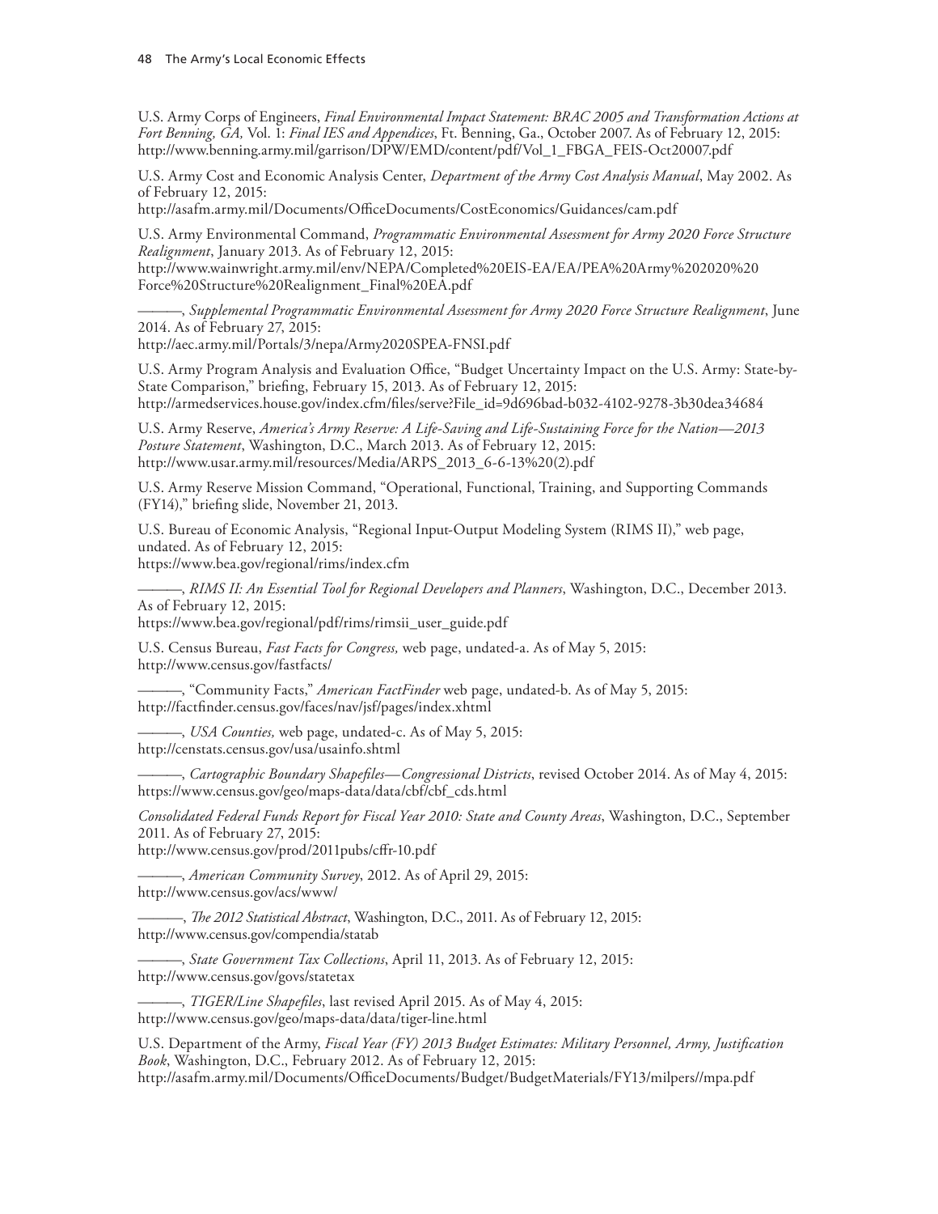U.S. Army Corps of Engineers, *Final Environmental Impact Statement: BRAC 2005 and Transformation Actions at Fort Benning, GA,* Vol. 1: *Final IES and Appendices*, Ft. Benning, Ga., October 2007. As of February 12, 2015: http://www.benning.army.mil/garrison/DPW/EMD/content/pdf/Vol_1_FBGA_FEIS-Oct20007.pdf

U.S. Army Cost and Economic Analysis Center, *Department of the Army Cost Analysis Manual*, May 2002. As of February 12, 2015:
http://asafm.army.mil/Documents/OfficeDocuments/CostEconomics/Guidances/cam.pdf

U.S. Army Environmental Command, *Programmatic Environmental Assessment for Army 2020 Force Structure Realignment*, January 2013. As of February 12, 2015:
http://www.wainwright.army.mil/env/NEPA/Completed%20EIS-EA/EA/PEA%20Army%202020%20Force%20Structure%20Realignment_Final%20EA.pdf

———, *Supplemental Programmatic Environmental Assessment for Army 2020 Force Structure Realignment*, June 2014. As of February 27, 2015:
http://aec.army.mil/Portals/3/nepa/Army2020SPEA-FNSI.pdf

U.S. Army Program Analysis and Evaluation Office, "Budget Uncertainty Impact on the U.S. Army: State-by-State Comparison," briefing, February 15, 2013. As of February 12, 2015:
http://armedservices.house.gov/index.cfm/files/serve?File_id=9d696bad-b032-4102-9278-3b30dea34684

U.S. Army Reserve, *America's Army Reserve: A Life-Saving and Life-Sustaining Force for the Nation—2013 Posture Statement*, Washington, D.C., March 2013. As of February 12, 2015:
http://www.usar.army.mil/resources/Media/ARPS_2013_6-6-13%20(2).pdf

U.S. Army Reserve Mission Command, "Operational, Functional, Training, and Supporting Commands (FY14)," briefing slide, November 21, 2013.

U.S. Bureau of Economic Analysis, "Regional Input-Output Modeling System (RIMS II)," web page, undated. As of February 12, 2015:
https://www.bea.gov/regional/rims/index.cfm

———, *RIMS II: An Essential Tool for Regional Developers and Planners*, Washington, D.C., December 2013. As of February 12, 2015:
https://www.bea.gov/regional/pdf/rims/rimsii_user_guide.pdf

U.S. Census Bureau, *Fast Facts for Congress,* web page, undated-a. As of May 5, 2015:
http://www.census.gov/fastfacts/

———, "Community Facts," *American FactFinder* web page, undated-b. As of May 5, 2015:
http://factfinder.census.gov/faces/nav/jsf/pages/index.xhtml

———, *USA Counties,* web page, undated-c. As of May 5, 2015:
http://censtats.census.gov/usa/usainfo.shtml

———, *Cartographic Boundary Shapefiles—Congressional Districts*, revised October 2014. As of May 4, 2015:
https://www.census.gov/geo/maps-data/data/cbf/cbf_cds.html

*Consolidated Federal Funds Report for Fiscal Year 2010: State and County Areas*, Washington, D.C., September 2011. As of February 27, 2015:
http://www.census.gov/prod/2011pubs/cffr-10.pdf

———, *American Community Survey*, 2012. As of April 29, 2015:
http://www.census.gov/acs/www/

———, *The 2012 Statistical Abstract*, Washington, D.C., 2011. As of February 12, 2015:
http://www.census.gov/compendia/statab

———, *State Government Tax Collections*, April 11, 2013. As of February 12, 2015:
http://www.census.gov/govs/statetax

———, *TIGER/Line Shapefiles*, last revised April 2015. As of May 4, 2015:
http://www.census.gov/geo/maps-data/data/tiger-line.html

U.S. Department of the Army, *Fiscal Year (FY) 2013 Budget Estimates: Military Personnel, Army, Justification Book*, Washington, D.C., February 2012. As of February 12, 2015:
http://asafm.army.mil/Documents/OfficeDocuments/Budget/BudgetMaterials/FY13/milpers//mpa.pdf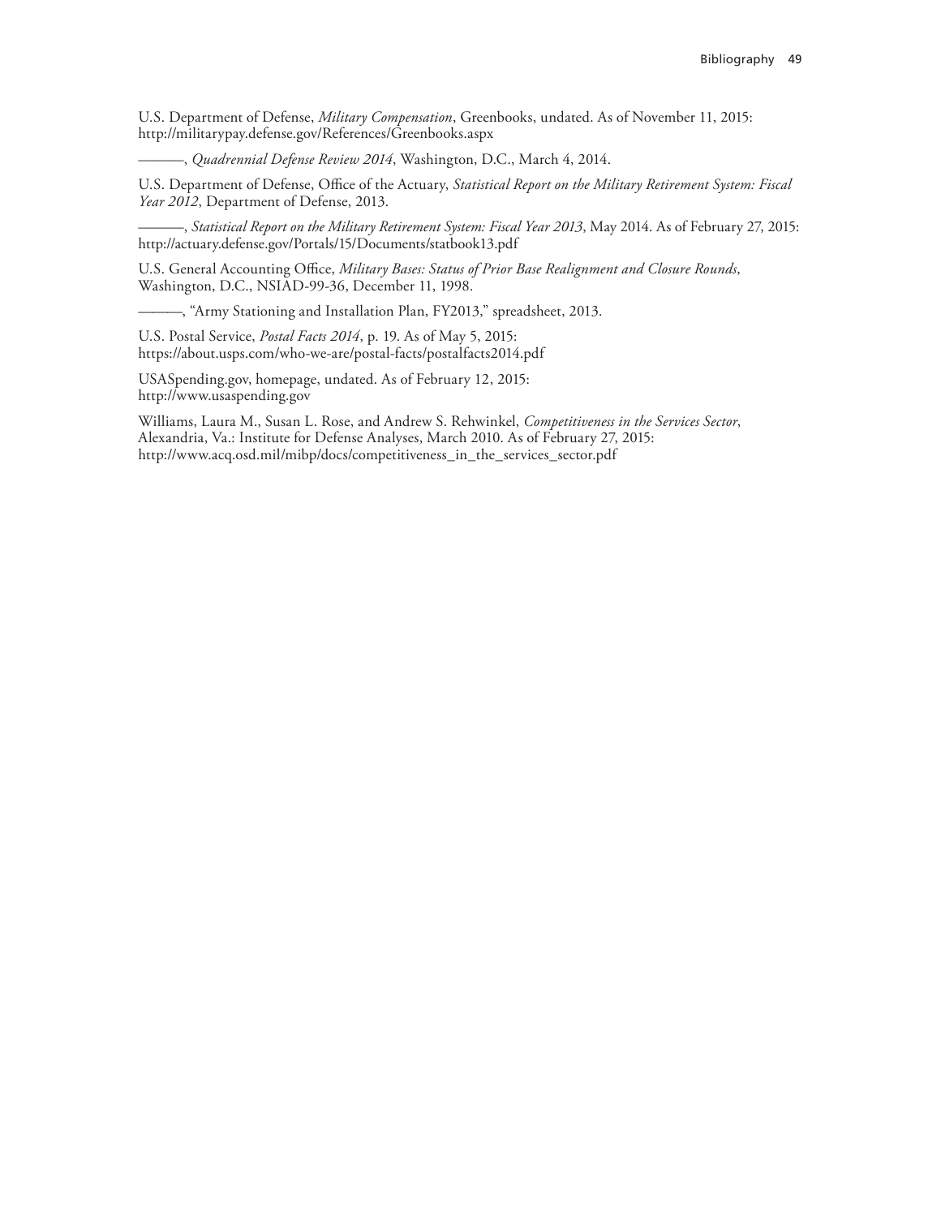U.S. Department of Defense, *Military Compensation*, Greenbooks, undated. As of November 11, 2015: http://militarypay.defense.gov/References/Greenbooks.aspx

———, *Quadrennial Defense Review 2014*, Washington, D.C., March 4, 2014.

U.S. Department of Defense, Office of the Actuary, *Statistical Report on the Military Retirement System: Fiscal Year 2012*, Department of Defense, 2013.

———, *Statistical Report on the Military Retirement System: Fiscal Year 2013*, May 2014. As of February 27, 2015: http://actuary.defense.gov/Portals/15/Documents/statbook13.pdf

U.S. General Accounting Office, *Military Bases: Status of Prior Base Realignment and Closure Rounds*, Washington, D.C., NSIAD-99-36, December 11, 1998.

———, "Army Stationing and Installation Plan, FY2013," spreadsheet, 2013.

U.S. Postal Service, *Postal Facts 2014*, p. 19. As of May 5, 2015: https://about.usps.com/who-we-are/postal-facts/postalfacts2014.pdf

USASpending.gov, homepage, undated. As of February 12, 2015: http://www.usaspending.gov

Williams, Laura M., Susan L. Rose, and Andrew S. Rehwinkel, *Competitiveness in the Services Sector*, Alexandria, Va.: Institute for Defense Analyses, March 2010. As of February 27, 2015: http://www.acq.osd.mil/mibp/docs/competitiveness_in_the_services_sector.pdf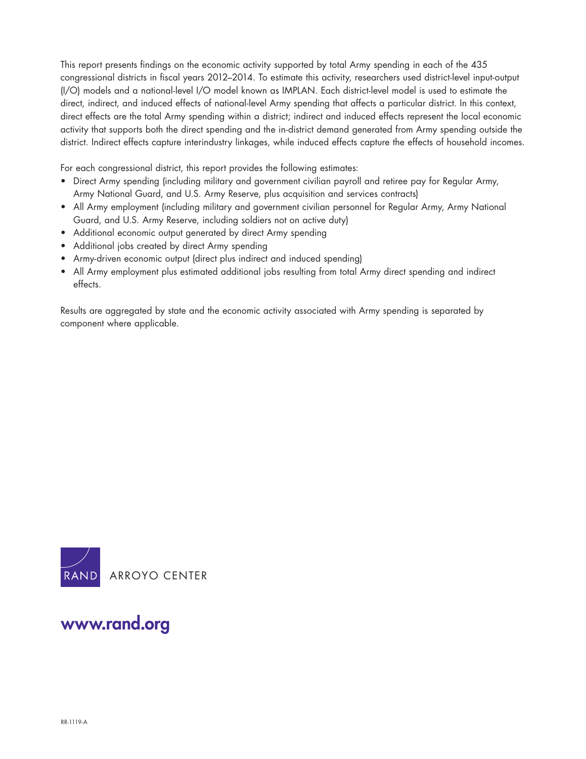This report presents findings on the economic activity supported by total Army spending in each of the 435 congressional districts in fiscal years 2012–2014. To estimate this activity, researchers used district-level input-output (I/O) models and a national-level I/O model known as IMPLAN. Each district-level model is used to estimate the direct, indirect, and induced effects of national-level Army spending that affects a particular district. In this context, direct effects are the total Army spending within a district; indirect and induced effects represent the local economic activity that supports both the direct spending and the in-district demand generated from Army spending outside the district. Indirect effects capture interindustry linkages, while induced effects capture the effects of household incomes.

For each congressional district, this report provides the following estimates:

- Direct Army spending (including military and government civilian payroll and retiree pay for Regular Army, Army National Guard, and U.S. Army Reserve, plus acquisition and services contracts)
- All Army employment (including military and government civilian personnel for Regular Army, Army National Guard, and U.S. Army Reserve, including soldiers not on active duty)
- Additional economic output generated by direct Army spending
- Additional jobs created by direct Army spending
- Army-driven economic output (direct plus indirect and induced spending)
- All Army employment plus estimated additional jobs resulting from total Army direct spending and indirect effects.

Results are aggregated by state and the economic activity associated with Army spending is separated by component where applicable.

RAND ARROYO CENTER

**www.rand.org**

RR-1119-A